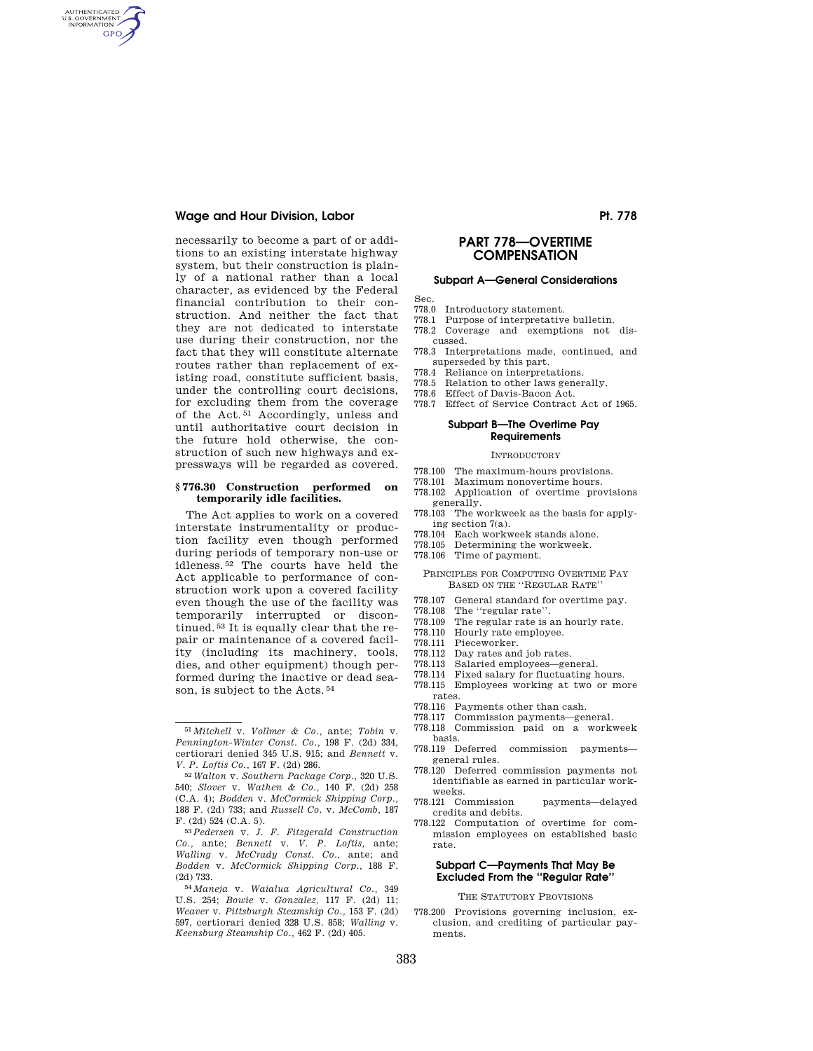necessarily to become a part of or additions to an existing interstate highway system, but their construction is plainly of a national rather than a local character, as evidenced by the Federal financial contribution to their construction. And neither the fact that they are not dedicated to interstate use during their construction, nor the fact that they will constitute alternate routes rather than replacement of existing road, constitute sufficient basis, under the controlling court decisions, for excluding them from the coverage of the Act.[51] Accordingly, unless and until authoritative court decision in the future hold otherwise, the construction of such new highways and expressways will be regarded as covered.

### § 776.30 Construction performed on temporarily idle facilities.

The Act applies to work on a covered interstate instrumentality or production facility even though performed during periods of temporary non-use or idleness.[52] The courts have held the Act applicable to performance of construction work upon a covered facility even though the use of the facility was temporarily interrupted or discontinued.[53] It is equally clear that the repair or maintenance of a covered facility (including its machinery, tools, dies, and other equipment) though performed during the inactive or dead season, is subject to the Acts.[54]

---

[51] *Mitchell* v. *Vollmer & Co.*, ante; *Tobin* v. *Pennington-Winter Const. Co.*, 198 F. (2d) 334, certiorari denied 345 U.S. 915; and *Bennett* v. *V. P. Loftis Co.*, 167 F. (2d) 286.

[52] *Walton* v. *Southern Package Corp.*, 320 U.S. 540; *Slover* v. *Wathen & Co.*, 140 F. (2d) 258 (C.A. 4); *Bodden* v. *McCormick Shipping Corp.*, 188 F. (2d) 733; and *Russell Co.* v. *McComb*, 187 F. (2d) 524 (C.A. 5).

[53] *Pedersen* v. *J. F. Fitzgerald Construction Co.*, ante; *Bennett* v. *V. P. Loftis*, ante; *Walling* v. *McCrady Const. Co.*, ante; and *Bodden* v. *McCormick Shipping Corp.*, 188 F. (2d) 733.

[54] *Maneja* v. *Waialua Agricultural Co.*, 349 U.S. 254; *Bowie* v. *Gonzalez*, 117 F. (2d) 11; *Weaver* v. *Pittsburgh Steamship Co.*, 153 F. (2d) 597, certiorari denied 328 U.S. 858; *Walling* v. *Keensburg Steamship Co.*, 462 F. (2d) 405.

# PART 778—OVERTIME COMPENSATION

## Subpart A—General Considerations

Sec.
778.0 Introductory statement.
778.1 Purpose of interpretative bulletin.
778.2 Coverage and exemptions not discussed.
778.3 Interpretations made, continued, and superseded by this part.
778.4 Reliance on interpretations.
778.5 Relation to other laws generally.
778.6 Effect of Davis-Bacon Act.
778.7 Effect of Service Contract Act of 1965.

## Subpart B—The Overtime Pay Requirements

INTRODUCTORY

778.100 The maximum-hours provisions.
778.101 Maximum nonovertime hours.
778.102 Application of overtime provisions generally.
778.103 The workweek as the basis for applying section 7(a).
778.104 Each workweek stands alone.
778.105 Determining the workweek.
778.106 Time of payment.

PRINCIPLES FOR COMPUTING OVERTIME PAY BASED ON THE "REGULAR RATE"

778.107 General standard for overtime pay.
778.108 The "regular rate".
778.109 The regular rate is an hourly rate.
778.110 Hourly rate employee.
778.111 Pieceworker.
778.112 Day rates and job rates.
778.113 Salaried employees—general.
778.114 Fixed salary for fluctuating hours.
778.115 Employees working at two or more rates.
778.116 Payments other than cash.
778.117 Commission payments—general.
778.118 Commission paid on a workweek basis.
778.119 Deferred commission payments—general rules.
778.120 Deferred commission payments not identifiable as earned in particular workweeks.
778.121 Commission payments—delayed credits and debits.
778.122 Computation of overtime for commission employees on established basic rate.

## Subpart C—Payments That May Be Excluded From the "Regular Rate"

THE STATUTORY PROVISIONS

778.200 Provisions governing inclusion, exclusion, and crediting of particular payments.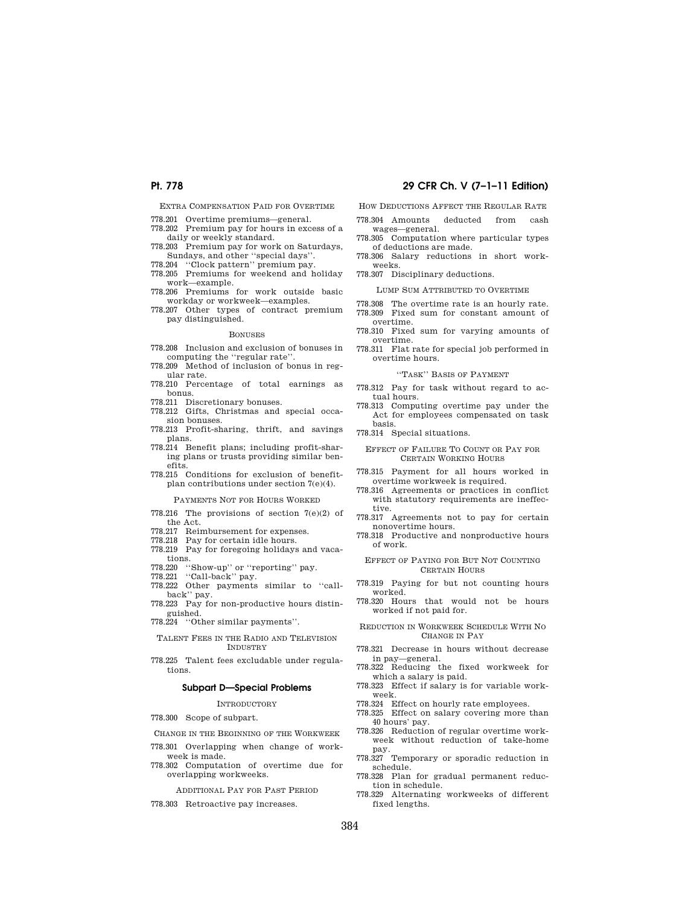EXTRA COMPENSATION PAID FOR OVERTIME

778.201 Overtime premiums—general.
778.202 Premium pay for hours in excess of a daily or weekly standard.
778.203 Premium pay for work on Saturdays, Sundays, and other ''special days''.
778.204 ''Clock pattern'' premium pay.
778.205 Premiums for weekend and holiday work—example.
778.206 Premiums for work outside basic workday or workweek—examples.
778.207 Other types of contract premium pay distinguished.

BONUSES

778.208 Inclusion and exclusion of bonuses in computing the ''regular rate''.
778.209 Method of inclusion of bonus in regular rate.
778.210 Percentage of total earnings as bonus.
778.211 Discretionary bonuses.
778.212 Gifts, Christmas and special occasion bonuses.
778.213 Profit-sharing, thrift, and savings plans.
778.214 Benefit plans; including profit-sharing plans or trusts providing similar benefits.
778.215 Conditions for exclusion of benefit-plan contributions under section 7(e)(4).

PAYMENTS NOT FOR HOURS WORKED

778.216 The provisions of section 7(e)(2) of the Act.
778.217 Reimbursement for expenses.
778.218 Pay for certain idle hours.
778.219 Pay for foregoing holidays and vacations.
778.220 ''Show-up'' or ''reporting'' pay.
778.221 ''Call-back'' pay.
778.222 Other payments similar to ''call-back'' pay.
778.223 Pay for non-productive hours distinguished.
778.224 ''Other similar payments''.

TALENT FEES IN THE RADIO AND TELEVISION INDUSTRY

778.225 Talent fees excludable under regulations.

## Subpart D—Special Problems

INTRODUCTORY

778.300 Scope of subpart.

CHANGE IN THE BEGINNING OF THE WORKWEEK

778.301 Overlapping when change of workweek is made.
778.302 Computation of overtime due for overlapping workweeks.

ADDITIONAL PAY FOR PAST PERIOD

778.303 Retroactive pay increases.

HOW DEDUCTIONS AFFECT THE REGULAR RATE

778.304 Amounts deducted from cash wages—general.
778.305 Computation where particular types of deductions are made.
778.306 Salary reductions in short workweeks.
778.307 Disciplinary deductions.

LUMP SUM ATTRIBUTED TO OVERTIME

778.308 The overtime rate is an hourly rate.
778.309 Fixed sum for constant amount of overtime.
778.310 Fixed sum for varying amounts of overtime.
778.311 Flat rate for special job performed in overtime hours.

''TASK'' BASIS OF PAYMENT

778.312 Pay for task without regard to actual hours.
778.313 Computing overtime pay under the Act for employees compensated on task basis.
778.314 Special situations.

EFFECT OF FAILURE TO COUNT OR PAY FOR CERTAIN WORKING HOURS

778.315 Payment for all hours worked in overtime workweek is required.
778.316 Agreements or practices in conflict with statutory requirements are ineffective.
778.317 Agreements not to pay for certain nonovertime hours.
778.318 Productive and nonproductive hours of work.

EFFECT OF PAYING FOR BUT NOT COUNTING CERTAIN HOURS

778.319 Paying for but not counting hours worked.
778.320 Hours that would not be hours worked if not paid for.

REDUCTION IN WORKWEEK SCHEDULE WITH NO CHANGE IN PAY

778.321 Decrease in hours without decrease in pay—general.
778.322 Reducing the fixed workweek for which a salary is paid.
778.323 Effect if salary is for variable workweek.
778.324 Effect on hourly rate employees.
778.325 Effect on salary covering more than 40 hours' pay.
778.326 Reduction of regular overtime workweek without reduction of take-home pay.
778.327 Temporary or sporadic reduction in schedule.
778.328 Plan for gradual permanent reduction in schedule.
778.329 Alternating workweeks of different fixed lengths.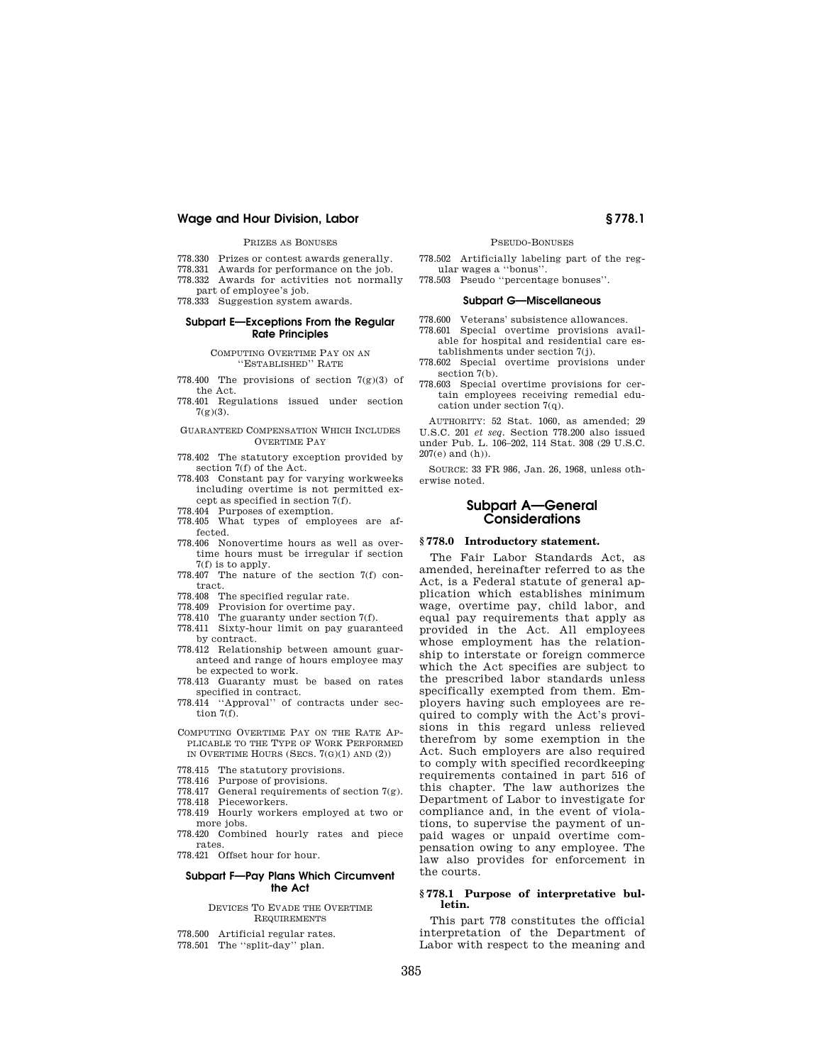PRIZES AS BONUSES

778.330 Prizes or contest awards generally.
778.331 Awards for performance on the job.
778.332 Awards for activities not normally part of employee's job.
778.333 Suggestion system awards.

### Subpart E—Exceptions From the Regular Rate Principles

COMPUTING OVERTIME PAY ON AN "ESTABLISHED" RATE

778.400 The provisions of section 7(g)(3) of the Act.
778.401 Regulations issued under section 7(g)(3).

GUARANTEED COMPENSATION WHICH INCLUDES OVERTIME PAY

778.402 The statutory exception provided by section 7(f) of the Act.
778.403 Constant pay for varying workweeks including overtime is not permitted except as specified in section 7(f).
778.404 Purposes of exemption.
778.405 What types of employees are affected.
778.406 Nonovertime hours as well as overtime hours must be irregular if section 7(f) is to apply.
778.407 The nature of the section 7(f) contract.
778.408 The specified regular rate.
778.409 Provision for overtime pay.
778.410 The guaranty under section 7(f).
778.411 Sixty-hour limit on pay guaranteed by contract.
778.412 Relationship between amount guaranteed and range of hours employee may be expected to work.
778.413 Guaranty must be based on rates specified in contract.
778.414 "Approval" of contracts under section 7(f).

COMPUTING OVERTIME PAY ON THE RATE APPLICABLE TO THE TYPE OF WORK PERFORMED IN OVERTIME HOURS (SECS. 7(G)(1) AND (2))

778.415 The statutory provisions.
778.416 Purpose of provisions.
778.417 General requirements of section 7(g).
778.418 Pieceworkers.
778.419 Hourly workers employed at two or more jobs.
778.420 Combined hourly rates and piece rates.
778.421 Offset hour for hour.

### Subpart F—Pay Plans Which Circumvent the Act

DEVICES TO EVADE THE OVERTIME REQUIREMENTS

778.500 Artificial regular rates.
778.501 The "split-day" plan.

PSEUDO-BONUSES

778.502 Artificially labeling part of the regular wages a "bonus".
778.503 Pseudo "percentage bonuses".

### Subpart G—Miscellaneous

778.600 Veterans' subsistence allowances.
778.601 Special overtime provisions available for hospital and residential care establishments under section 7(j).
778.602 Special overtime provisions under section 7(b).
778.603 Special overtime provisions for certain employees receiving remedial education under section 7(q).

AUTHORITY: 52 Stat. 1060, as amended; 29 U.S.C. 201 *et seq.* Section 778.200 also issued under Pub. L. 106–202, 114 Stat. 308 (29 U.S.C. 207(e) and (h)).

SOURCE: 33 FR 986, Jan. 26, 1968, unless otherwise noted.

## Subpart A—General Considerations

### § 778.0 Introductory statement.

The Fair Labor Standards Act, as amended, hereinafter referred to as the Act, is a Federal statute of general application which establishes minimum wage, overtime pay, child labor, and equal pay requirements that apply as provided in the Act. All employees whose employment has the relationship to interstate or foreign commerce which the Act specifies are subject to the prescribed labor standards unless specifically exempted from them. Employers having such employees are required to comply with the Act's provisions in this regard unless relieved therefrom by some exemption in the Act. Such employers are also required to comply with specified recordkeeping requirements contained in part 516 of this chapter. The law authorizes the Department of Labor to investigate for compliance and, in the event of violations, to supervise the payment of unpaid wages or unpaid overtime compensation owing to any employee. The law also provides for enforcement in the courts.

### § 778.1 Purpose of interpretative bulletin.

This part 778 constitutes the official interpretation of the Department of Labor with respect to the meaning and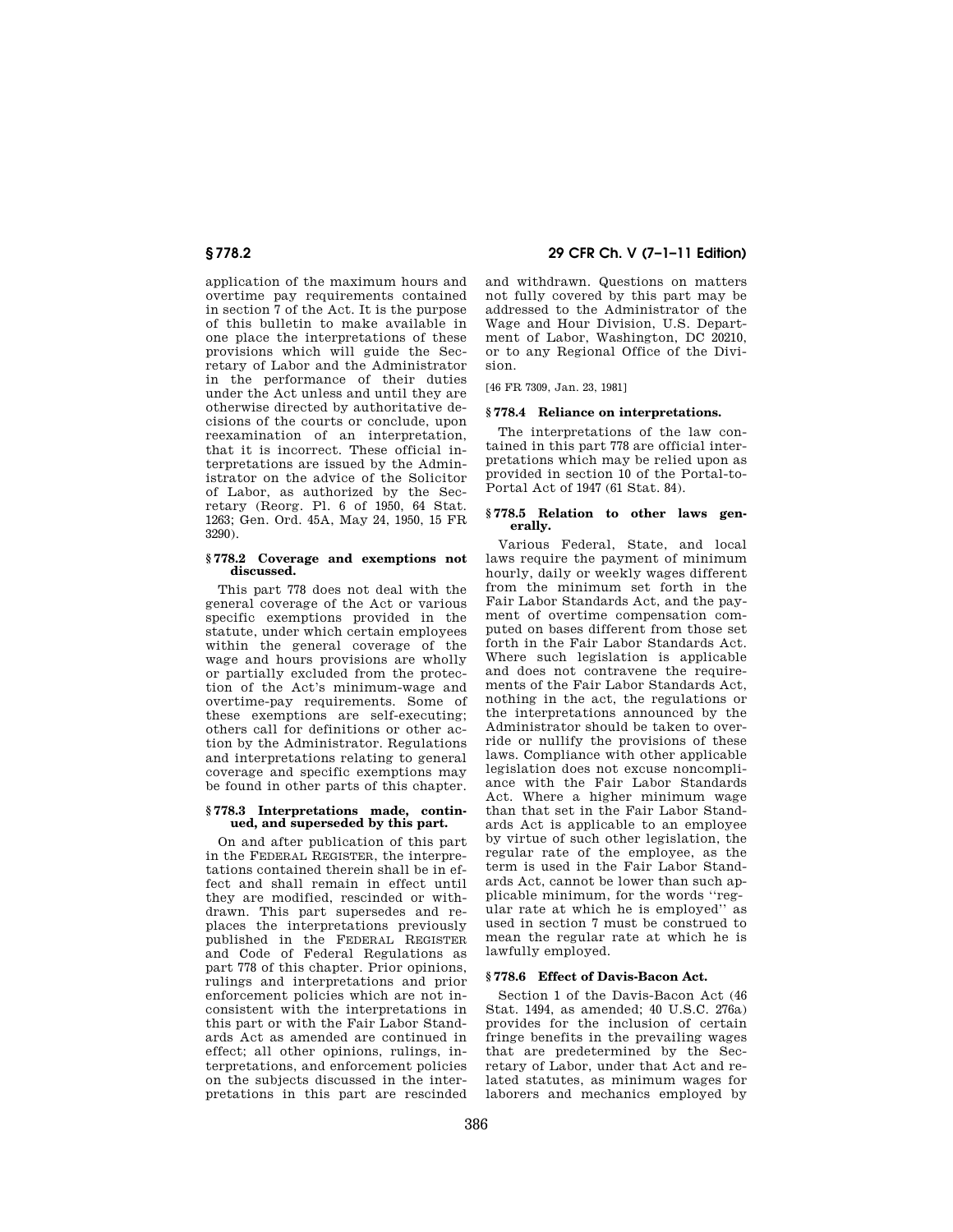application of the maximum hours and overtime pay requirements contained in section 7 of the Act. It is the purpose of this bulletin to make available in one place the interpretations of these provisions which will guide the Secretary of Labor and the Administrator in the performance of their duties under the Act unless and until they are otherwise directed by authoritative decisions of the courts or conclude, upon reexamination of an interpretation, that it is incorrect. These official interpretations are issued by the Administrator on the advice of the Solicitor of Labor, as authorized by the Secretary (Reorg. Pl. 6 of 1950, 64 Stat. 1263; Gen. Ord. 45A, May 24, 1950, 15 FR 3290).

### § 778.2 Coverage and exemptions not discussed.

This part 778 does not deal with the general coverage of the Act or various specific exemptions provided in the statute, under which certain employees within the general coverage of the wage and hours provisions are wholly or partially excluded from the protection of the Act's minimum-wage and overtime-pay requirements. Some of these exemptions are self-executing; others call for definitions or other action by the Administrator. Regulations and interpretations relating to general coverage and specific exemptions may be found in other parts of this chapter.

### § 778.3 Interpretations made, continued, and superseded by this part.

On and after publication of this part in the FEDERAL REGISTER, the interpretations contained therein shall be in effect and shall remain in effect until they are modified, rescinded or withdrawn. This part supersedes and replaces the interpretations previously published in the FEDERAL REGISTER and Code of Federal Regulations as part 778 of this chapter. Prior opinions, rulings and interpretations and prior enforcement policies which are not inconsistent with the interpretations in this part or with the Fair Labor Standards Act as amended are continued in effect; all other opinions, rulings, interpretations, and enforcement policies on the subjects discussed in the interpretations in this part are rescinded and withdrawn. Questions on matters not fully covered by this part may be addressed to the Administrator of the Wage and Hour Division, U.S. Department of Labor, Washington, DC 20210, or to any Regional Office of the Division.

[46 FR 7309, Jan. 23, 1981]

### § 778.4 Reliance on interpretations.

The interpretations of the law contained in this part 778 are official interpretations which may be relied upon as provided in section 10 of the Portal-to-Portal Act of 1947 (61 Stat. 84).

### § 778.5 Relation to other laws generally.

Various Federal, State, and local laws require the payment of minimum hourly, daily or weekly wages different from the minimum set forth in the Fair Labor Standards Act, and the payment of overtime compensation computed on bases different from those set forth in the Fair Labor Standards Act. Where such legislation is applicable and does not contravene the requirements of the Fair Labor Standards Act, nothing in the act, the regulations or the interpretations announced by the Administrator should be taken to override or nullify the provisions of these laws. Compliance with other applicable legislation does not excuse noncompliance with the Fair Labor Standards Act. Where a higher minimum wage than that set in the Fair Labor Standards Act is applicable to an employee by virtue of such other legislation, the regular rate of the employee, as the term is used in the Fair Labor Standards Act, cannot be lower than such applicable minimum, for the words "regular rate at which he is employed" as used in section 7 must be construed to mean the regular rate at which he is lawfully employed.

### § 778.6 Effect of Davis-Bacon Act.

Section 1 of the Davis-Bacon Act (46 Stat. 1494, as amended; 40 U.S.C. 276a) provides for the inclusion of certain fringe benefits in the prevailing wages that are predetermined by the Secretary of Labor, under that Act and related statutes, as minimum wages for laborers and mechanics employed by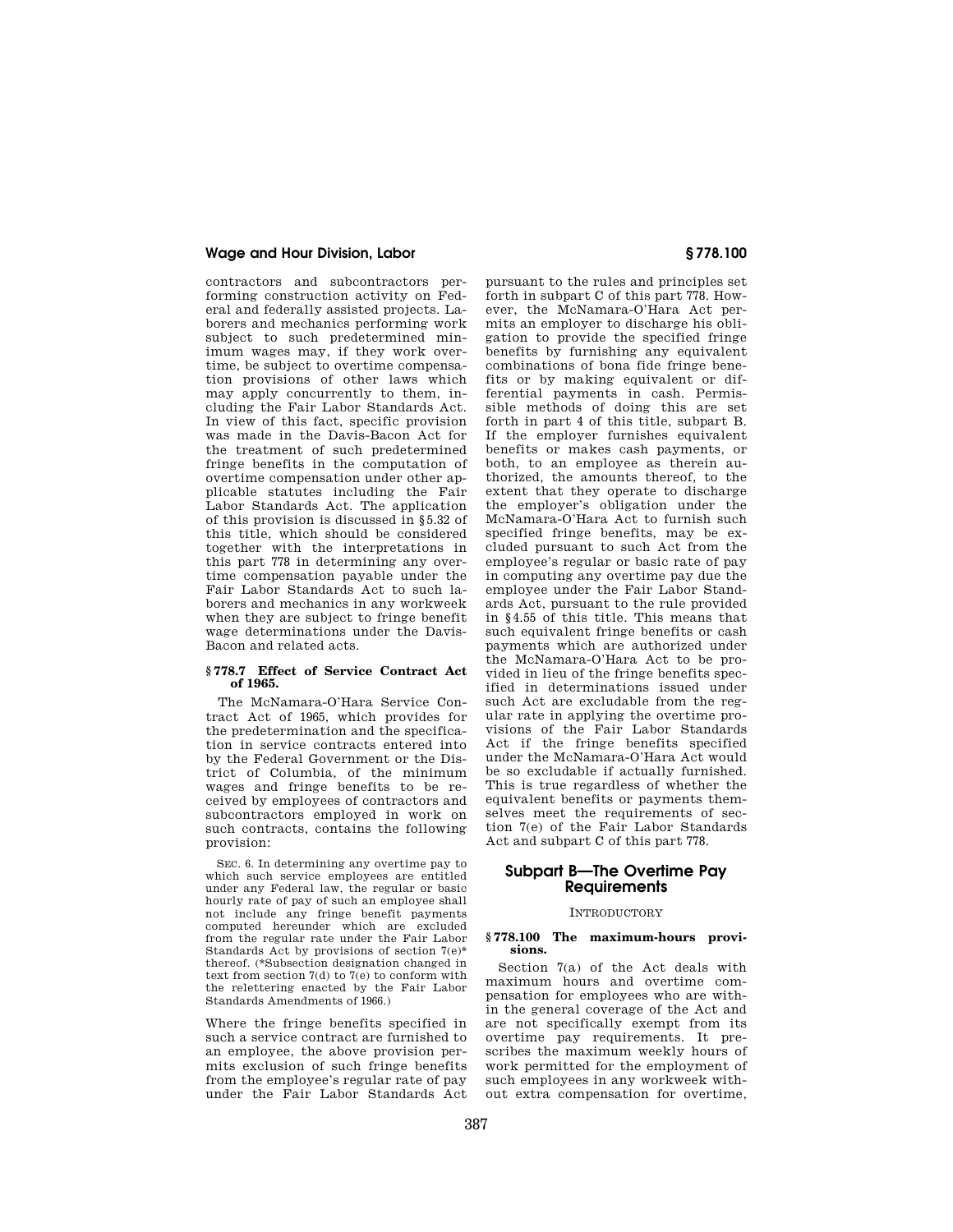contractors and subcontractors performing construction activity on Federal and federally assisted projects. Laborers and mechanics performing work subject to such predetermined minimum wages may, if they work overtime, be subject to overtime compensation provisions of other laws which may apply concurrently to them, including the Fair Labor Standards Act. In view of this fact, specific provision was made in the Davis-Bacon Act for the treatment of such predetermined fringe benefits in the computation of overtime compensation under other applicable statutes including the Fair Labor Standards Act. The application of this provision is discussed in §5.32 of this title, which should be considered together with the interpretations in this part 778 in determining any overtime compensation payable under the Fair Labor Standards Act to such laborers and mechanics in any workweek when they are subject to fringe benefit wage determinations under the Davis-Bacon and related acts.

#### § 778.7 Effect of Service Contract Act of 1965.

The McNamara-O'Hara Service Contract Act of 1965, which provides for the predetermination and the specification in service contracts entered into by the Federal Government or the District of Columbia, of the minimum wages and fringe benefits to be received by employees of contractors and subcontractors employed in work on such contracts, contains the following provision:

> SEC. 6. In determining any overtime pay to which such service employees are entitled under any Federal law, the regular or basic hourly rate of pay of such an employee shall not include any fringe benefit payments computed hereunder which are excluded from the regular rate under the Fair Labor Standards Act by provisions of section 7(e)* thereof. (*Subsection designation changed in text from section 7(d) to 7(e) to conform with the relettering enacted by the Fair Labor Standards Amendments of 1966.)

Where the fringe benefits specified in such a service contract are furnished to an employee, the above provision permits exclusion of such fringe benefits from the employee's regular rate of pay under the Fair Labor Standards Act pursuant to the rules and principles set forth in subpart C of this part 778. However, the McNamara-O'Hara Act permits an employer to discharge his obligation to provide the specified fringe benefits by furnishing any equivalent combinations of bona fide fringe benefits or by making equivalent or differential payments in cash. Permissible methods of doing this are set forth in part 4 of this title, subpart B. If the employer furnishes equivalent benefits or makes cash payments, or both, to an employee as therein authorized, the amounts thereof, to the extent that they operate to discharge the employer's obligation under the McNamara-O'Hara Act to furnish such specified fringe benefits, may be excluded pursuant to such Act from the employee's regular or basic rate of pay in computing any overtime pay due the employee under the Fair Labor Standards Act, pursuant to the rule provided in §4.55 of this title. This means that such equivalent fringe benefits or cash payments which are authorized under the McNamara-O'Hara Act to be provided in lieu of the fringe benefits specified in determinations issued under such Act are excludable from the regular rate in applying the overtime provisions of the Fair Labor Standards Act if the fringe benefits specified under the McNamara-O'Hara Act would be so excludable if actually furnished. This is true regardless of whether the equivalent benefits or payments themselves meet the requirements of section 7(e) of the Fair Labor Standards Act and subpart C of this part 778.

## Subpart B—The Overtime Pay Requirements

INTRODUCTORY

#### § 778.100 The maximum-hours provisions.

Section 7(a) of the Act deals with maximum hours and overtime compensation for employees who are within the general coverage of the Act and are not specifically exempt from its overtime pay requirements. It prescribes the maximum weekly hours of work permitted for the employment of such employees in any workweek without extra compensation for overtime,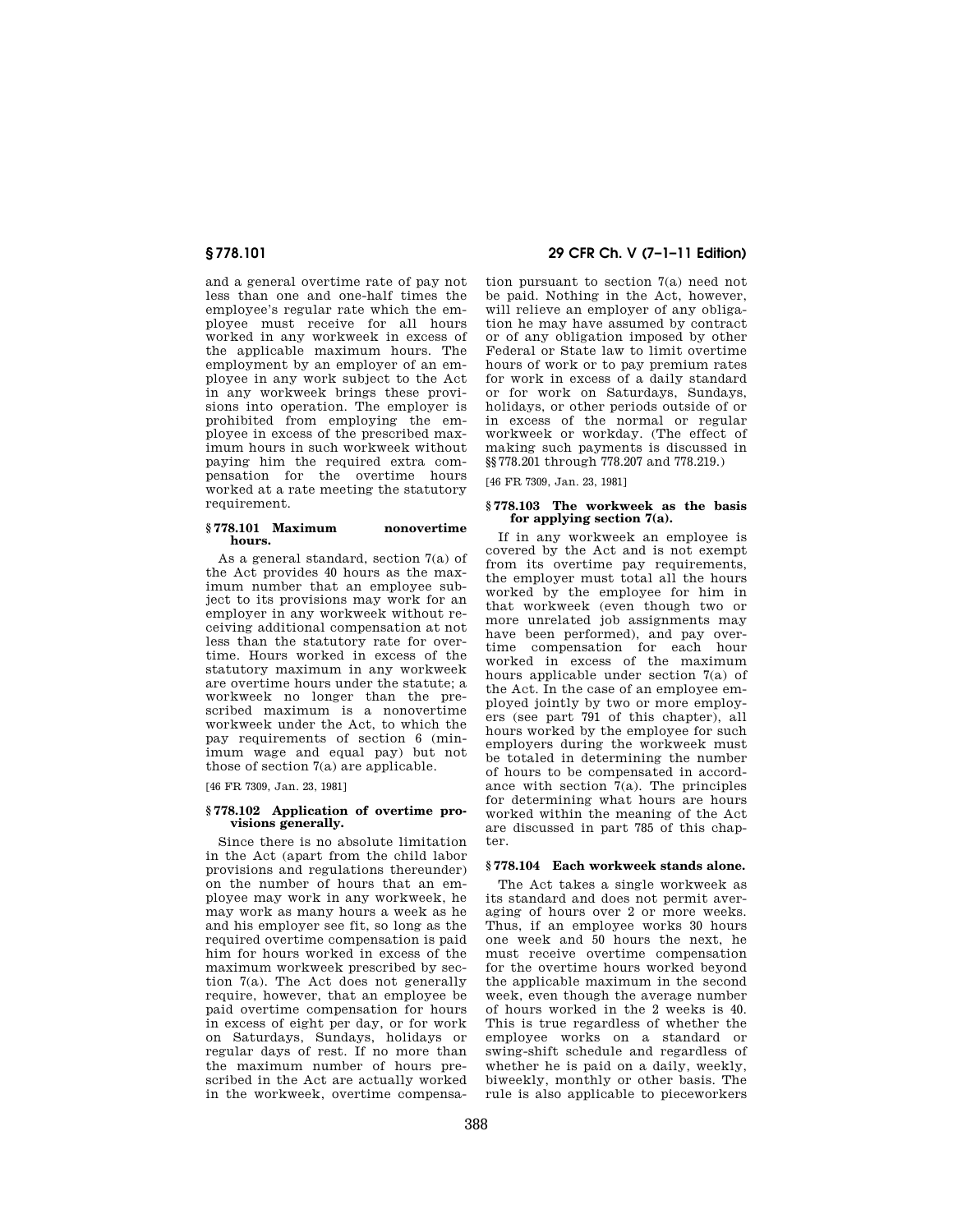and a general overtime rate of pay not less than one and one-half times the employee's regular rate which the employee must receive for all hours worked in any workweek in excess of the applicable maximum hours. The employment by an employer of an employee in any work subject to the Act in any workweek brings these provisions into operation. The employer is prohibited from employing the employee in excess of the prescribed maximum hours in such workweek without paying him the required extra compensation for the overtime hours worked at a rate meeting the statutory requirement.

### § 778.101 Maximum nonovertime hours.

As a general standard, section 7(a) of the Act provides 40 hours as the maximum number that an employee subject to its provisions may work for an employer in any workweek without receiving additional compensation at not less than the statutory rate for overtime. Hours worked in excess of the statutory maximum in any workweek are overtime hours under the statute; a workweek no longer than the prescribed maximum is a nonovertime workweek under the Act, to which the pay requirements of section 6 (minimum wage and equal pay) but not those of section 7(a) are applicable.

[46 FR 7309, Jan. 23, 1981]

### § 778.102 Application of overtime provisions generally.

Since there is no absolute limitation in the Act (apart from the child labor provisions and regulations thereunder) on the number of hours that an employee may work in any workweek, he may work as many hours a week as he and his employer see fit, so long as the required overtime compensation is paid him for hours worked in excess of the maximum workweek prescribed by section 7(a). The Act does not generally require, however, that an employee be paid overtime compensation for hours in excess of eight per day, or for work on Saturdays, Sundays, holidays or regular days of rest. If no more than the maximum number of hours prescribed in the Act are actually worked in the workweek, overtime compensation pursuant to section 7(a) need not be paid. Nothing in the Act, however, will relieve an employer of any obligation he may have assumed by contract or of any obligation imposed by other Federal or State law to limit overtime hours of work or to pay premium rates for work in excess of a daily standard or for work on Saturdays, Sundays, holidays, or other periods outside of or in excess of the normal or regular workweek or workday. (The effect of making such payments is discussed in §§ 778.201 through 778.207 and 778.219.)

[46 FR 7309, Jan. 23, 1981]

### § 778.103 The workweek as the basis for applying section 7(a).

If in any workweek an employee is covered by the Act and is not exempt from its overtime pay requirements, the employer must total all the hours worked by the employee for him in that workweek (even though two or more unrelated job assignments may have been performed), and pay overtime compensation for each hour worked in excess of the maximum hours applicable under section 7(a) of the Act. In the case of an employee employed jointly by two or more employers (see part 791 of this chapter), all hours worked by the employee for such employers during the workweek must be totaled in determining the number of hours to be compensated in accordance with section 7(a). The principles for determining what hours are hours worked within the meaning of the Act are discussed in part 785 of this chapter.

### § 778.104 Each workweek stands alone.

The Act takes a single workweek as its standard and does not permit averaging of hours over 2 or more weeks. Thus, if an employee works 30 hours one week and 50 hours the next, he must receive overtime compensation for the overtime hours worked beyond the applicable maximum in the second week, even though the average number of hours worked in the 2 weeks is 40. This is true regardless of whether the employee works on a standard or swing-shift schedule and regardless of whether he is paid on a daily, weekly, biweekly, monthly or other basis. The rule is also applicable to pieceworkers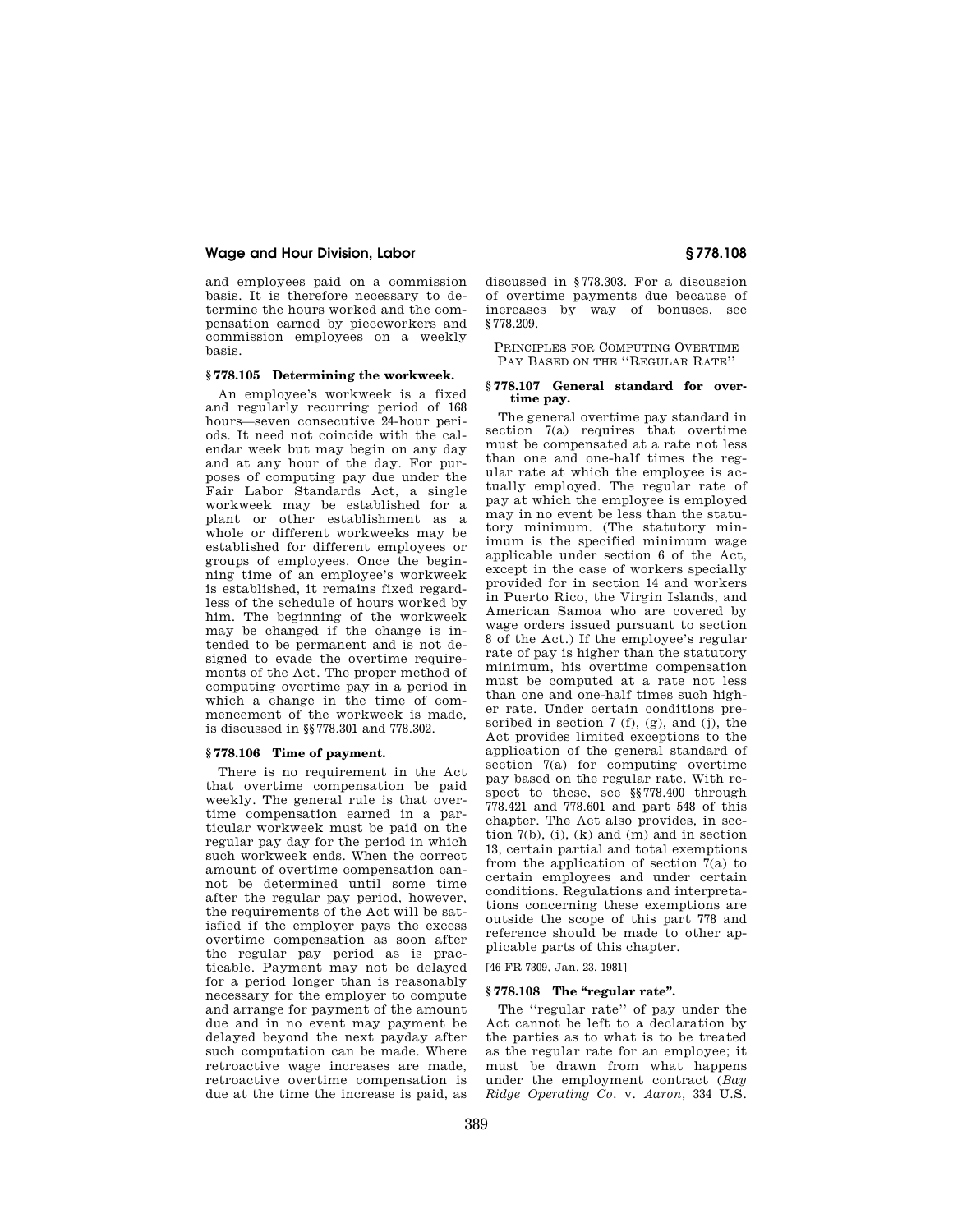and employees paid on a commission basis. It is therefore necessary to determine the hours worked and the compensation earned by pieceworkers and commission employees on a weekly basis.

### § 778.105 Determining the workweek.

An employee's workweek is a fixed and regularly recurring period of 168 hours—seven consecutive 24-hour periods. It need not coincide with the calendar week but may begin on any day and at any hour of the day. For purposes of computing pay due under the Fair Labor Standards Act, a single workweek may be established for a plant or other establishment as a whole or different workweeks may be established for different employees or groups of employees. Once the beginning time of an employee's workweek is established, it remains fixed regardless of the schedule of hours worked by him. The beginning of the workweek may be changed if the change is intended to be permanent and is not designed to evade the overtime requirements of the Act. The proper method of computing overtime pay in a period in which a change in the time of commencement of the workweek is made, is discussed in §§ 778.301 and 778.302.

### § 778.106 Time of payment.

There is no requirement in the Act that overtime compensation be paid weekly. The general rule is that overtime compensation earned in a particular workweek must be paid on the regular pay day for the period in which such workweek ends. When the correct amount of overtime compensation cannot be determined until some time after the regular pay period, however, the requirements of the Act will be satisfied if the employer pays the excess overtime compensation as soon after the regular pay period as is practicable. Payment may not be delayed for a period longer than is reasonably necessary for the employer to compute and arrange for payment of the amount due and in no event may payment be delayed beyond the next payday after such computation can be made. Where retroactive wage increases are made, retroactive overtime compensation is due at the time the increase is paid, as discussed in § 778.303. For a discussion of overtime payments due because of increases by way of bonuses, see § 778.209.

## PRINCIPLES FOR COMPUTING OVERTIME PAY BASED ON THE "REGULAR RATE"

### § 778.107 General standard for overtime pay.

The general overtime pay standard in section 7(a) requires that overtime must be compensated at a rate not less than one and one-half times the regular rate at which the employee is actually employed. The regular rate of pay at which the employee is employed may in no event be less than the statutory minimum. (The statutory minimum is the specified minimum wage applicable under section 6 of the Act, except in the case of workers specially provided for in section 14 and workers in Puerto Rico, the Virgin Islands, and American Samoa who are covered by wage orders issued pursuant to section 8 of the Act.) If the employee's regular rate of pay is higher than the statutory minimum, his overtime compensation must be computed at a rate not less than one and one-half times such higher rate. Under certain conditions prescribed in section 7 (f), (g), and (j), the Act provides limited exceptions to the application of the general standard of section 7(a) for computing overtime pay based on the regular rate. With respect to these, see §§ 778.400 through 778.421 and 778.601 and part 548 of this chapter. The Act also provides, in section 7(b), (i), (k) and (m) and in section 13, certain partial and total exemptions from the application of section 7(a) to certain employees and under certain conditions. Regulations and interpretations concerning these exemptions are outside the scope of this part 778 and reference should be made to other applicable parts of this chapter.

[46 FR 7309, Jan. 23, 1981]

### § 778.108 The "regular rate".

The "regular rate" of pay under the Act cannot be left to a declaration by the parties as to what is to be treated as the regular rate for an employee; it must be drawn from what happens under the employment contract (*Bay Ridge Operating Co.* v. *Aaron*, 334 U.S.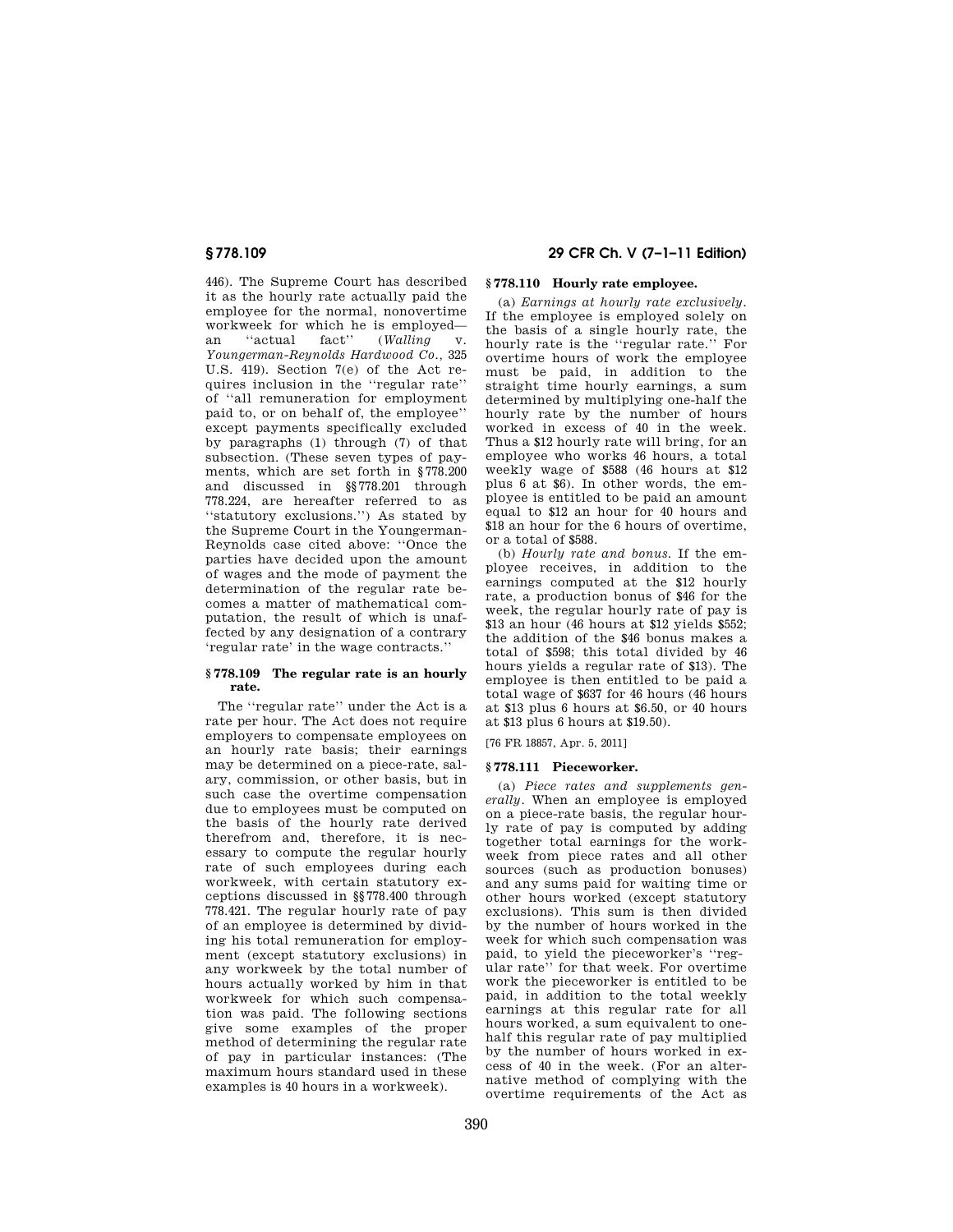446). The Supreme Court has described it as the hourly rate actually paid the employee for the normal, nonovertime workweek for which he is employed—an ''actual fact'' (*Walling* v. *Youngerman-Reynolds Hardwood Co.*, 325 U.S. 419). Section 7(e) of the Act requires inclusion in the ''regular rate'' of ''all remuneration for employment paid to, or on behalf of, the employee'' except payments specifically excluded by paragraphs (1) through (7) of that subsection. (These seven types of payments, which are set forth in §778.200 and discussed in §§778.201 through 778.224, are hereafter referred to as ''statutory exclusions.'') As stated by the Supreme Court in the Youngerman-Reynolds case cited above: ''Once the parties have decided upon the amount of wages and the mode of payment the determination of the regular rate becomes a matter of mathematical computation, the result of which is unaffected by any designation of a contrary 'regular rate' in the wage contracts.''

### §778.109 The regular rate is an hourly rate.

The ''regular rate'' under the Act is a rate per hour. The Act does not require employers to compensate employees on an hourly rate basis; their earnings may be determined on a piece-rate, salary, commission, or other basis, but in such case the overtime compensation due to employees must be computed on the basis of the hourly rate derived therefrom and, therefore, it is necessary to compute the regular hourly rate of such employees during each workweek, with certain statutory exceptions discussed in §§778.400 through 778.421. The regular hourly rate of pay of an employee is determined by dividing his total remuneration for employment (except statutory exclusions) in any workweek by the total number of hours actually worked by him in that workweek for which such compensation was paid. The following sections give some examples of the proper method of determining the regular rate of pay in particular instances: (The maximum hours standard used in these examples is 40 hours in a workweek).

### §778.110 Hourly rate employee.

(a) *Earnings at hourly rate exclusively.* If the employee is employed solely on the basis of a single hourly rate, the hourly rate is the ''regular rate.'' For overtime hours of work the employee must be paid, in addition to the straight time hourly earnings, a sum determined by multiplying one-half the hourly rate by the number of hours worked in excess of 40 in the week. Thus a $12 hourly rate will bring, for an employee who works 46 hours, a total weekly wage of $588 (46 hours at $12 plus 6 at $6). In other words, the employee is entitled to be paid an amount equal to $12 an hour for 40 hours and $18 an hour for the 6 hours of overtime, or a total of $588.

(b) *Hourly rate and bonus.* If the employee receives, in addition to the earnings computed at the $12 hourly rate, a production bonus of $46 for the week, the regular hourly rate of pay is $13 an hour (46 hours at $12 yields $552; the addition of the $46 bonus makes a total of $598; this total divided by 46 hours yields a regular rate of $13). The employee is then entitled to be paid a total wage of $637 for 46 hours (46 hours at $13 plus 6 hours at $6.50, or 40 hours at $13 plus 6 hours at $19.50).

[76 FR 18857, Apr. 5, 2011]

### §778.111 Pieceworker.

(a) *Piece rates and supplements generally.* When an employee is employed on a piece-rate basis, the regular hourly rate of pay is computed by adding together total earnings for the workweek from piece rates and all other sources (such as production bonuses) and any sums paid for waiting time or other hours worked (except statutory exclusions). This sum is then divided by the number of hours worked in the week for which such compensation was paid, to yield the pieceworker's ''regular rate'' for that week. For overtime work the pieceworker is entitled to be paid, in addition to the total weekly earnings at this regular rate for all hours worked, a sum equivalent to one-half this regular rate of pay multiplied by the number of hours worked in excess of 40 in the week. (For an alternative method of complying with the overtime requirements of the Act as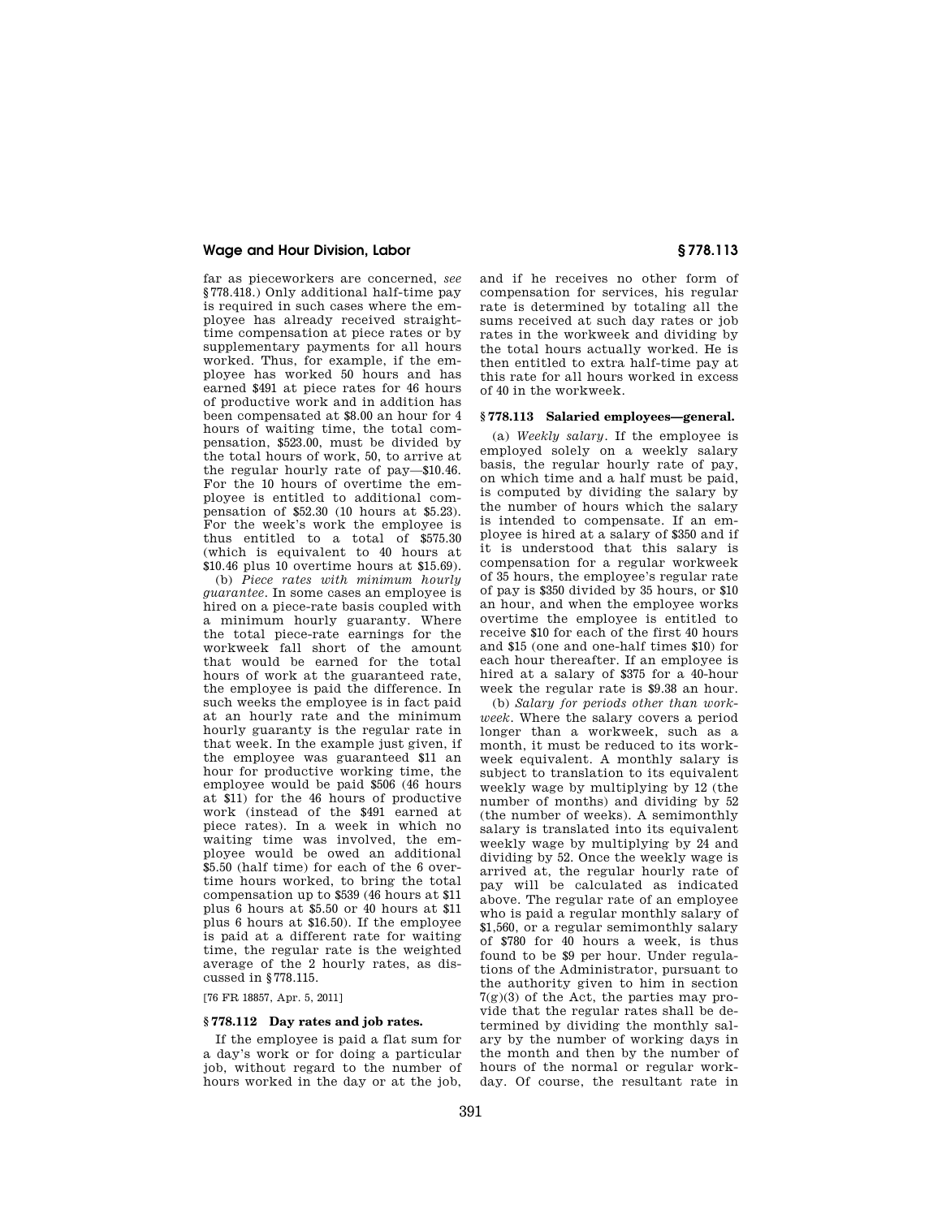far as pieceworkers are concerned, *see* §778.418.) Only additional half-time pay is required in such cases where the employee has already received straight-time compensation at piece rates or by supplementary payments for all hours worked. Thus, for example, if the employee has worked 50 hours and has earned $491 at piece rates for 46 hours of productive work and in addition has been compensated at $8.00 an hour for 4 hours of waiting time, the total compensation, $523.00, must be divided by the total hours of work, 50, to arrive at the regular hourly rate of pay—$10.46. For the 10 hours of overtime the employee is entitled to additional compensation of $52.30 (10 hours at $5.23). For the week's work the employee is thus entitled to a total of $575.30 (which is equivalent to 40 hours at $10.46 plus 10 overtime hours at $15.69).

(b) *Piece rates with minimum hourly guarantee*. In some cases an employee is hired on a piece-rate basis coupled with a minimum hourly guaranty. Where the total piece-rate earnings for the workweek fall short of the amount that would be earned for the total hours of work at the guaranteed rate, the employee is paid the difference. In such weeks the employee is in fact paid at an hourly rate and the minimum hourly guaranty is the regular rate in that week. In the example just given, if the employee was guaranteed $11 an hour for productive working time, the employee would be paid $506 (46 hours at $11) for the 46 hours of productive work (instead of the $491 earned at piece rates). In a week in which no waiting time was involved, the employee would be owed an additional $5.50 (half time) for each of the 6 overtime hours worked, to bring the total compensation up to $539 (46 hours at $11 plus 6 hours at $5.50 or 40 hours at $11 plus 6 hours at $16.50). If the employee is paid at a different rate for waiting time, the regular rate is the weighted average of the 2 hourly rates, as discussed in §778.115.

[76 FR 18857, Apr. 5, 2011]

### §778.112 Day rates and job rates.

If the employee is paid a flat sum for a day's work or for doing a particular job, without regard to the number of hours worked in the day or at the job, and if he receives no other form of compensation for services, his regular rate is determined by totaling all the sums received at such day rates or job rates in the workweek and dividing by the total hours actually worked. He is then entitled to extra half-time pay at this rate for all hours worked in excess of 40 in the workweek.

### §778.113 Salaried employees—general.

(a) *Weekly salary*. If the employee is employed solely on a weekly salary basis, the regular hourly rate of pay, on which time and a half must be paid, is computed by dividing the salary by the number of hours which the salary is intended to compensate. If an employee is hired at a salary of $350 and if it is understood that this salary is compensation for a regular workweek of 35 hours, the employee's regular rate of pay is $350 divided by 35 hours, or $10 an hour, and when the employee works overtime the employee is entitled to receive $10 for each of the first 40 hours and $15 (one and one-half times $10) for each hour thereafter. If an employee is hired at a salary of $375 for a 40-hour week the regular rate is $9.38 an hour.

(b) *Salary for periods other than workweek*. Where the salary covers a period longer than a workweek, such as a month, it must be reduced to its workweek equivalent. A monthly salary is subject to translation to its equivalent weekly wage by multiplying by 12 (the number of months) and dividing by 52 (the number of weeks). A semimonthly salary is translated into its equivalent weekly wage by multiplying by 24 and dividing by 52. Once the weekly wage is arrived at, the regular hourly rate of pay will be calculated as indicated above. The regular rate of an employee who is paid a regular monthly salary of $1,560, or a regular semimonthly salary of $780 for 40 hours a week, is thus found to be $9 per hour. Under regulations of the Administrator, pursuant to the authority given to him in section 7(g)(3) of the Act, the parties may provide that the regular rates shall be determined by dividing the monthly salary by the number of working days in the month and then by the number of hours of the normal or regular workday. Of course, the resultant rate in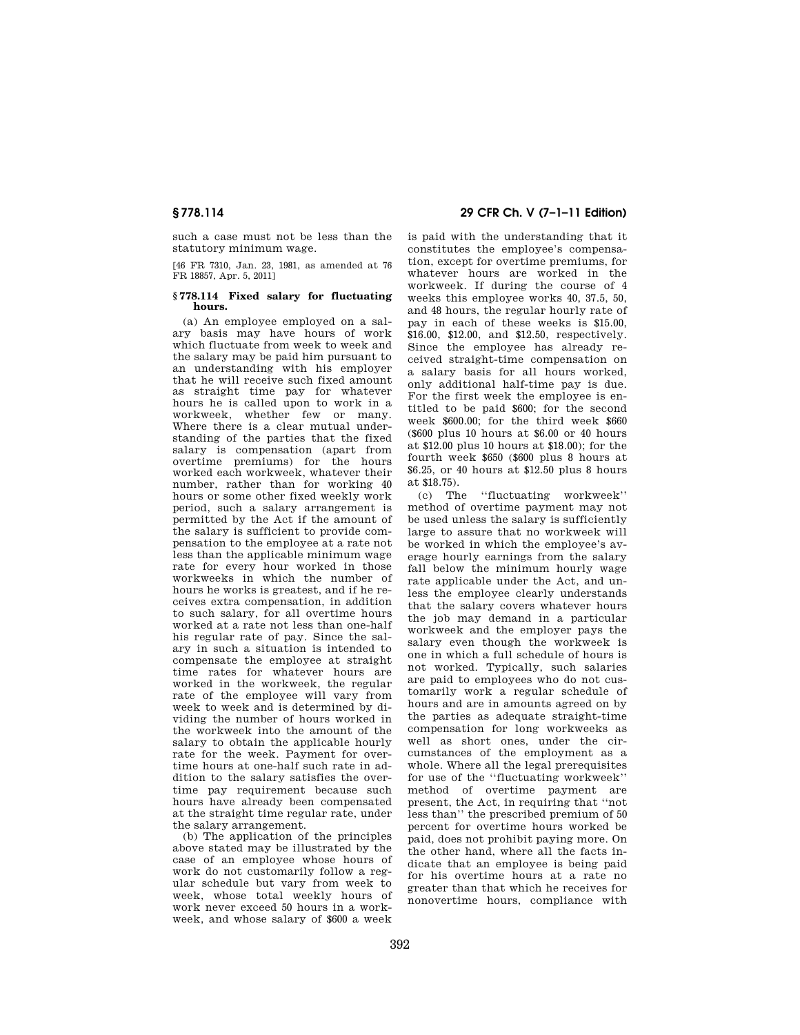such a case must not be less than the statutory minimum wage.

[46 FR 7310, Jan. 23, 1981, as amended at 76 FR 18857, Apr. 5, 2011]

### § 778.114 Fixed salary for fluctuating hours.

(a) An employee employed on a salary basis may have hours of work which fluctuate from week to week and the salary may be paid him pursuant to an understanding with his employer that he will receive such fixed amount as straight time pay for whatever hours he is called upon to work in a workweek, whether few or many. Where there is a clear mutual understanding of the parties that the fixed salary is compensation (apart from overtime premiums) for the hours worked each workweek, whatever their number, rather than for working 40 hours or some other fixed weekly work period, such a salary arrangement is permitted by the Act if the amount of the salary is sufficient to provide compensation to the employee at a rate not less than the applicable minimum wage rate for every hour worked in those workweeks in which the number of hours he works is greatest, and if he receives extra compensation, in addition to such salary, for all overtime hours worked at a rate not less than one-half his regular rate of pay. Since the salary in such a situation is intended to compensate the employee at straight time rates for whatever hours are worked in the workweek, the regular rate of the employee will vary from week to week and is determined by dividing the number of hours worked in the workweek into the amount of the salary to obtain the applicable hourly rate for the week. Payment for overtime hours at one-half such rate in addition to the salary satisfies the overtime pay requirement because such hours have already been compensated at the straight time regular rate, under the salary arrangement.

(b) The application of the principles above stated may be illustrated by the case of an employee whose hours of work do not customarily follow a regular schedule but vary from week to week, whose total weekly hours of work never exceed 50 hours in a workweek, and whose salary of $600 a week is paid with the understanding that it constitutes the employee's compensation, except for overtime premiums, for whatever hours are worked in the workweek. If during the course of 4 weeks this employee works 40, 37.5, 50, and 48 hours, the regular hourly rate of pay in each of these weeks is $15.00, $16.00, $12.00, and $12.50, respectively. Since the employee has already received straight-time compensation on a salary basis for all hours worked, only additional half-time pay is due. For the first week the employee is entitled to be paid $600; for the second week $600.00; for the third week $660 ($600 plus 10 hours at $6.00 or 40 hours at $12.00 plus 10 hours at $18.00); for the fourth week $650 ($600 plus 8 hours at $6.25, or 40 hours at $12.50 plus 8 hours at $18.75).

(c) The "fluctuating workweek" method of overtime payment may not be used unless the salary is sufficiently large to assure that no workweek will be worked in which the employee's average hourly earnings from the salary fall below the minimum hourly wage rate applicable under the Act, and unless the employee clearly understands that the salary covers whatever hours the job may demand in a particular workweek and the employer pays the salary even though the workweek is one in which a full schedule of hours is not worked. Typically, such salaries are paid to employees who do not customarily work a regular schedule of hours and are in amounts agreed on by the parties as adequate straight-time compensation for long workweeks as well as short ones, under the circumstances of the employment as a whole. Where all the legal prerequisites for use of the "fluctuating workweek" method of overtime payment are present, the Act, in requiring that "not less than" the prescribed premium of 50 percent for overtime hours worked be paid, does not prohibit paying more. On the other hand, where all the facts indicate that an employee is being paid for his overtime hours at a rate no greater than that which he receives for nonovertime hours, compliance with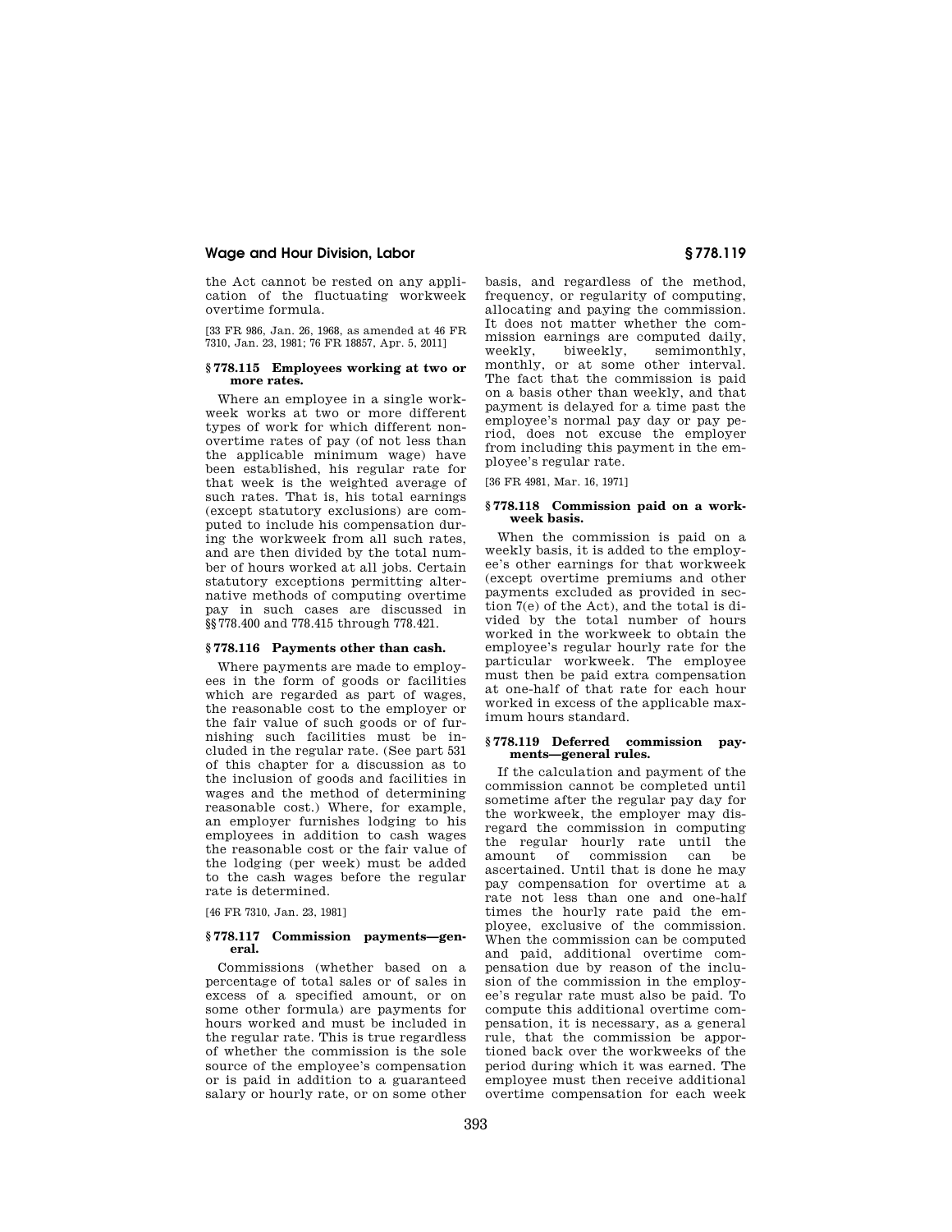the Act cannot be rested on any application of the fluctuating workweek overtime formula.

[33 FR 986, Jan. 26, 1968, as amended at 46 FR 7310, Jan. 23, 1981; 76 FR 18857, Apr. 5, 2011]

### § 778.115 Employees working at two or more rates.

Where an employee in a single workweek works at two or more different types of work for which different nonovertime rates of pay (of not less than the applicable minimum wage) have been established, his regular rate for that week is the weighted average of such rates. That is, his total earnings (except statutory exclusions) are computed to include his compensation during the workweek from all such rates, and are then divided by the total number of hours worked at all jobs. Certain statutory exceptions permitting alternative methods of computing overtime pay in such cases are discussed in §§ 778.400 and 778.415 through 778.421.

### § 778.116 Payments other than cash.

Where payments are made to employees in the form of goods or facilities which are regarded as part of wages, the reasonable cost to the employer or the fair value of such goods or of furnishing such facilities must be included in the regular rate. (See part 531 of this chapter for a discussion as to the inclusion of goods and facilities in wages and the method of determining reasonable cost.) Where, for example, an employer furnishes lodging to his employees in addition to cash wages the reasonable cost or the fair value of the lodging (per week) must be added to the cash wages before the regular rate is determined.

[46 FR 7310, Jan. 23, 1981]

### § 778.117 Commission payments—general.

Commissions (whether based on a percentage of total sales or of sales in excess of a specified amount, or on some other formula) are payments for hours worked and must be included in the regular rate. This is true regardless of whether the commission is the sole source of the employee's compensation or is paid in addition to a guaranteed salary or hourly rate, or on some other basis, and regardless of the method, frequency, or regularity of computing, allocating and paying the commission. It does not matter whether the commission earnings are computed daily, weekly, biweekly, semimonthly, monthly, or at some other interval. The fact that the commission is paid on a basis other than weekly, and that payment is delayed for a time past the employee's normal pay day or pay period, does not excuse the employer from including this payment in the employee's regular rate.

[36 FR 4981, Mar. 16, 1971]

### § 778.118 Commission paid on a workweek basis.

When the commission is paid on a weekly basis, it is added to the employee's other earnings for that workweek (except overtime premiums and other payments excluded as provided in section 7(e) of the Act), and the total is divided by the total number of hours worked in the workweek to obtain the employee's regular hourly rate for the particular workweek. The employee must then be paid extra compensation at one-half of that rate for each hour worked in excess of the applicable maximum hours standard.

### § 778.119 Deferred commission payments—general rules.

If the calculation and payment of the commission cannot be completed until sometime after the regular pay day for the workweek, the employer may disregard the commission in computing the regular hourly rate until the amount of commission can be ascertained. Until that is done he may pay compensation for overtime at a rate not less than one and one-half times the hourly rate paid the employee, exclusive of the commission. When the commission can be computed and paid, additional overtime compensation due by reason of the inclusion of the commission in the employee's regular rate must also be paid. To compute this additional overtime compensation, it is necessary, as a general rule, that the commission be apportioned back over the workweeks of the period during which it was earned. The employee must then receive additional overtime compensation for each week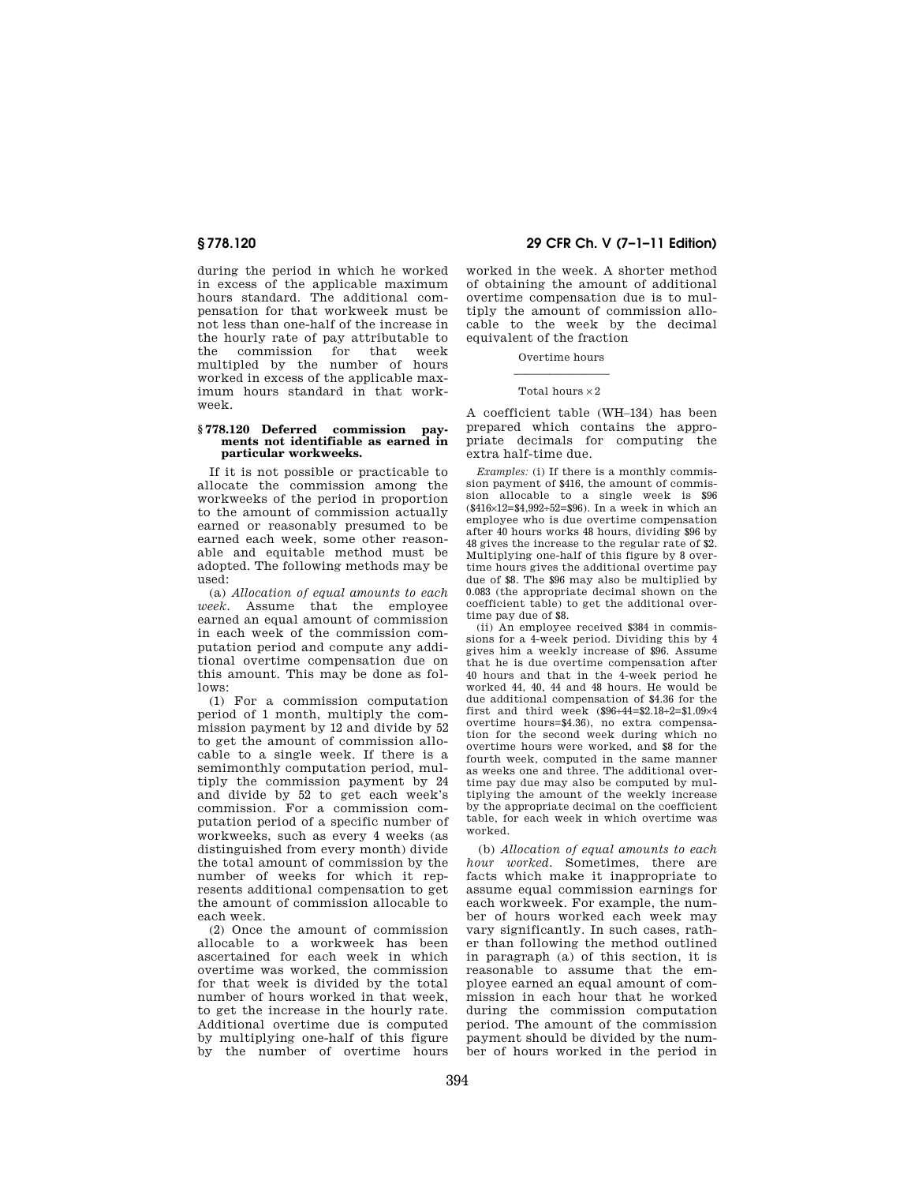during the period in which he worked in excess of the applicable maximum hours standard. The additional compensation for that workweek must be not less than one-half of the increase in the hourly rate of pay attributable to the commission for that week multipled by the number of hours worked in excess of the applicable maximum hours standard in that workweek.

### § 778.120 Deferred commission payments not identifiable as earned in particular workweeks.

If it is not possible or practicable to allocate the commission among the workweeks of the period in proportion to the amount of commission actually earned or reasonably presumed to be earned each week, some other reasonable and equitable method must be adopted. The following methods may be used:

(a) *Allocation of equal amounts to each week.* Assume that the employee earned an equal amount of commission in each week of the commission computation period and compute any additional overtime compensation due on this amount. This may be done as follows:

(1) For a commission computation period of 1 month, multiply the commission payment by 12 and divide by 52 to get the amount of commission allocable to a single week. If there is a semimonthly computation period, multiply the commission payment by 24 and divide by 52 to get each week's commission. For a commission computation period of a specific number of workweeks, such as every 4 weeks (as distinguished from every month) divide the total amount of commission by the number of weeks for which it represents additional compensation to get the amount of commission allocable to each week.

(2) Once the amount of commission allocable to a workweek has been ascertained for each week in which overtime was worked, the commission for that week is divided by the total number of hours worked in that week, to get the increase in the hourly rate. Additional overtime due is computed by multiplying one-half of this figure by the number of overtime hours worked in the week. A shorter method of obtaining the amount of additional overtime compensation due is to multiply the amount of commission allocable to the week by the decimal equivalent of the fraction

$$\frac{\text{Overtime hours}}{\text{Total hours} \times 2}$$

A coefficient table (WH–134) has been prepared which contains the appropriate decimals for computing the extra half-time due.

*Examples:* (i) If there is a monthly commission payment of $416, the amount of commission allocable to a single week is $96 ($416×12=$4,992÷52=$96). In a week in which an employee who is due overtime compensation after 40 hours works 48 hours, dividing $96 by 48 gives the increase to the regular rate of $2. Multiplying one-half of this figure by 8 overtime hours gives the additional overtime pay due of $8. The $96 may also be multiplied by 0.083 (the appropriate decimal shown on the coefficient table) to get the additional overtime pay due of $8.

(ii) An employee received $384 in commissions for a 4-week period. Dividing this by 4 gives him a weekly increase of $96. Assume that he is due overtime compensation after 40 hours and that in the 4-week period he worked 44, 40, 44 and 48 hours. He would be due additional compensation of $4.36 for the first and third week ($96÷44=$2.18÷2=$1.09×4 overtime hours=$4.36), no extra compensation for the second week during which no overtime hours were worked, and $8 for the fourth week, computed in the same manner as weeks one and three. The additional overtime pay due may also be computed by multiplying the amount of the weekly increase by the appropriate decimal on the coefficient table, for each week in which overtime was worked.

(b) *Allocation of equal amounts to each hour worked.* Sometimes, there are facts which make it inappropriate to assume equal commission earnings for each workweek. For example, the number of hours worked each week may vary significantly. In such cases, rather than following the method outlined in paragraph (a) of this section, it is reasonable to assume that the employee earned an equal amount of commission in each hour that he worked during the commission computation period. The amount of the commission payment should be divided by the number of hours worked in the period in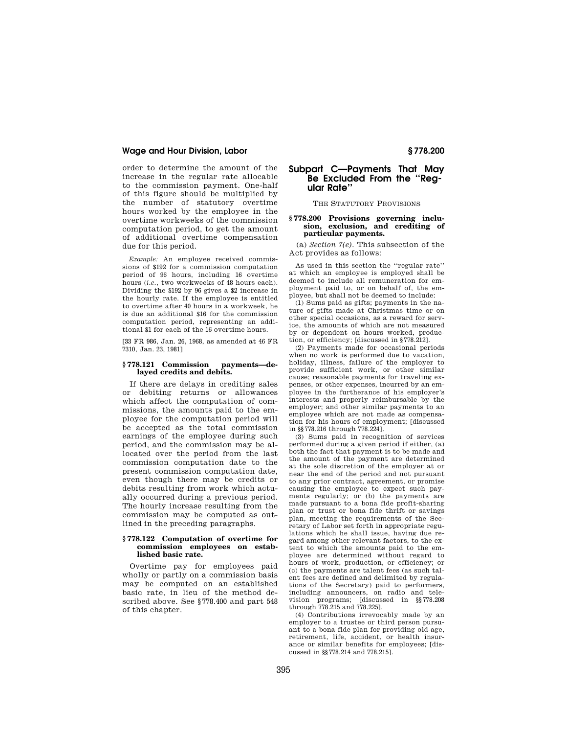order to determine the amount of the increase in the regular rate allocable to the commission payment. One-half of this figure should be multiplied by the number of statutory overtime hours worked by the employee in the overtime workweeks of the commission computation period, to get the amount of additional overtime compensation due for this period.

*Example:* An employee received commissions of $192 for a commission computation period of 96 hours, including 16 overtime hours (*i.e.*, two workweeks of 48 hours each). Dividing the $192 by 96 gives a $2 increase in the hourly rate. If the employee is entitled to overtime after 40 hours in a workweek, he is due an additional $16 for the commission computation period, representing an additional $1 for each of the 16 overtime hours.

[33 FR 986, Jan. 26, 1968, as amended at 46 FR 7310, Jan. 23, 1981]

### § 778.121 Commission payments—delayed credits and debits.

If there are delays in crediting sales or debiting returns or allowances which affect the computation of commissions, the amounts paid to the employee for the computation period will be accepted as the total commission earnings of the employee during such period, and the commission may be allocated over the period from the last commission computation date to the present commission computation date, even though there may be credits or debits resulting from work which actually occurred during a previous period. The hourly increase resulting from the commission may be computed as outlined in the preceding paragraphs.

### § 778.122 Computation of overtime for commission employees on established basic rate.

Overtime pay for employees paid wholly or partly on a commission basis may be computed on an established basic rate, in lieu of the method described above. See § 778.400 and part 548 of this chapter.

## Subpart C—Payments That May Be Excluded From the "Regular Rate"

THE STATUTORY PROVISIONS

### § 778.200 Provisions governing inclusion, exclusion, and crediting of particular payments.

(a) *Section 7(e).* This subsection of the Act provides as follows:

As used in this section the "regular rate" at which an employee is employed shall be deemed to include all remuneration for employment paid to, or on behalf of, the employee, but shall not be deemed to include:

(1) Sums paid as gifts; payments in the nature of gifts made at Christmas time or on other special occasions, as a reward for service, the amounts of which are not measured by or dependent on hours worked, production, or efficiency; [discussed in § 778.212].

(2) Payments made for occasional periods when no work is performed due to vacation, holiday, illness, failure of the employer to provide sufficient work, or other similar cause; reasonable payments for traveling expenses, or other expenses, incurred by an employee in the furtherance of his employer's interests and properly reimbursable by the employer; and other similar payments to an employee which are not made as compensation for his hours of employment; [discussed in §§ 778.216 through 778.224].

(3) Sums paid in recognition of services performed during a given period if either, (a) both the fact that payment is to be made and the amount of the payment are determined at the sole discretion of the employer at or near the end of the period and not pursuant to any prior contract, agreement, or promise causing the employee to expect such payments regularly; or (b) the payments are made pursuant to a bona fide profit-sharing plan or trust or bona fide thrift or savings plan, meeting the requirements of the Secretary of Labor set forth in appropriate regulations which he shall issue, having due regard among other relevant factors, to the extent to which the amounts paid to the employee are determined without regard to hours of work, production, or efficiency; or (c) the payments are talent fees (as such talent fees are defined and delimited by regulations of the Secretary) paid to performers, including announcers, on radio and television programs; [discussed in §§ 778.208 through 778.215 and 778.225].

(4) Contributions irrevocably made by an employer to a trustee or third person pursuant to a bona fide plan for providing old-age, retirement, life, accident, or health insurance or similar benefits for employees; [discussed in §§ 778.214 and 778.215].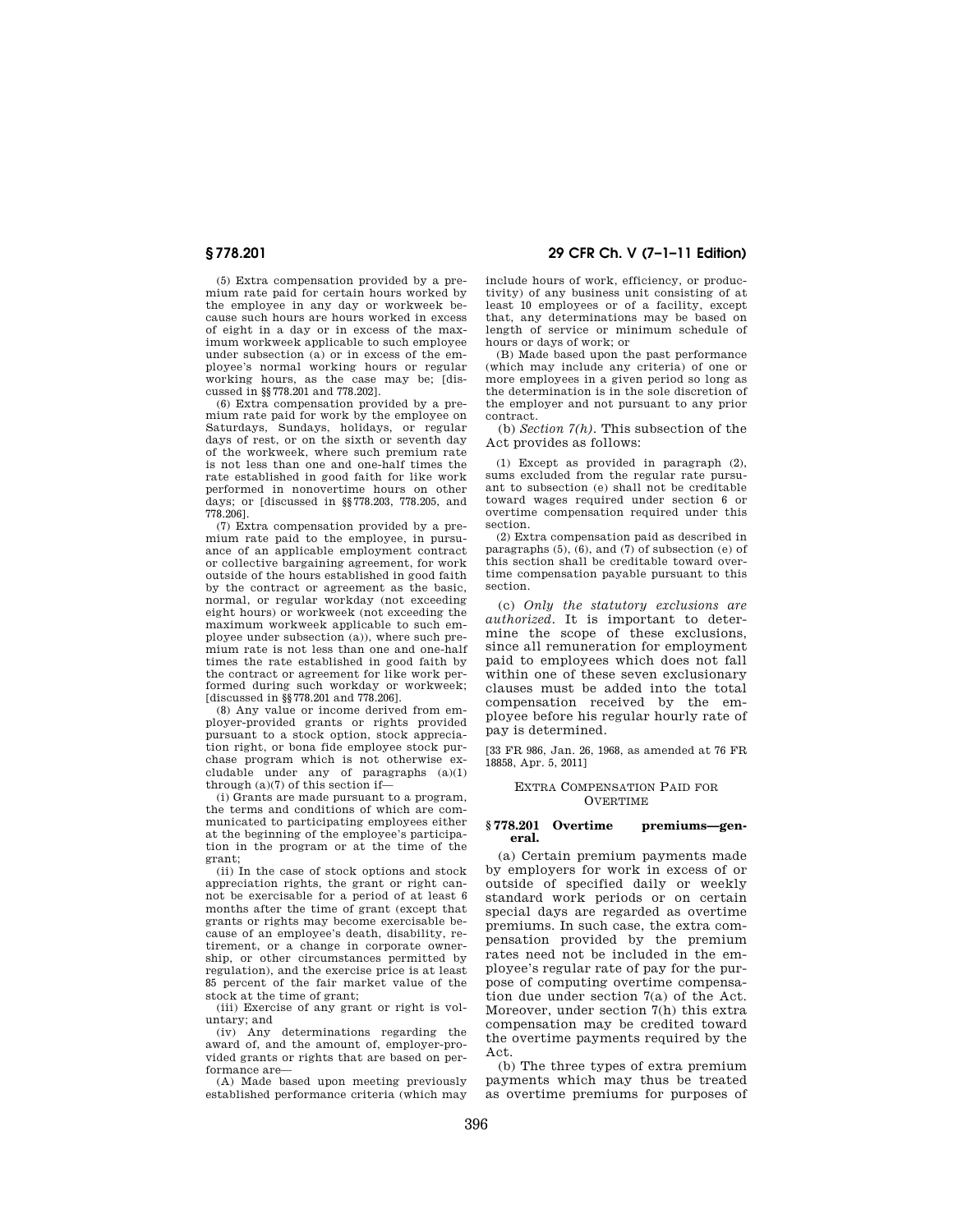(5) Extra compensation provided by a premium rate paid for certain hours worked by the employee in any day or workweek because such hours are hours worked in excess of eight in a day or in excess of the maximum workweek applicable to such employee under subsection (a) or in excess of the employee's normal working hours or regular working hours, as the case may be; [discussed in §§778.201 and 778.202].

(6) Extra compensation provided by a premium rate paid for work by the employee on Saturdays, Sundays, holidays, or regular days of rest, or on the sixth or seventh day of the workweek, where such premium rate is not less than one and one-half times the rate established in good faith for like work performed in nonovertime hours on other days; or [discussed in §§778.203, 778.205, and 778.206].

(7) Extra compensation provided by a premium rate paid to the employee, in pursuance of an applicable employment contract or collective bargaining agreement, for work outside of the hours established in good faith by the contract or agreement as the basic, normal, or regular workday (not exceeding eight hours) or workweek (not exceeding the maximum workweek applicable to such employee under subsection (a)), where such premium rate is not less than one and one-half times the rate established in good faith by the contract or agreement for like work performed during such workday or workweek; [discussed in §§778.201 and 778.206].

(8) Any value or income derived from employer-provided grants or rights provided pursuant to a stock option, stock appreciation right, or bona fide employee stock purchase program which is not otherwise excludable under any of paragraphs (a)(1) through (a)(7) of this section if—

(i) Grants are made pursuant to a program, the terms and conditions of which are communicated to participating employees either at the beginning of the employee's participation in the program or at the time of the grant;

(ii) In the case of stock options and stock appreciation rights, the grant or right cannot be exercisable for a period of at least 6 months after the time of grant (except that grants or rights may become exercisable because of an employee's death, disability, retirement, or a change in corporate ownership, or other circumstances permitted by regulation), and the exercise price is at least 85 percent of the fair market value of the stock at the time of grant;

(iii) Exercise of any grant or right is voluntary; and

(iv) Any determinations regarding the award of, and the amount of, employer-provided grants or rights that are based on performance are—

(A) Made based upon meeting previously established performance criteria (which may include hours of work, efficiency, or productivity) of any business unit consisting of at least 10 employees or of a facility, except that, any determinations may be based on length of service or minimum schedule of hours or days of work; or

(B) Made based upon the past performance (which may include any criteria) of one or more employees in a given period so long as the determination is in the sole discretion of the employer and not pursuant to any prior contract.

(b) *Section 7(h).* This subsection of the Act provides as follows:

(1) Except as provided in paragraph (2), sums excluded from the regular rate pursuant to subsection (e) shall not be creditable toward wages required under section 6 or overtime compensation required under this section.

(2) Extra compensation paid as described in paragraphs (5), (6), and (7) of subsection (e) of this section shall be creditable toward overtime compensation payable pursuant to this section.

(c) *Only the statutory exclusions are authorized.* It is important to determine the scope of these exclusions, since all remuneration for employment paid to employees which does not fall within one of these seven exclusionary clauses must be added into the total compensation received by the employee before his regular hourly rate of pay is determined.

[33 FR 986, Jan. 26, 1968, as amended at 76 FR 18858, Apr. 5, 2011]

## Extra Compensation Paid for Overtime

### § 778.201 Overtime premiums—general.

(a) Certain premium payments made by employers for work in excess of or outside of specified daily or weekly standard work periods or on certain special days are regarded as overtime premiums. In such case, the extra compensation provided by the premium rates need not be included in the employee's regular rate of pay for the purpose of computing overtime compensation due under section 7(a) of the Act. Moreover, under section 7(h) this extra compensation may be credited toward the overtime payments required by the Act.

(b) The three types of extra premium payments which may thus be treated as overtime premiums for purposes of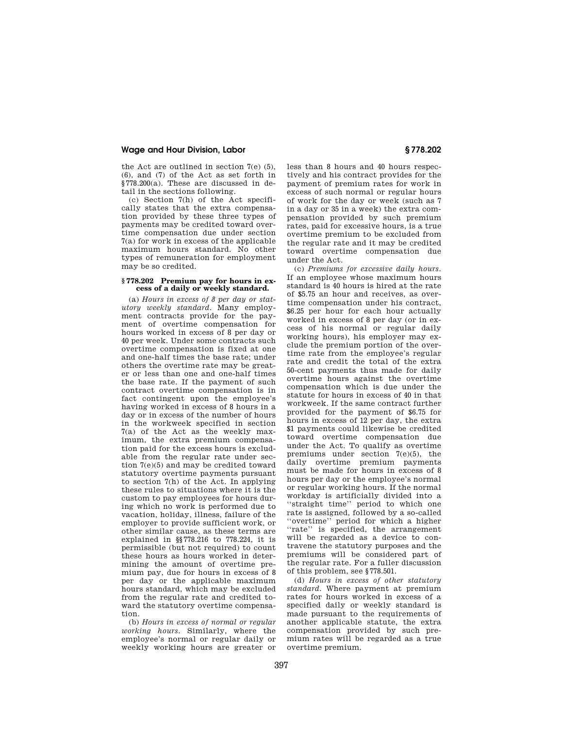the Act are outlined in section 7(e) (5), (6), and (7) of the Act as set forth in §778.200(a). These are discussed in detail in the sections following.

(c) Section 7(h) of the Act specifically states that the extra compensation provided by these three types of payments may be credited toward overtime compensation due under section 7(a) for work in excess of the applicable maximum hours standard. No other types of remuneration for employment may be so credited.

### § 778.202 Premium pay for hours in excess of a daily or weekly standard.

(a) *Hours in excess of 8 per day or statutory weekly standard.* Many employment contracts provide for the payment of overtime compensation for hours worked in excess of 8 per day or 40 per week. Under some contracts such overtime compensation is fixed at one and one-half times the base rate; under others the overtime rate may be greater or less than one and one-half times the base rate. If the payment of such contract overtime compensation is in fact contingent upon the employee's having worked in excess of 8 hours in a day or in excess of the number of hours in the workweek specified in section 7(a) of the Act as the weekly maximum, the extra premium compensation paid for the excess hours is excludable from the regular rate under section 7(e)(5) and may be credited toward statutory overtime payments pursuant to section 7(h) of the Act. In applying these rules to situations where it is the custom to pay employees for hours during which no work is performed due to vacation, holiday, illness, failure of the employer to provide sufficient work, or other similar cause, as these terms are explained in §§778.216 to 778.224, it is permissible (but not required) to count these hours as hours worked in determining the amount of overtime premium pay, due for hours in excess of 8 per day or the applicable maximum hours standard, which may be excluded from the regular rate and credited toward the statutory overtime compensation.

(b) *Hours in excess of normal or regular working hours.* Similarly, where the employee's normal or regular daily or weekly working hours are greater or less than 8 hours and 40 hours respectively and his contract provides for the payment of premium rates for work in excess of such normal or regular hours of work for the day or week (such as 7 in a day or 35 in a week) the extra compensation provided by such premium rates, paid for excessive hours, is a true overtime premium to be excluded from the regular rate and it may be credited toward overtime compensation due under the Act.

(c) *Premiums for excessive daily hours.* If an employee whose maximum hours standard is 40 hours is hired at the rate of $5.75 an hour and receives, as overtime compensation under his contract, $6.25 per hour for each hour actually worked in excess of 8 per day (or in excess of his normal or regular daily working hours), his employer may exclude the premium portion of the overtime rate from the employee's regular rate and credit the total of the extra 50-cent payments thus made for daily overtime hours against the overtime compensation which is due under the statute for hours in excess of 40 in that workweek. If the same contract further provided for the payment of $6.75 for hours in excess of 12 per day, the extra $1 payments could likewise be credited toward overtime compensation due under the Act. To qualify as overtime premiums under section 7(e)(5), the daily overtime premium payments must be made for hours in excess of 8 hours per day or the employee's normal or regular working hours. If the normal workday is artificially divided into a ''straight time'' period to which one rate is assigned, followed by a so-called ''overtime'' period for which a higher ''rate'' is specified, the arrangement will be regarded as a device to contravene the statutory purposes and the premiums will be considered part of the regular rate. For a fuller discussion of this problem, see §778.501.

(d) *Hours in excess of other statutory standard.* Where payment at premium rates for hours worked in excess of a specified daily or weekly standard is made pursuant to the requirements of another applicable statute, the extra compensation provided by such premium rates will be regarded as a true overtime premium.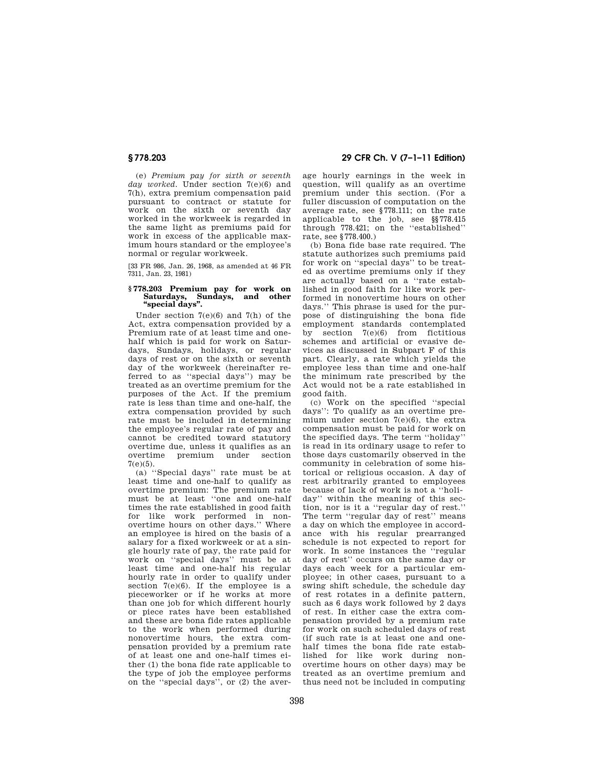(e) *Premium pay for sixth or seventh day worked.* Under section 7(e)(6) and 7(h), extra premium compensation paid pursuant to contract or statute for work on the sixth or seventh day worked in the workweek is regarded in the same light as premiums paid for work in excess of the applicable maximum hours standard or the employee's normal or regular workweek.

[33 FR 986, Jan. 26, 1968, as amended at 46 FR 7311, Jan. 23, 1981]

### § 778.203 Premium pay for work on Saturdays, Sundays, and other "special days".

Under section 7(e)(6) and 7(h) of the Act, extra compensation provided by a Premium rate of at least time and one-half which is paid for work on Saturdays, Sundays, holidays, or regular days of rest or on the sixth or seventh day of the workweek (hereinafter referred to as "special days") may be treated as an overtime premium for the purposes of the Act. If the premium rate is less than time and one-half, the extra compensation provided by such rate must be included in determining the employee's regular rate of pay and cannot be credited toward statutory overtime due, unless it qualifies as an overtime premium under section 7(e)(5).

(a) "Special days" rate must be at least time and one-half to qualify as overtime premium: The premium rate must be at least "one and one-half times the rate established in good faith for like work performed in nonovertime hours on other days." Where an employee is hired on the basis of a salary for a fixed workweek or at a single hourly rate of pay, the rate paid for work on "special days" must be at least time and one-half his regular hourly rate in order to qualify under section 7(e)(6). If the employee is a pieceworker or if he works at more than one job for which different hourly or piece rates have been established and these are bona fide rates applicable to the work when performed during nonovertime hours, the extra compensation provided by a premium rate of at least one and one-half times either (1) the bona fide rate applicable to the type of job the employee performs on the "special days", or (2) the average hourly earnings in the week in question, will qualify as an overtime premium under this section. (For a fuller discussion of computation on the average rate, see § 778.111; on the rate applicable to the job, see §§ 778.415 through 778.421; on the "established" rate, see § 778.400.)

(b) Bona fide base rate required. The statute authorizes such premiums paid for work on "special days" to be treated as overtime premiums only if they are actually based on a "rate established in good faith for like work performed in nonovertime hours on other days." This phrase is used for the purpose of distinguishing the bona fide employment standards contemplated by section 7(e)(6) from fictitious schemes and artificial or evasive devices as discussed in Subpart F of this part. Clearly, a rate which yields the employee less than time and one-half the minimum rate prescribed by the Act would not be a rate established in good faith.

(c) Work on the specified "special days": To qualify as an overtime premium under section 7(e)(6), the extra compensation must be paid for work on the specified days. The term "holiday" is read in its ordinary usage to refer to those days customarily observed in the community in celebration of some historical or religious occasion. A day of rest arbitrarily granted to employees because of lack of work is not a "holiday" within the meaning of this section, nor is it a "regular day of rest." The term "regular day of rest" means a day on which the employee in accordance with his regular prearranged schedule is not expected to report for work. In some instances the "regular day of rest" occurs on the same day or days each week for a particular employee; in other cases, pursuant to a swing shift schedule, the schedule day of rest rotates in a definite pattern, such as 6 days work followed by 2 days of rest. In either case the extra compensation provided by a premium rate for work on such scheduled days of rest (if such rate is at least one and one-half times the bona fide rate established for like work during nonovertime hours on other days) may be treated as an overtime premium and thus need not be included in computing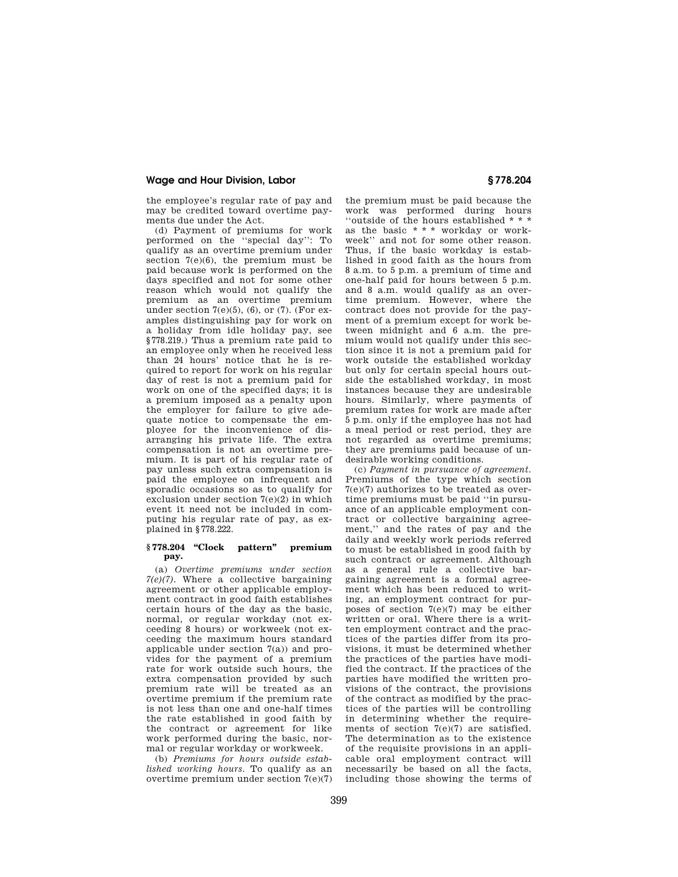the employee's regular rate of pay and may be credited toward overtime payments due under the Act.

(d) Payment of premiums for work performed on the "special day": To qualify as an overtime premium under section 7(e)(6), the premium must be paid because work is performed on the days specified and not for some other reason which would not qualify the premium as an overtime premium under section 7(e)(5), (6), or (7). (For examples distinguishing pay for work on a holiday from idle holiday pay, see §778.219.) Thus a premium rate paid to an employee only when he received less than 24 hours' notice that he is required to report for work on his regular day of rest is not a premium paid for work on one of the specified days; it is a premium imposed as a penalty upon the employer for failure to give adequate notice to compensate the employee for the inconvenience of disarranging his private life. The extra compensation is not an overtime premium. It is part of his regular rate of pay unless such extra compensation is paid the employee on infrequent and sporadic occasions so as to qualify for exclusion under section 7(e)(2) in which event it need not be included in computing his regular rate of pay, as explained in §778.222.

### §778.204 "Clock pattern" premium pay.

(a) *Overtime premiums under section 7(e)(7).* Where a collective bargaining agreement or other applicable employment contract in good faith establishes certain hours of the day as the basic, normal, or regular workday (not exceeding 8 hours) or workweek (not exceeding the maximum hours standard applicable under section 7(a)) and provides for the payment of a premium rate for work outside such hours, the extra compensation provided by such premium rate will be treated as an overtime premium if the premium rate is not less than one and one-half times the rate established in good faith by the contract or agreement for like work performed during the basic, normal or regular workday or workweek.

(b) *Premiums for hours outside established working hours.* To qualify as an overtime premium under section 7(e)(7) the premium must be paid because the work was performed during hours "outside of the hours established * * * as the basic * * * workday or workweek" and not for some other reason. Thus, if the basic workday is established in good faith as the hours from 8 a.m. to 5 p.m. a premium of time and one-half paid for hours between 5 p.m. and 8 a.m. would qualify as an overtime premium. However, where the contract does not provide for the payment of a premium except for work between midnight and 6 a.m. the premium would not qualify under this section since it is not a premium paid for work outside the established workday but only for certain special hours outside the established workday, in most instances because they are undesirable hours. Similarly, where payments of premium rates for work are made after 5 p.m. only if the employee has not had a meal period or rest period, they are not regarded as overtime premiums; they are premiums paid because of undesirable working conditions.

(c) *Payment in pursuance of agreement.* Premiums of the type which section 7(e)(7) authorizes to be treated as overtime premiums must be paid "in pursuance of an applicable employment contract or collective bargaining agreement," and the rates of pay and the daily and weekly work periods referred to must be established in good faith by such contract or agreement. Although as a general rule a collective bargaining agreement is a formal agreement which has been reduced to writing, an employment contract for purposes of section 7(e)(7) may be either written or oral. Where there is a written employment contract and the practices of the parties differ from its provisions, it must be determined whether the practices of the parties have modified the contract. If the practices of the parties have modified the written provisions of the contract, the provisions of the contract as modified by the practices of the parties will be controlling in determining whether the requirements of section 7(e)(7) are satisfied. The determination as to the existence of the requisite provisions in an applicable oral employment contract will necessarily be based on all the facts, including those showing the terms of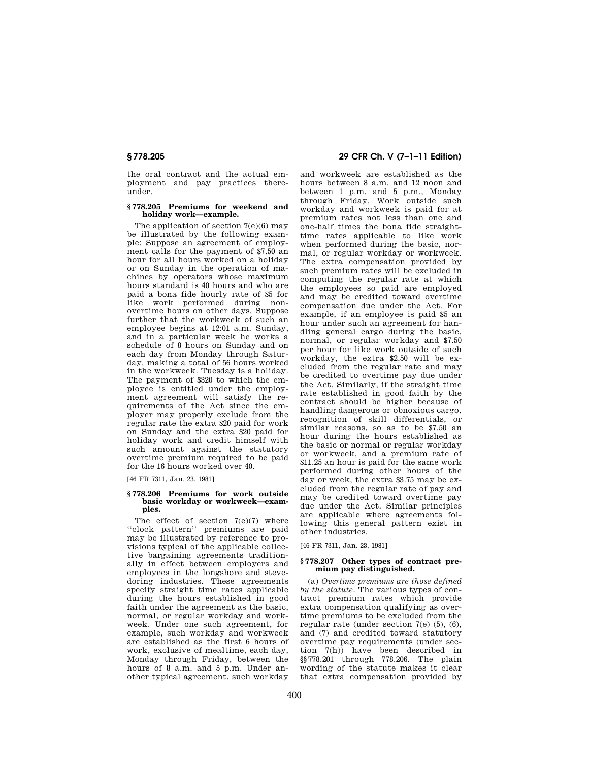the oral contract and the actual employment and pay practices thereunder.

### § 778.205 Premiums for weekend and holiday work—example.

The application of section 7(e)(6) may be illustrated by the following example: Suppose an agreement of employment calls for the payment of $7.50 an hour for all hours worked on a holiday or on Sunday in the operation of machines by operators whose maximum hours standard is 40 hours and who are paid a bona fide hourly rate of $5 for like work performed during nonovertime hours on other days. Suppose further that the workweek of such an employee begins at 12:01 a.m. Sunday, and in a particular week he works a schedule of 8 hours on Sunday and on each day from Monday through Saturday, making a total of 56 hours worked in the workweek. Tuesday is a holiday. The payment of $320 to which the employee is entitled under the employment agreement will satisfy the requirements of the Act since the employer may properly exclude from the regular rate the extra $20 paid for work on Sunday and the extra $20 paid for holiday work and credit himself with such amount against the statutory overtime premium required to be paid for the 16 hours worked over 40.

[46 FR 7311, Jan. 23, 1981]

### § 778.206 Premiums for work outside basic workday or workweek—examples.

The effect of section 7(e)(7) where "clock pattern" premiums are paid may be illustrated by reference to provisions typical of the applicable collective bargaining agreements traditionally in effect between employers and employees in the longshore and stevedoring industries. These agreements specify straight time rates applicable during the hours established in good faith under the agreement as the basic, normal, or regular workday and workweek. Under one such agreement, for example, such workday and workweek are established as the first 6 hours of work, exclusive of mealtime, each day, Monday through Friday, between the hours of 8 a.m. and 5 p.m. Under another typical agreement, such workday and workweek are established as the hours between 8 a.m. and 12 noon and between 1 p.m. and 5 p.m., Monday through Friday. Work outside such workday and workweek is paid for at premium rates not less than one and one-half times the bona fide straight-time rates applicable to like work when performed during the basic, normal, or regular workday or workweek. The extra compensation provided by such premium rates will be excluded in computing the regular rate at which the employees so paid are employed and may be credited toward overtime compensation due under the Act. For example, if an employee is paid $5 an hour under such an agreement for handling general cargo during the basic, normal, or regular workday and $7.50 per hour for like work outside of such workday, the extra $2.50 will be excluded from the regular rate and may be credited to overtime pay due under the Act. Similarly, if the straight time rate established in good faith by the contract should be higher because of handling dangerous or obnoxious cargo, recognition of skill differentials, or similar reasons, so as to be $7.50 an hour during the hours established as the basic or normal or regular workday or workweek, and a premium rate of $11.25 an hour is paid for the same work performed during other hours of the day or week, the extra $3.75 may be excluded from the regular rate of pay and may be credited toward overtime pay due under the Act. Similar principles are applicable where agreements following this general pattern exist in other industries.

[46 FR 7311, Jan. 23, 1981]

### § 778.207 Other types of contract premium pay distinguished.

(a) *Overtime premiums are those defined by the statute.* The various types of contract premium rates which provide extra compensation qualifying as overtime premiums to be excluded from the regular rate (under section 7(e) (5), (6), and (7) and credited toward statutory overtime pay requirements (under section 7(h)) have been described in §§ 778.201 through 778.206. The plain wording of the statute makes it clear that extra compensation provided by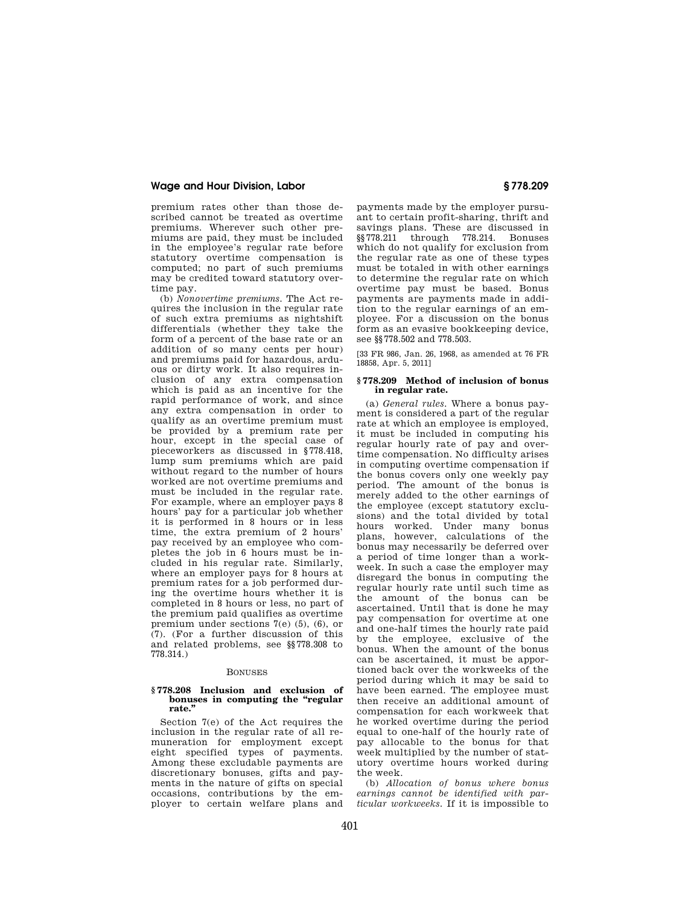premium rates other than those described cannot be treated as overtime premiums. Wherever such other premiums are paid, they must be included in the employee's regular rate before statutory overtime compensation is computed; no part of such premiums may be credited toward statutory overtime pay.

(b) *Nonovertime premiums.* The Act requires the inclusion in the regular rate of such extra premiums as nightshift differentials (whether they take the form of a percent of the base rate or an addition of so many cents per hour) and premiums paid for hazardous, arduous or dirty work. It also requires inclusion of any extra compensation which is paid as an incentive for the rapid performance of work, and since any extra compensation in order to qualify as an overtime premium must be provided by a premium rate per hour, except in the special case of pieceworkers as discussed in §778.418, lump sum premiums which are paid without regard to the number of hours worked are not overtime premiums and must be included in the regular rate. For example, where an employer pays 8 hours' pay for a particular job whether it is performed in 8 hours or in less time, the extra premium of 2 hours' pay received by an employee who completes the job in 6 hours must be included in his regular rate. Similarly, where an employer pays for 8 hours at premium rates for a job performed during the overtime hours whether it is completed in 8 hours or less, no part of the premium paid qualifies as overtime premium under sections 7(e) (5), (6), or (7). (For a further discussion of this and related problems, see §§778.308 to 778.314.)

BONUSES

### § 778.208 Inclusion and exclusion of bonuses in computing the "regular rate."

Section 7(e) of the Act requires the inclusion in the regular rate of all remuneration for employment except eight specified types of payments. Among these excludable payments are discretionary bonuses, gifts and payments in the nature of gifts on special occasions, contributions by the employer to certain welfare plans and payments made by the employer pursuant to certain profit-sharing, thrift and savings plans. These are discussed in §§778.211 through 778.214. Bonuses which do not qualify for exclusion from the regular rate as one of these types must be totaled in with other earnings to determine the regular rate on which overtime pay must be based. Bonus payments are payments made in addition to the regular earnings of an employee. For a discussion on the bonus form as an evasive bookkeeping device, see §§778.502 and 778.503.

[33 FR 986, Jan. 26, 1968, as amended at 76 FR 18858, Apr. 5, 2011]

### § 778.209 Method of inclusion of bonus in regular rate.

(a) *General rules.* Where a bonus payment is considered a part of the regular rate at which an employee is employed, it must be included in computing his regular hourly rate of pay and overtime compensation. No difficulty arises in computing overtime compensation if the bonus covers only one weekly pay period. The amount of the bonus is merely added to the other earnings of the employee (except statutory exclusions) and the total divided by total hours worked. Under many bonus plans, however, calculations of the bonus may necessarily be deferred over a period of time longer than a workweek. In such a case the employer may disregard the bonus in computing the regular hourly rate until such time as the amount of the bonus can be ascertained. Until that is done he may pay compensation for overtime at one and one-half times the hourly rate paid by the employee, exclusive of the bonus. When the amount of the bonus can be ascertained, it must be apportioned back over the workweeks of the period during which it may be said to have been earned. The employee must then receive an additional amount of compensation for each workweek that he worked overtime during the period equal to one-half of the hourly rate of pay allocable to the bonus for that week multiplied by the number of statutory overtime hours worked during the week.

(b) *Allocation of bonus where bonus earnings cannot be identified with particular workweeks.* If it is impossible to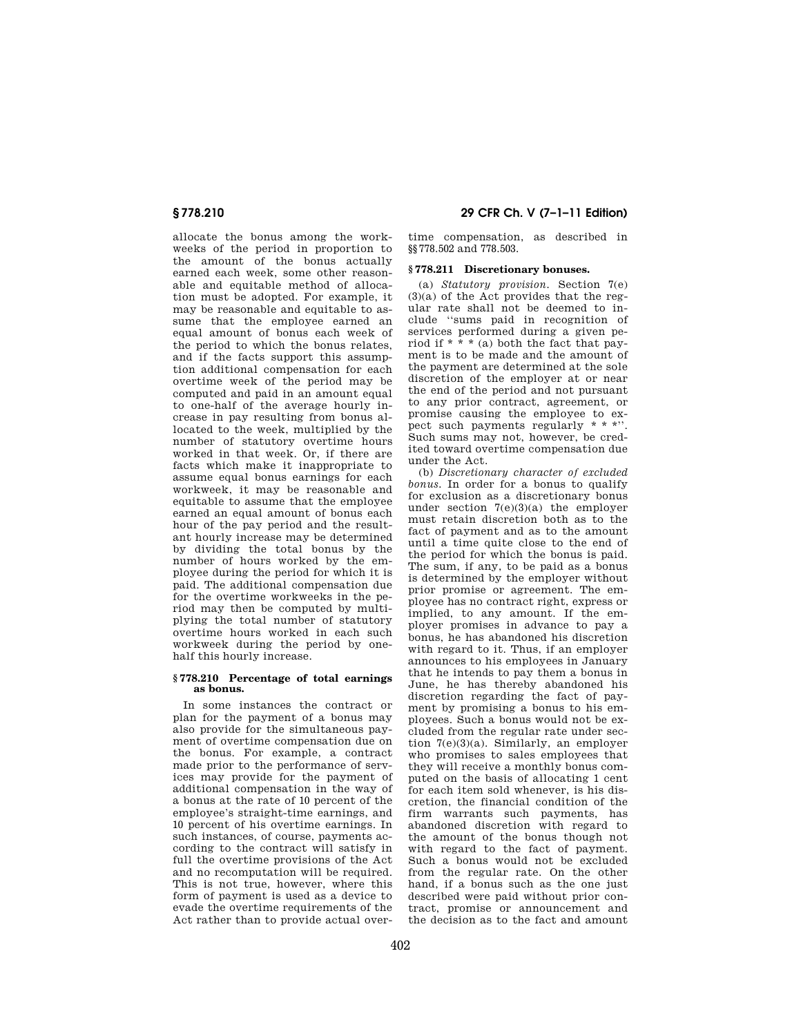allocate the bonus among the workweeks of the period in proportion to the amount of the bonus actually earned each week, some other reasonable and equitable method of allocation must be adopted. For example, it may be reasonable and equitable to assume that the employee earned an equal amount of bonus each week of the period to which the bonus relates, and if the facts support this assumption additional compensation for each overtime week of the period may be computed and paid in an amount equal to one-half of the average hourly increase in pay resulting from bonus allocated to the week, multiplied by the number of statutory overtime hours worked in that week. Or, if there are facts which make it inappropriate to assume equal bonus earnings for each workweek, it may be reasonable and equitable to assume that the employee earned an equal amount of bonus each hour of the pay period and the resultant hourly increase may be determined by dividing the total bonus by the number of hours worked by the employee during the period for which it is paid. The additional compensation due for the overtime workweeks in the period may then be computed by multiplying the total number of statutory overtime hours worked in each such workweek during the period by one-half this hourly increase.

### § 778.210 Percentage of total earnings as bonus.

In some instances the contract or plan for the payment of a bonus may also provide for the simultaneous payment of overtime compensation due on the bonus. For example, a contract made prior to the performance of services may provide for the payment of additional compensation in the way of a bonus at the rate of 10 percent of the employee's straight-time earnings, and 10 percent of his overtime earnings. In such instances, of course, payments according to the contract will satisfy in full the overtime provisions of the Act and no recomputation will be required. This is not true, however, where this form of payment is used as a device to evade the overtime requirements of the Act rather than to provide actual overtime compensation, as described in §§ 778.502 and 778.503.

### § 778.211 Discretionary bonuses.

(a) *Statutory provision.* Section 7(e)(3)(a) of the Act provides that the regular rate shall not be deemed to include "sums paid in recognition of services performed during a given period if * * * (a) both the fact that payment is to be made and the amount of the payment are determined at the sole discretion of the employer at or near the end of the period and not pursuant to any prior contract, agreement, or promise causing the employee to expect such payments regularly * * *". Such sums may not, however, be credited toward overtime compensation due under the Act.

(b) *Discretionary character of excluded bonus.* In order for a bonus to qualify for exclusion as a discretionary bonus under section 7(e)(3)(a) the employer must retain discretion both as to the fact of payment and as to the amount until a time quite close to the end of the period for which the bonus is paid. The sum, if any, to be paid as a bonus is determined by the employer without prior promise or agreement. The employee has no contract right, express or implied, to any amount. If the employer promises in advance to pay a bonus, he has abandoned his discretion with regard to it. Thus, if an employer announces to his employees in January that he intends to pay them a bonus in June, he has thereby abandoned his discretion regarding the fact of payment by promising a bonus to his employees. Such a bonus would not be excluded from the regular rate under section 7(e)(3)(a). Similarly, an employer who promises to sales employees that they will receive a monthly bonus computed on the basis of allocating 1 cent for each item sold whenever, is his discretion, the financial condition of the firm warrants such payments, has abandoned discretion with regard to the amount of the bonus though not with regard to the fact of payment. Such a bonus would not be excluded from the regular rate. On the other hand, if a bonus such as the one just described were paid without prior contract, promise or announcement and the decision as to the fact and amount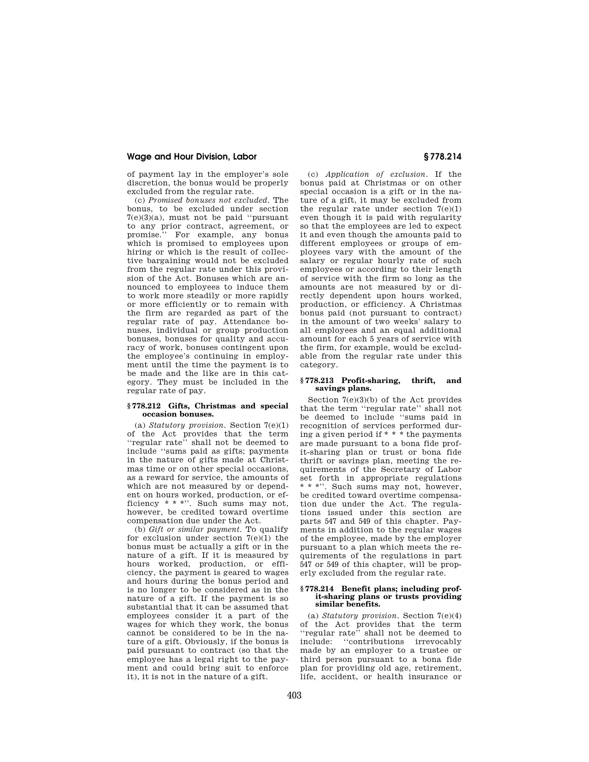of payment lay in the employer's sole discretion, the bonus would be properly excluded from the regular rate.

(c) *Promised bonuses not excluded.* The bonus, to be excluded under section 7(e)(3)(a), must not be paid "pursuant to any prior contract, agreement, or promise." For example, any bonus which is promised to employees upon hiring or which is the result of collective bargaining would not be excluded from the regular rate under this provision of the Act. Bonuses which are announced to employees to induce them to work more steadily or more rapidly or more efficiently or to remain with the firm are regarded as part of the regular rate of pay. Attendance bonuses, individual or group production bonuses, bonuses for quality and accuracy of work, bonuses contingent upon the employee's continuing in employment until the time the payment is to be made and the like are in this category. They must be included in the regular rate of pay.

### § 778.212 Gifts, Christmas and special occasion bonuses.

(a) *Statutory provision.* Section 7(e)(1) of the Act provides that the term "regular rate" shall not be deemed to include "sums paid as gifts; payments in the nature of gifts made at Christmas time or on other special occasions, as a reward for service, the amounts of which are not measured by or dependent on hours worked, production, or efficiency * * *". Such sums may not, however, be credited toward overtime compensation due under the Act.

(b) *Gift or similar payment.* To qualify for exclusion under section 7(e)(1) the bonus must be actually a gift or in the nature of a gift. If it is measured by hours worked, production, or efficiency, the payment is geared to wages and hours during the bonus period and is no longer to be considered as in the nature of a gift. If the payment is so substantial that it can be assumed that employees consider it a part of the wages for which they work, the bonus cannot be considered to be in the nature of a gift. Obviously, if the bonus is paid pursuant to contract (so that the employee has a legal right to the payment and could bring suit to enforce it), it is not in the nature of a gift.

(c) *Application of exclusion.* If the bonus paid at Christmas or on other special occasion is a gift or in the nature of a gift, it may be excluded from the regular rate under section 7(e)(1) even though it is paid with regularity so that the employees are led to expect it and even though the amounts paid to different employees or groups of employees vary with the amount of the salary or regular hourly rate of such employees or according to their length of service with the firm so long as the amounts are not measured by or directly dependent upon hours worked, production, or efficiency. A Christmas bonus paid (not pursuant to contract) in the amount of two weeks' salary to all employees and an equal additional amount for each 5 years of service with the firm, for example, would be excludable from the regular rate under this category.

### § 778.213 Profit-sharing, thrift, and savings plans.

Section 7(e)(3)(b) of the Act provides that the term "regular rate" shall not be deemed to include "sums paid in recognition of services performed during a given period if * * * the payments are made pursuant to a bona fide profit-sharing plan or trust or bona fide thrift or savings plan, meeting the requirements of the Secretary of Labor set forth in appropriate regulations * * *". Such sums may not, however, be credited toward overtime compensation due under the Act. The regulations issued under this section are parts 547 and 549 of this chapter. Payments in addition to the regular wages of the employee, made by the employer pursuant to a plan which meets the requirements of the regulations in part 547 or 549 of this chapter, will be properly excluded from the regular rate.

### § 778.214 Benefit plans; including profit-sharing plans or trusts providing similar benefits.

(a) *Statutory provision.* Section 7(e)(4) of the Act provides that the term "regular rate" shall not be deemed to include: "contributions irrevocably made by an employer to a trustee or third person pursuant to a bona fide plan for providing old age, retirement, life, accident, or health insurance or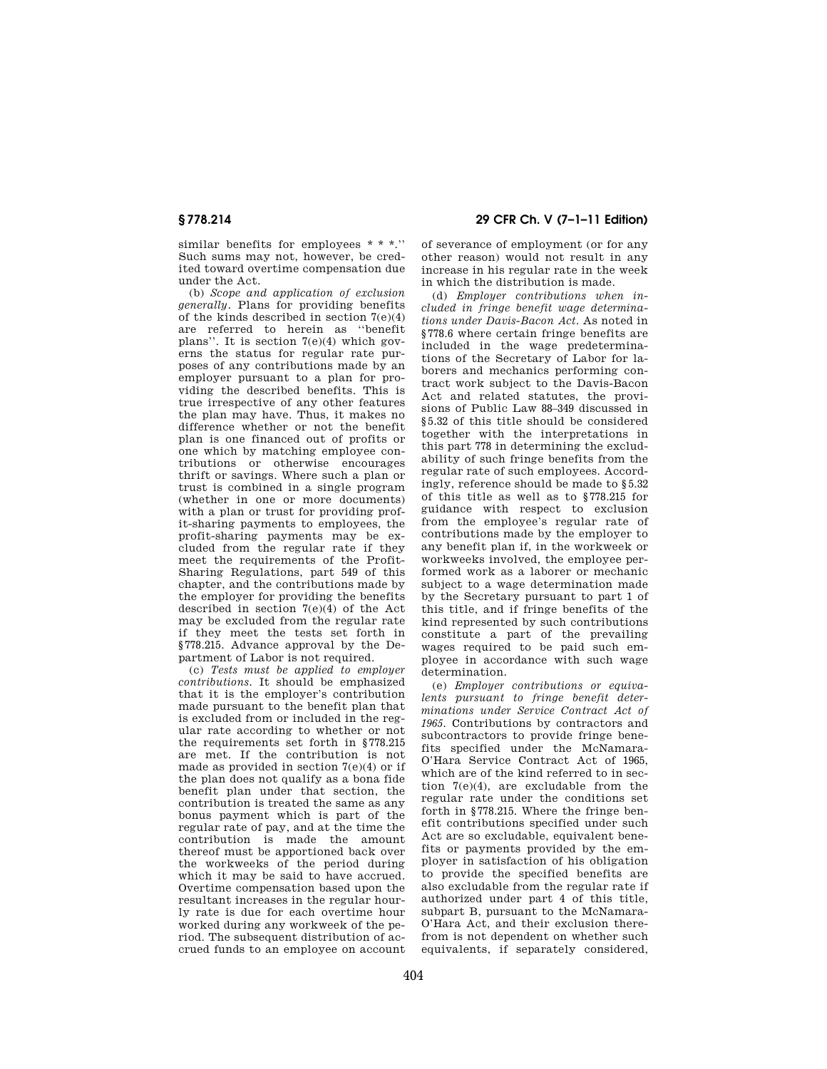similar benefits for employees * * *.'' Such sums may not, however, be credited toward overtime compensation due under the Act.

(b) *Scope and application of exclusion generally.* Plans for providing benefits of the kinds described in section 7(e)(4) are referred to herein as ''benefit plans''. It is section 7(e)(4) which governs the status for regular rate purposes of any contributions made by an employer pursuant to a plan for providing the described benefits. This is true irrespective of any other features the plan may have. Thus, it makes no difference whether or not the benefit plan is one financed out of profits or one which by matching employee contributions or otherwise encourages thrift or savings. Where such a plan or trust is combined in a single program (whether in one or more documents) with a plan or trust for providing profit-sharing payments to employees, the profit-sharing payments may be excluded from the regular rate if they meet the requirements of the Profit-Sharing Regulations, part 549 of this chapter, and the contributions made by the employer for providing the benefits described in section 7(e)(4) of the Act may be excluded from the regular rate if they meet the tests set forth in §778.215. Advance approval by the Department of Labor is not required.

(c) *Tests must be applied to employer contributions.* It should be emphasized that it is the employer's contribution made pursuant to the benefit plan that is excluded from or included in the regular rate according to whether or not the requirements set forth in §778.215 are met. If the contribution is not made as provided in section 7(e)(4) or if the plan does not qualify as a bona fide benefit plan under that section, the contribution is treated the same as any bonus payment which is part of the regular rate of pay, and at the time the contribution is made the amount thereof must be apportioned back over the workweeks of the period during which it may be said to have accrued. Overtime compensation based upon the resultant increases in the regular hourly rate is due for each overtime hour worked during any workweek of the period. The subsequent distribution of accrued funds to an employee on account of severance of employment (or for any other reason) would not result in any increase in his regular rate in the week in which the distribution is made.

(d) *Employer contributions when included in fringe benefit wage determinations under Davis-Bacon Act.* As noted in §778.6 where certain fringe benefits are included in the wage predeterminations of the Secretary of Labor for laborers and mechanics performing contract work subject to the Davis-Bacon Act and related statutes, the provisions of Public Law 88–349 discussed in §5.32 of this title should be considered together with the interpretations in this part 778 in determining the excludability of such fringe benefits from the regular rate of such employees. Accordingly, reference should be made to §5.32 of this title as well as to §778.215 for guidance with respect to exclusion from the employee's regular rate of contributions made by the employer to any benefit plan if, in the workweek or workweeks involved, the employee performed work as a laborer or mechanic subject to a wage determination made by the Secretary pursuant to part 1 of this title, and if fringe benefits of the kind represented by such contributions constitute a part of the prevailing wages required to be paid such employee in accordance with such wage determination.

(e) *Employer contributions or equivalents pursuant to fringe benefit determinations under Service Contract Act of 1965.* Contributions by contractors and subcontractors to provide fringe benefits specified under the McNamara-O'Hara Service Contract Act of 1965, which are of the kind referred to in section 7(e)(4), are excludable from the regular rate under the conditions set forth in §778.215. Where the fringe benefit contributions specified under such Act are so excludable, equivalent benefits or payments provided by the employer in satisfaction of his obligation to provide the specified benefits are also excludable from the regular rate if authorized under part 4 of this title, subpart B, pursuant to the McNamara-O'Hara Act, and their exclusion therefrom is not dependent on whether such equivalents, if separately considered,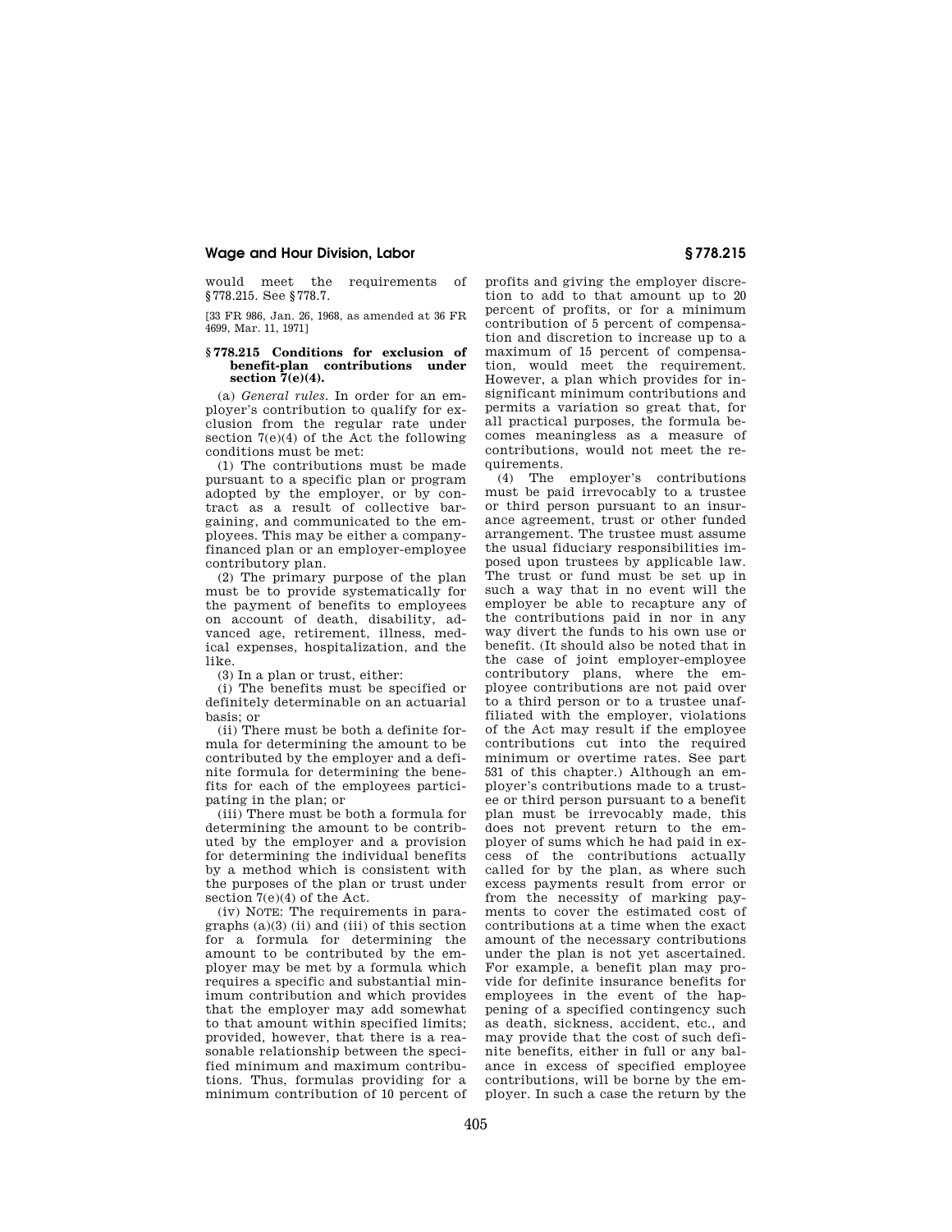would meet the requirements of §778.215. See §778.7.

[33 FR 986, Jan. 26, 1968, as amended at 36 FR 4699, Mar. 11, 1971]

### §778.215 Conditions for exclusion of benefit-plan contributions under section 7(e)(4).

(a) *General rules.* In order for an employer's contribution to qualify for exclusion from the regular rate under section 7(e)(4) of the Act the following conditions must be met:

(1) The contributions must be made pursuant to a specific plan or program adopted by the employer, or by contract as a result of collective bargaining, and communicated to the employees. This may be either a company-financed plan or an employer-employee contributory plan.

(2) The primary purpose of the plan must be to provide systematically for the payment of benefits to employees on account of death, disability, advanced age, retirement, illness, medical expenses, hospitalization, and the like.

(3) In a plan or trust, either:

(i) The benefits must be specified or definitely determinable on an actuarial basis; or

(ii) There must be both a definite formula for determining the amount to be contributed by the employer and a definite formula for determining the benefits for each of the employees participating in the plan; or

(iii) There must be both a formula for determining the amount to be contributed by the employer and a provision for determining the individual benefits by a method which is consistent with the purposes of the plan or trust under section 7(e)(4) of the Act.

(iv) NOTE: The requirements in paragraphs (a)(3) (ii) and (iii) of this section for a formula for determining the amount to be contributed by the employer may be met by a formula which requires a specific and substantial minimum contribution and which provides that the employer may add somewhat to that amount within specified limits; provided, however, that there is a reasonable relationship between the specified minimum and maximum contributions. Thus, formulas providing for a minimum contribution of 10 percent of profits and giving the employer discretion to add to that amount up to 20 percent of profits, or for a minimum contribution of 5 percent of compensation and discretion to increase up to a maximum of 15 percent of compensation, would meet the requirement. However, a plan which provides for insignificant minimum contributions and permits a variation so great that, for all practical purposes, the formula becomes meaningless as a measure of contributions, would not meet the requirements.

(4) The employer's contributions must be paid irrevocably to a trustee or third person pursuant to an insurance agreement, trust or other funded arrangement. The trustee must assume the usual fiduciary responsibilities imposed upon trustees by applicable law. The trust or fund must be set up in such a way that in no event will the employer be able to recapture any of the contributions paid in nor in any way divert the funds to his own use or benefit. (It should also be noted that in the case of joint employer-employee contributory plans, where the employee contributions are not paid over to a third person or to a trustee unaffiliated with the employer, violations of the Act may result if the employee contributions cut into the required minimum or overtime rates. See part 531 of this chapter.) Although an employer's contributions made to a trustee or third person pursuant to a benefit plan must be irrevocably made, this does not prevent return to the employer of sums which he had paid in excess of the contributions actually called for by the plan, as where such excess payments result from error or from the necessity of marking payments to cover the estimated cost of contributions at a time when the exact amount of the necessary contributions under the plan is not yet ascertained. For example, a benefit plan may provide for definite insurance benefits for employees in the event of the happening of a specified contingency such as death, sickness, accident, etc., and may provide that the cost of such definite benefits, either in full or any balance in excess of specified employee contributions, will be borne by the employer. In such a case the return by the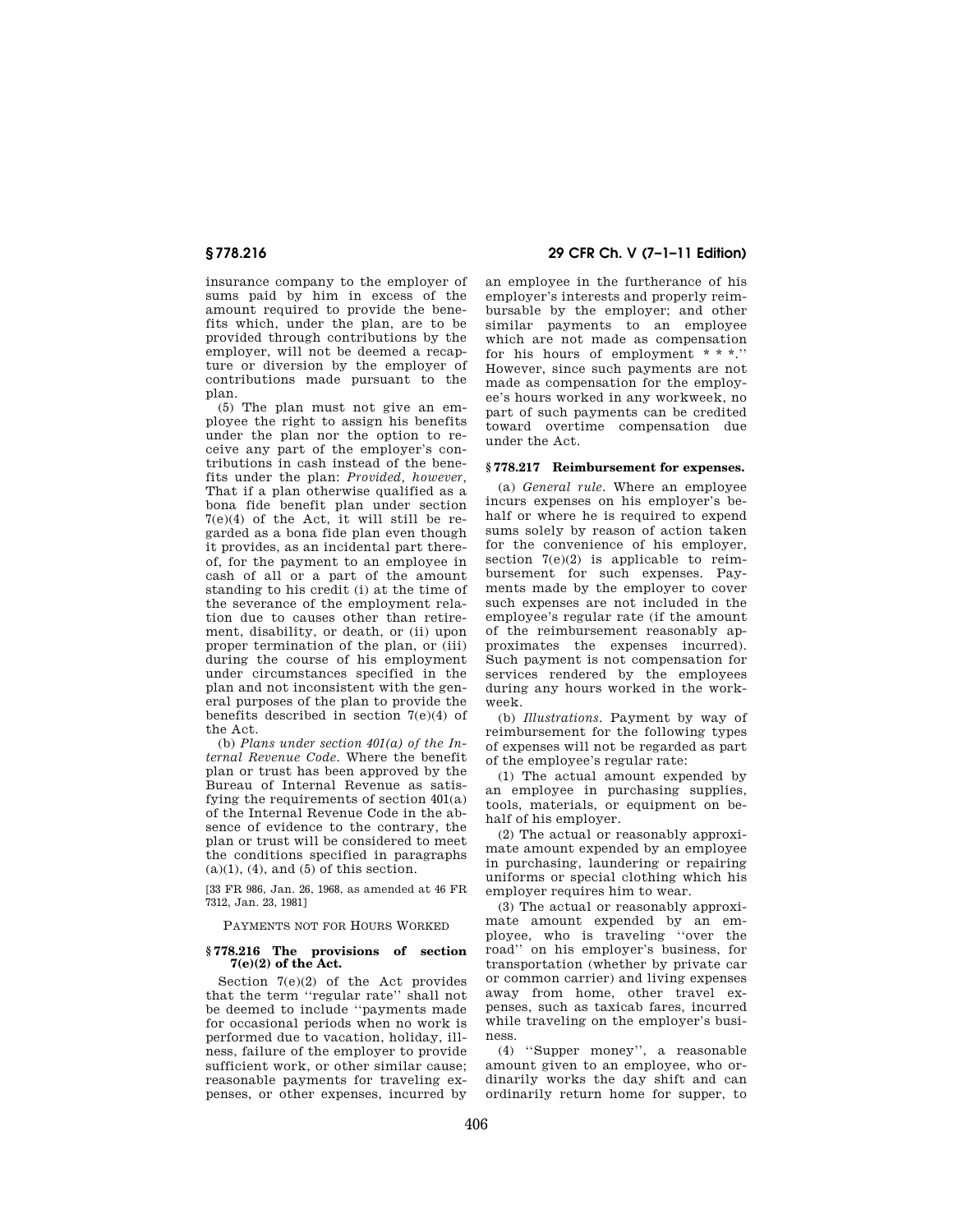insurance company to the employer of sums paid by him in excess of the amount required to provide the benefits which, under the plan, are to be provided through contributions by the employer, will not be deemed a recapture or diversion by the employer of contributions made pursuant to the plan.

(5) The plan must not give an employee the right to assign his benefits under the plan nor the option to receive any part of the employer's contributions in cash instead of the benefits under the plan: *Provided, however,* That if a plan otherwise qualified as a bona fide benefit plan under section 7(e)(4) of the Act, it will still be regarded as a bona fide plan even though it provides, as an incidental part thereof, for the payment to an employee in cash of all or a part of the amount standing to his credit (i) at the time of the severance of the employment relation due to causes other than retirement, disability, or death, or (ii) upon proper termination of the plan, or (iii) during the course of his employment under circumstances specified in the plan and not inconsistent with the general purposes of the plan to provide the benefits described in section 7(e)(4) of the Act.

(b) *Plans under section 401(a) of the Internal Revenue Code.* Where the benefit plan or trust has been approved by the Bureau of Internal Revenue as satisfying the requirements of section 401(a) of the Internal Revenue Code in the absence of evidence to the contrary, the plan or trust will be considered to meet the conditions specified in paragraphs (a)(1), (4), and (5) of this section.

[33 FR 986, Jan. 26, 1968, as amended at 46 FR 7312, Jan. 23, 1981]

PAYMENTS NOT FOR HOURS WORKED

### § 778.216 The provisions of section 7(e)(2) of the Act.

Section 7(e)(2) of the Act provides that the term "regular rate" shall not be deemed to include "payments made for occasional periods when no work is performed due to vacation, holiday, illness, failure of the employer to provide sufficient work, or other similar cause; reasonable payments for traveling expenses, or other expenses, incurred by an employee in the furtherance of his employer's interests and properly reimbursable by the employer; and other similar payments to an employee which are not made as compensation for his hours of employment * * *." However, since such payments are not made as compensation for the employee's hours worked in any workweek, no part of such payments can be credited toward overtime compensation due under the Act.

### § 778.217 Reimbursement for expenses.

(a) *General rule.* Where an employee incurs expenses on his employer's behalf or where he is required to expend sums solely by reason of action taken for the convenience of his employer, section 7(e)(2) is applicable to reimbursement for such expenses. Payments made by the employer to cover such expenses are not included in the employee's regular rate (if the amount of the reimbursement reasonably approximates the expenses incurred). Such payment is not compensation for services rendered by the employees during any hours worked in the workweek.

(b) *Illustrations.* Payment by way of reimbursement for the following types of expenses will not be regarded as part of the employee's regular rate:

(1) The actual amount expended by an employee in purchasing supplies, tools, materials, or equipment on behalf of his employer.

(2) The actual or reasonably approximate amount expended by an employee in purchasing, laundering or repairing uniforms or special clothing which his employer requires him to wear.

(3) The actual or reasonably approximate amount expended by an employee, who is traveling "over the road" on his employer's business, for transportation (whether by private car or common carrier) and living expenses away from home, other travel expenses, such as taxicab fares, incurred while traveling on the employer's business.

(4) "Supper money", a reasonable amount given to an employee, who ordinarily works the day shift and can ordinarily return home for supper, to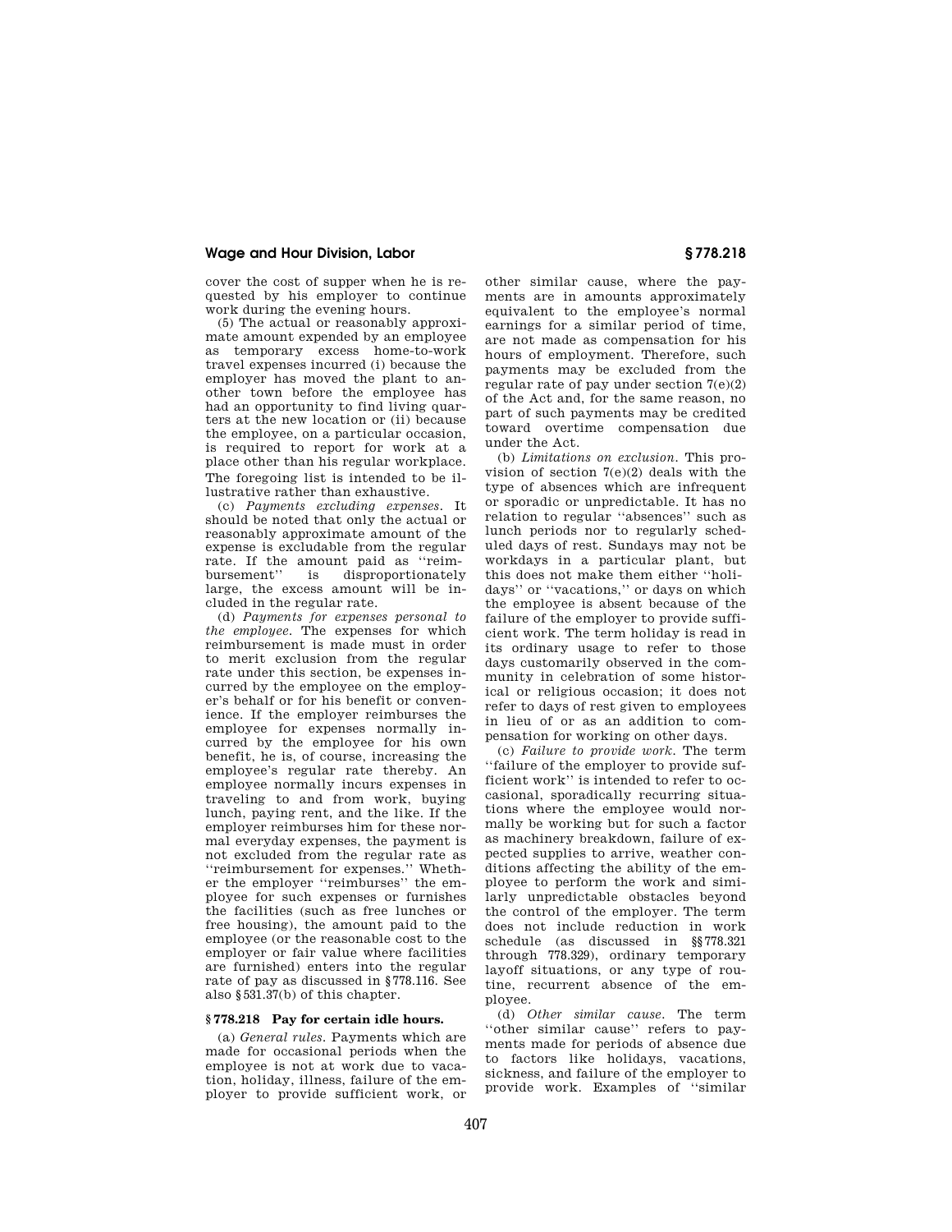cover the cost of supper when he is requested by his employer to continue work during the evening hours.

(5) The actual or reasonably approximate amount expended by an employee as temporary excess home-to-work travel expenses incurred (i) because the employer has moved the plant to another town before the employee has had an opportunity to find living quarters at the new location or (ii) because the employee, on a particular occasion, is required to report for work at a place other than his regular workplace.

The foregoing list is intended to be illustrative rather than exhaustive.

(c) *Payments excluding expenses.* It should be noted that only the actual or reasonably approximate amount of the expense is excludable from the regular rate. If the amount paid as "reimbursement" is disproportionately large, the excess amount will be included in the regular rate.

(d) *Payments for expenses personal to the employee.* The expenses for which reimbursement is made must in order to merit exclusion from the regular rate under this section, be expenses incurred by the employee on the employer's behalf or for his benefit or convenience. If the employer reimburses the employee for expenses normally incurred by the employee for his own benefit, he is, of course, increasing the employee's regular rate thereby. An employee normally incurs expenses in traveling to and from work, buying lunch, paying rent, and the like. If the employer reimburses him for these normal everyday expenses, the payment is not excluded from the regular rate as "reimbursement for expenses." Whether the employer "reimburses" the employee for such expenses or furnishes the facilities (such as free lunches or free housing), the amount paid to the employee (or the reasonable cost to the employer or fair value where facilities are furnished) enters into the regular rate of pay as discussed in §778.116. See also §531.37(b) of this chapter.

### §778.218 Pay for certain idle hours.

(a) *General rules.* Payments which are made for occasional periods when the employee is not at work due to vacation, holiday, illness, failure of the employer to provide sufficient work, or other similar cause, where the payments are in amounts approximately equivalent to the employee's normal earnings for a similar period of time, are not made as compensation for his hours of employment. Therefore, such payments may be excluded from the regular rate of pay under section 7(e)(2) of the Act and, for the same reason, no part of such payments may be credited toward overtime compensation due under the Act.

(b) *Limitations on exclusion.* This provision of section 7(e)(2) deals with the type of absences which are infrequent or sporadic or unpredictable. It has no relation to regular "absences" such as lunch periods nor to regularly scheduled days of rest. Sundays may not be workdays in a particular plant, but this does not make them either "holidays" or "vacations," or days on which the employee is absent because of the failure of the employer to provide sufficient work. The term holiday is read in its ordinary usage to refer to those days customarily observed in the community in celebration of some historical or religious occasion; it does not refer to days of rest given to employees in lieu of or as an addition to compensation for working on other days.

(c) *Failure to provide work.* The term "failure of the employer to provide sufficient work" is intended to refer to occasional, sporadically recurring situations where the employee would normally be working but for such a factor as machinery breakdown, failure of expected supplies to arrive, weather conditions affecting the ability of the employee to perform the work and similarly unpredictable obstacles beyond the control of the employer. The term does not include reduction in work schedule (as discussed in §§778.321 through 778.329), ordinary temporary layoff situations, or any type of routine, recurrent absence of the employee.

(d) *Other similar cause.* The term "other similar cause" refers to payments made for periods of absence due to factors like holidays, vacations, sickness, and failure of the employer to provide work. Examples of "similar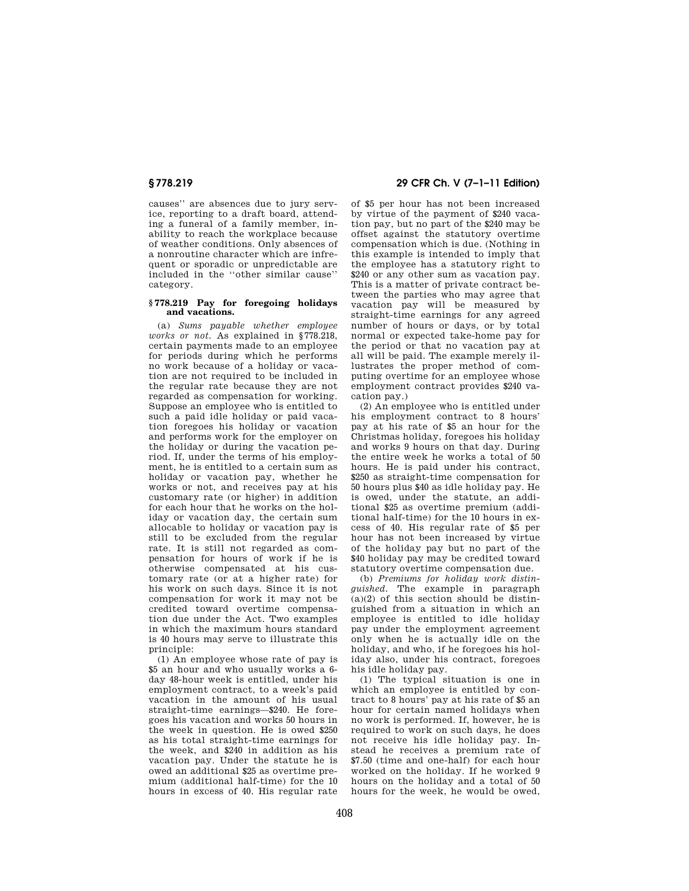causes'' are absences due to jury service, reporting to a draft board, attending a funeral of a family member, inability to reach the workplace because of weather conditions. Only absences of a nonroutine character which are infrequent or sporadic or unpredictable are included in the ''other similar cause'' category.

### § 778.219 Pay for foregoing holidays and vacations.

(a) *Sums payable whether employee works or not.* As explained in § 778.218, certain payments made to an employee for periods during which he performs no work because of a holiday or vacation are not required to be included in the regular rate because they are not regarded as compensation for working. Suppose an employee who is entitled to such a paid idle holiday or paid vacation foregoes his holiday or vacation and performs work for the employer on the holiday or during the vacation period. If, under the terms of his employment, he is entitled to a certain sum as holiday or vacation pay, whether he works or not, and receives pay at his customary rate (or higher) in addition for each hour that he works on the holiday or vacation day, the certain sum allocable to holiday or vacation pay is still to be excluded from the regular rate. It is still not regarded as compensation for hours of work if he is otherwise compensated at his customary rate (or at a higher rate) for his work on such days. Since it is not compensation for work it may not be credited toward overtime compensation due under the Act. Two examples in which the maximum hours standard is 40 hours may serve to illustrate this principle:

(1) An employee whose rate of pay is $5 an hour and who usually works a 6-day 48-hour week is entitled, under his employment contract, to a week's paid vacation in the amount of his usual straight-time earnings—$240. He foregoes his vacation and works 50 hours in the week in question. He is owed $250 as his total straight-time earnings for the week, and $240 in addition as his vacation pay. Under the statute he is owed an additional $25 as overtime premium (additional half-time) for the 10 hours in excess of 40. His regular rate of $5 per hour has not been increased by virtue of the payment of $240 vacation pay, but no part of the $240 may be offset against the statutory overtime compensation which is due. (Nothing in this example is intended to imply that the employee has a statutory right to $240 or any other sum as vacation pay. This is a matter of private contract between the parties who may agree that vacation pay will be measured by straight-time earnings for any agreed number of hours or days, or by total normal or expected take-home pay for the period or that no vacation pay at all will be paid. The example merely illustrates the proper method of computing overtime for an employee whose employment contract provides $240 vacation pay.)

(2) An employee who is entitled under his employment contract to 8 hours' pay at his rate of $5 an hour for the Christmas holiday, foregoes his holiday and works 9 hours on that day. During the entire week he works a total of 50 hours. He is paid under his contract, $250 as straight-time compensation for 50 hours plus $40 as idle holiday pay. He is owed, under the statute, an additional $25 as overtime premium (additional half-time) for the 10 hours in excess of 40. His regular rate of $5 per hour has not been increased by virtue of the holiday pay but no part of the $40 holiday pay may be credited toward statutory overtime compensation due.

(b) *Premiums for holiday work distinguished.* The example in paragraph (a)(2) of this section should be distinguished from a situation in which an employee is entitled to idle holiday pay under the employment agreement only when he is actually idle on the holiday, and who, if he foregoes his holiday also, under his contract, foregoes his idle holiday pay.

(1) The typical situation is one in which an employee is entitled by contract to 8 hours' pay at his rate of $5 an hour for certain named holidays when no work is performed. If, however, he is required to work on such days, he does not receive his idle holiday pay. Instead he receives a premium rate of $7.50 (time and one-half) for each hour worked on the holiday. If he worked 9 hours on the holiday and a total of 50 hours for the week, he would be owed,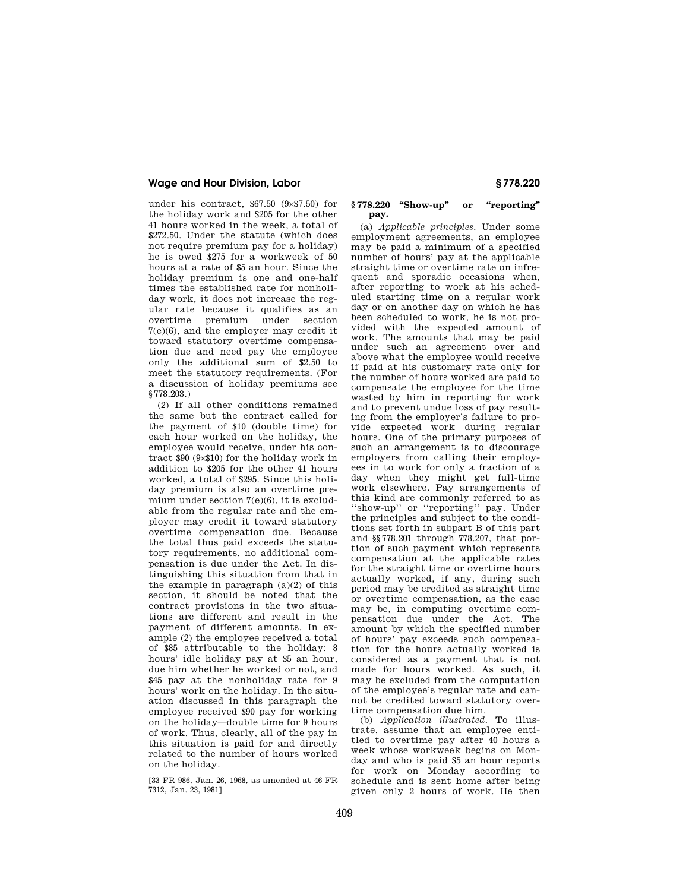under his contract, $67.50 (9×$7.50) for the holiday work and $205 for the other 41 hours worked in the week, a total of $272.50. Under the statute (which does not require premium pay for a holiday) he is owed $275 for a workweek of 50 hours at a rate of $5 an hour. Since the holiday premium is one and one-half times the established rate for nonholiday work, it does not increase the regular rate because it qualifies as an overtime premium under section 7(e)(6), and the employer may credit it toward statutory overtime compensation due and need pay the employee only the additional sum of $2.50 to meet the statutory requirements. (For a discussion of holiday premiums see §778.203.)

(2) If all other conditions remained the same but the contract called for the payment of $10 (double time) for each hour worked on the holiday, the employee would receive, under his contract $90 (9×$10) for the holiday work in addition to $205 for the other 41 hours worked, a total of $295. Since this holiday premium is also an overtime premium under section 7(e)(6), it is excludable from the regular rate and the employer may credit it toward statutory overtime compensation due. Because the total thus paid exceeds the statutory requirements, no additional compensation is due under the Act. In distinguishing this situation from that in the example in paragraph (a)(2) of this section, it should be noted that the contract provisions in the two situations are different and result in the payment of different amounts. In example (2) the employee received a total of $85 attributable to the holiday: 8 hours' idle holiday pay at $5 an hour, due him whether he worked or not, and $45 pay at the nonholiday rate for 9 hours' work on the holiday. In the situation discussed in this paragraph the employee received $90 pay for working on the holiday—double time for 9 hours of work. Thus, clearly, all of the pay in this situation is paid for and directly related to the number of hours worked on the holiday.

[33 FR 986, Jan. 26, 1968, as amended at 46 FR 7312, Jan. 23, 1981]

## § 778.220 "Show-up" or "reporting" pay.

(a) *Applicable principles.* Under some employment agreements, an employee may be paid a minimum of a specified number of hours' pay at the applicable straight time or overtime rate on infrequent and sporadic occasions when, after reporting to work at his scheduled starting time on a regular work day or on another day on which he has been scheduled to work, he is not provided with the expected amount of work. The amounts that may be paid under such an agreement over and above what the employee would receive if paid at his customary rate only for the number of hours worked are paid to compensate the employee for the time wasted by him in reporting for work and to prevent undue loss of pay resulting from the employer's failure to provide expected work during regular hours. One of the primary purposes of such an arrangement is to discourage employers from calling their employees in to work for only a fraction of a day when they might get full-time work elsewhere. Pay arrangements of this kind are commonly referred to as ''show-up'' or ''reporting'' pay. Under the principles and subject to the conditions set forth in subpart B of this part and §§778.201 through 778.207, that portion of such payment which represents compensation at the applicable rates for the straight time or overtime hours actually worked, if any, during such period may be credited as straight time or overtime compensation, as the case may be, in computing overtime compensation due under the Act. The amount by which the specified number of hours' pay exceeds such compensation for the hours actually worked is considered as a payment that is not made for hours worked. As such, it may be excluded from the computation of the employee's regular rate and cannot be credited toward statutory overtime compensation due him.

(b) *Application illustrated.* To illustrate, assume that an employee entitled to overtime pay after 40 hours a week whose workweek begins on Monday and who is paid $5 an hour reports for work on Monday according to schedule and is sent home after being given only 2 hours of work. He then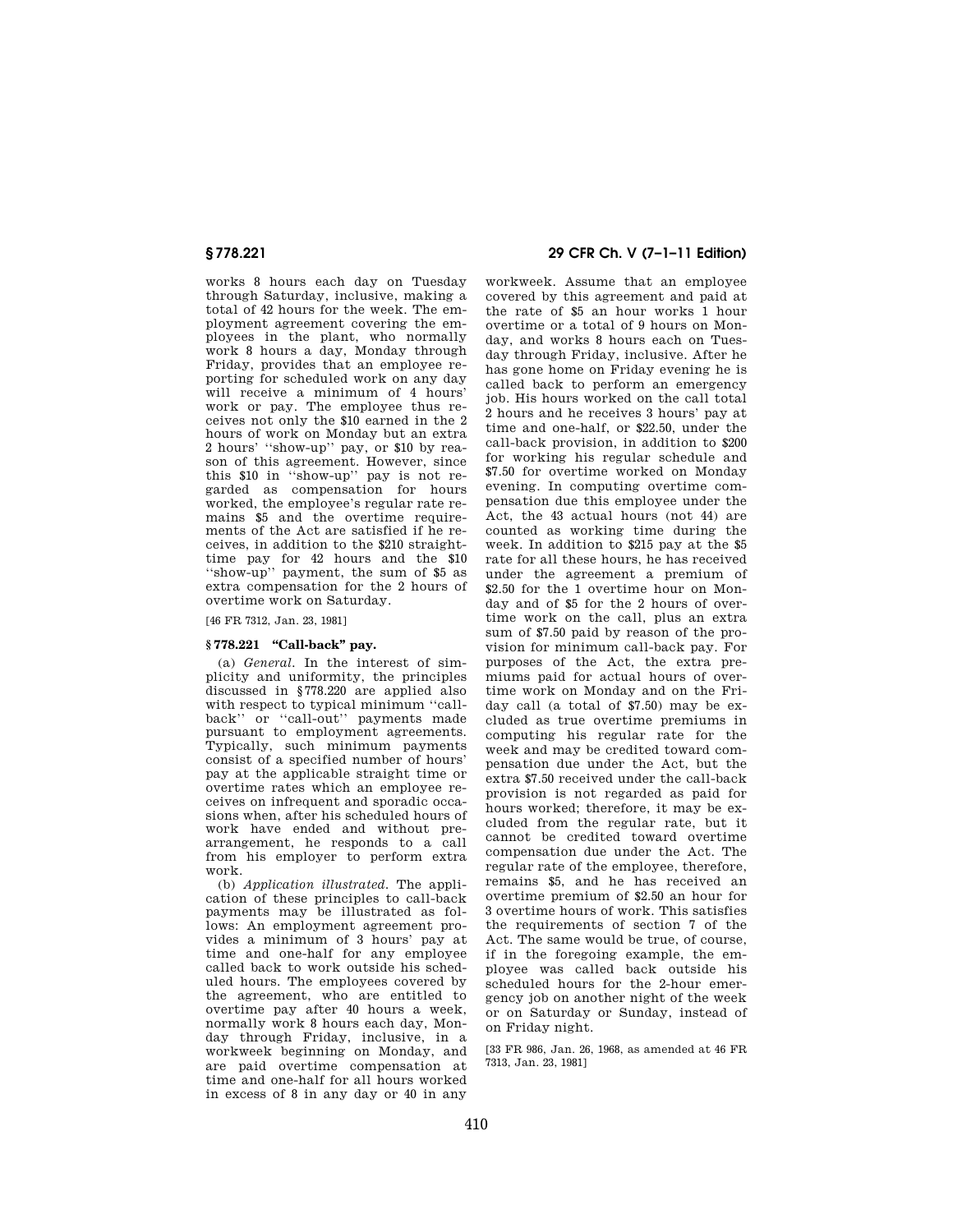works 8 hours each day on Tuesday through Saturday, inclusive, making a total of 42 hours for the week. The employment agreement covering the employees in the plant, who normally work 8 hours a day, Monday through Friday, provides that an employee reporting for scheduled work on any day will receive a minimum of 4 hours' work or pay. The employee thus receives not only the $10 earned in the 2 hours of work on Monday but an extra 2 hours' "show-up" pay, or $10 by reason of this agreement. However, since this $10 in "show-up" pay is not regarded as compensation for hours worked, the employee's regular rate remains $5 and the overtime requirements of the Act are satisfied if he receives, in addition to the $210 straight-time pay for 42 hours and the $10 "show-up" payment, the sum of $5 as extra compensation for the 2 hours of overtime work on Saturday.

[46 FR 7312, Jan. 23, 1981]

## § 778.221 "Call-back" pay.

(a) *General.* In the interest of simplicity and uniformity, the principles discussed in § 778.220 are applied also with respect to typical minimum "call-back" or "call-out" payments made pursuant to employment agreements. Typically, such minimum payments consist of a specified number of hours' pay at the applicable straight time or overtime rates which an employee receives on infrequent and sporadic occasions when, after his scheduled hours of work have ended and without prearrangement, he responds to a call from his employer to perform extra work.

(b) *Application illustrated.* The application of these principles to call-back payments may be illustrated as follows: An employment agreement provides a minimum of 3 hours' pay at time and one-half for any employee called back to work outside his scheduled hours. The employees covered by the agreement, who are entitled to overtime pay after 40 hours a week, normally work 8 hours each day, Monday through Friday, inclusive, in a workweek beginning on Monday, and are paid overtime compensation at time and one-half for all hours worked in excess of 8 in any day or 40 in any workweek. Assume that an employee covered by this agreement and paid at the rate of $5 an hour works 1 hour overtime or a total of 9 hours on Monday, and works 8 hours each on Tuesday through Friday, inclusive. After he has gone home on Friday evening he is called back to perform an emergency job. His hours worked on the call total 2 hours and he receives 3 hours' pay at time and one-half, or $22.50, under the call-back provision, in addition to $200 for working his regular schedule and $7.50 for overtime worked on Monday evening. In computing overtime compensation due this employee under the Act, the 43 actual hours (not 44) are counted as working time during the week. In addition to $215 pay at the $5 rate for all these hours, he has received under the agreement a premium of $2.50 for the 1 overtime hour on Monday and of $5 for the 2 hours of overtime work on the call, plus an extra sum of $7.50 paid by reason of the provision for minimum call-back pay. For purposes of the Act, the extra premiums paid for actual hours of overtime work on Monday and on the Friday call (a total of $7.50) may be excluded as true overtime premiums in computing his regular rate for the week and may be credited toward compensation due under the Act, but the extra $7.50 received under the call-back provision is not regarded as paid for hours worked; therefore, it may be excluded from the regular rate, but it cannot be credited toward overtime compensation due under the Act. The regular rate of the employee, therefore, remains $5, and he has received an overtime premium of $2.50 an hour for 3 overtime hours of work. This satisfies the requirements of section 7 of the Act. The same would be true, of course, if in the foregoing example, the employee was called back outside his scheduled hours for the 2-hour emergency job on another night of the week or on Saturday or Sunday, instead of on Friday night.

[33 FR 986, Jan. 26, 1968, as amended at 46 FR 7313, Jan. 23, 1981]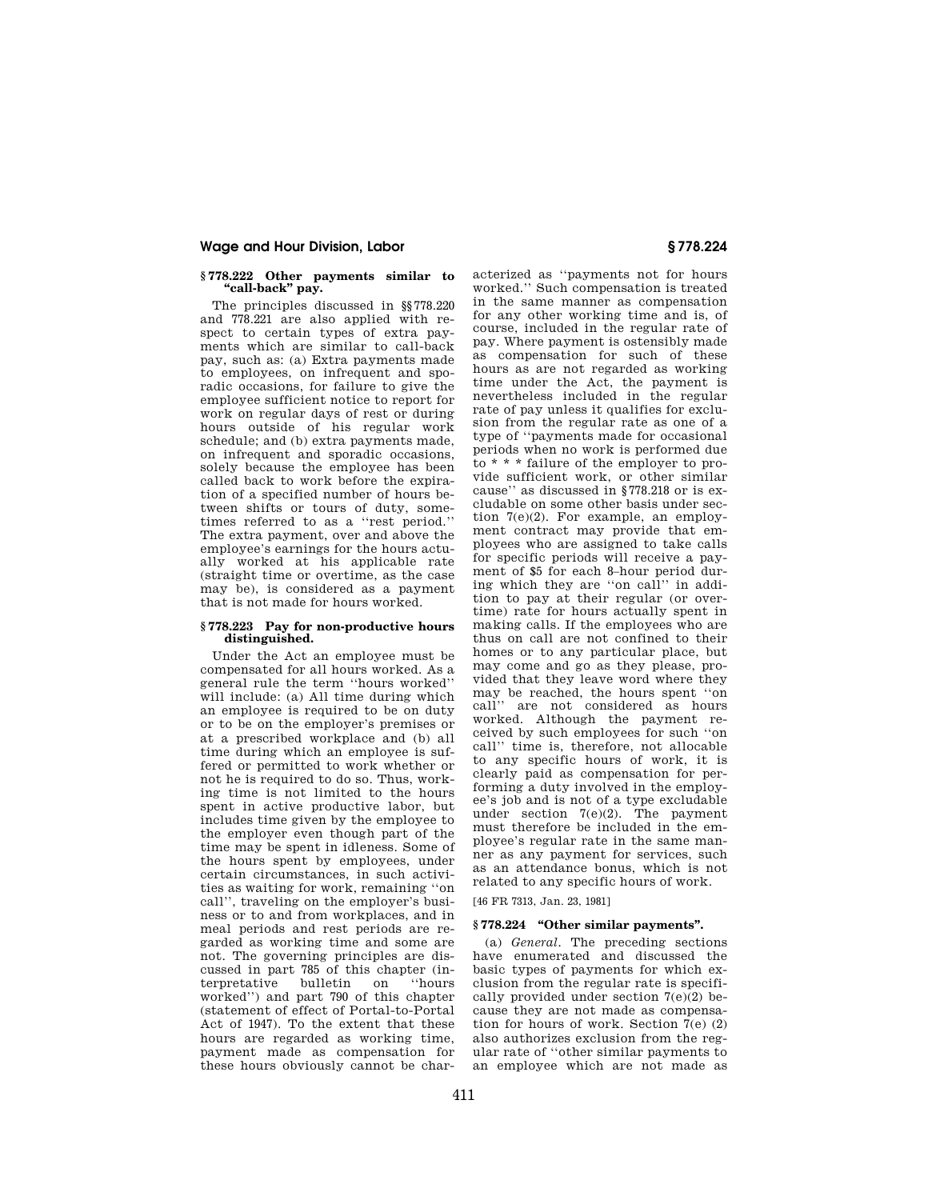### § 778.222 Other payments similar to "call-back" pay.

The principles discussed in §§ 778.220 and 778.221 are also applied with respect to certain types of extra payments which are similar to call-back pay, such as: (a) Extra payments made to employees, on infrequent and sporadic occasions, for failure to give the employee sufficient notice to report for work on regular days of rest or during hours outside of his regular work schedule; and (b) extra payments made, on infrequent and sporadic occasions, solely because the employee has been called back to work before the expiration of a specified number of hours between shifts or tours of duty, sometimes referred to as a "rest period." The extra payment, over and above the employee's earnings for the hours actually worked at his applicable rate (straight time or overtime, as the case may be), is considered as a payment that is not made for hours worked.

### § 778.223 Pay for non-productive hours distinguished.

Under the Act an employee must be compensated for all hours worked. As a general rule the term "hours worked" will include: (a) All time during which an employee is required to be on duty or to be on the employer's premises or at a prescribed workplace and (b) all time during which an employee is suffered or permitted to work whether or not he is required to do so. Thus, working time is not limited to the hours spent in active productive labor, but includes time given by the employee to the employer even though part of the time may be spent in idleness. Some of the hours spent by employees, under certain circumstances, in such activities as waiting for work, remaining "on call", traveling on the employer's business or to and from workplaces, and in meal periods and rest periods are regarded as working time and some are not. The governing principles are discussed in part 785 of this chapter (interpretative bulletin on "hours worked") and part 790 of this chapter (statement of effect of Portal-to-Portal Act of 1947). To the extent that these hours are regarded as working time, payment made as compensation for these hours obviously cannot be characterized as "payments not for hours worked." Such compensation is treated in the same manner as compensation for any other working time and is, of course, included in the regular rate of pay. Where payment is ostensibly made as compensation for such of these hours as are not regarded as working time under the Act, the payment is nevertheless included in the regular rate of pay unless it qualifies for exclusion from the regular rate as one of a type of "payments made for occasional periods when no work is performed due to * * * failure of the employer to provide sufficient work, or other similar cause" as discussed in § 778.218 or is excludable on some other basis under section 7(e)(2). For example, an employment contract may provide that employees who are assigned to take calls for specific periods will receive a payment of $5 for each 8–hour period during which they are "on call" in addition to pay at their regular (or overtime) rate for hours actually spent in making calls. If the employees who are thus on call are not confined to their homes or to any particular place, but may come and go as they please, provided that they leave word where they may be reached, the hours spent "on call" are not considered as hours worked. Although the payment received by such employees for such "on call" time is, therefore, not allocable to any specific hours of work, it is clearly paid as compensation for performing a duty involved in the employee's job and is not of a type excludable under section 7(e)(2). The payment must therefore be included in the employee's regular rate in the same manner as any payment for services, such as an attendance bonus, which is not related to any specific hours of work.

[46 FR 7313, Jan. 23, 1981]

### § 778.224 "Other similar payments".

(a) *General.* The preceding sections have enumerated and discussed the basic types of payments for which exclusion from the regular rate is specifically provided under section 7(e)(2) because they are not made as compensation for hours of work. Section 7(e) (2) also authorizes exclusion from the regular rate of "other similar payments to an employee which are not made as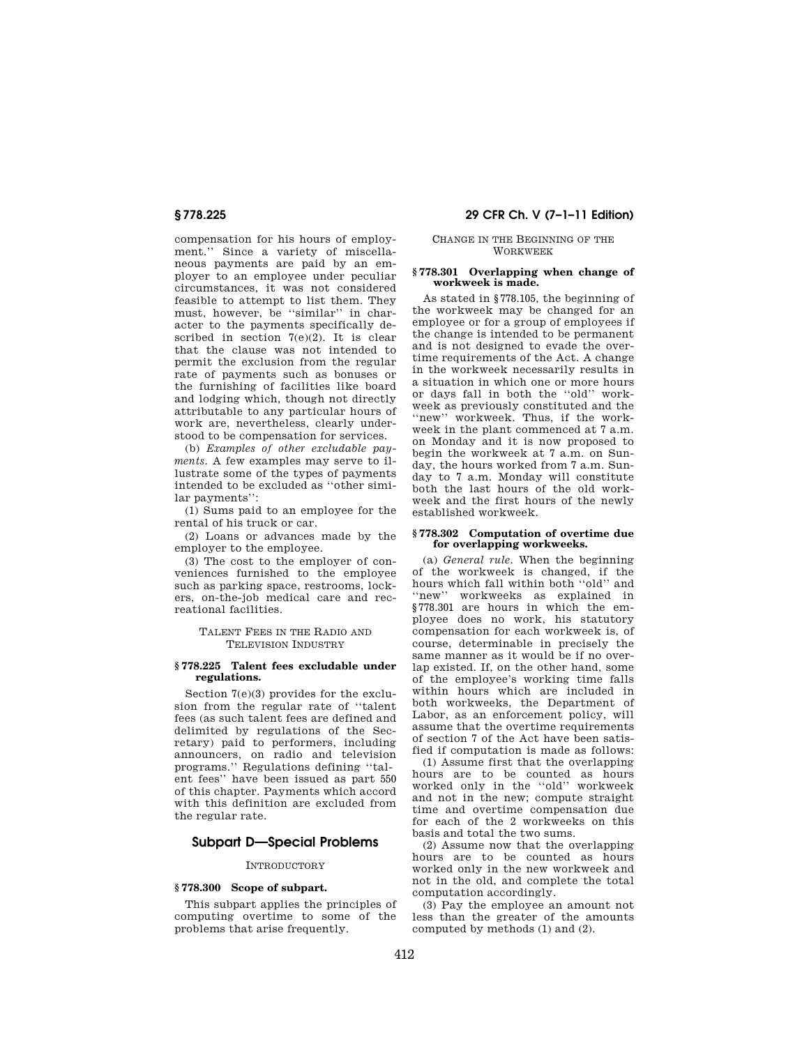compensation for his hours of employment.'' Since a variety of miscellaneous payments are paid by an employer to an employee under peculiar circumstances, it was not considered feasible to attempt to list them. They must, however, be ''similar'' in character to the payments specifically described in section 7(e)(2). It is clear that the clause was not intended to permit the exclusion from the regular rate of payments such as bonuses or the furnishing of facilities like board and lodging which, though not directly attributable to any particular hours of work are, nevertheless, clearly understood to be compensation for services.

(b) *Examples of other excludable payments.* A few examples may serve to illustrate some of the types of payments intended to be excluded as ''other similar payments'':

(1) Sums paid to an employee for the rental of his truck or car.

(2) Loans or advances made by the employer to the employee.

(3) The cost to the employer of conveniences furnished to the employee such as parking space, restrooms, lockers, on-the-job medical care and recreational facilities.

TALENT FEES IN THE RADIO AND TELEVISION INDUSTRY

### § 778.225 Talent fees excludable under regulations.

Section 7(e)(3) provides for the exclusion from the regular rate of ''talent fees (as such talent fees are defined and delimited by regulations of the Secretary) paid to performers, including announcers, on radio and television programs.'' Regulations defining ''talent fees'' have been issued as part 550 of this chapter. Payments which accord with this definition are excluded from the regular rate.

## Subpart D—Special Problems

INTRODUCTORY

### § 778.300 Scope of subpart.

This subpart applies the principles of computing overtime to some of the problems that arise frequently.

CHANGE IN THE BEGINNING OF THE WORKWEEK

### § 778.301 Overlapping when change of workweek is made.

As stated in §778.105, the beginning of the workweek may be changed for an employee or for a group of employees if the change is intended to be permanent and is not designed to evade the overtime requirements of the Act. A change in the workweek necessarily results in a situation in which one or more hours or days fall in both the ''old'' workweek as previously constituted and the ''new'' workweek. Thus, if the workweek in the plant commenced at 7 a.m. on Monday and it is now proposed to begin the workweek at 7 a.m. on Sunday, the hours worked from 7 a.m. Sunday to 7 a.m. Monday will constitute both the last hours of the old workweek and the first hours of the newly established workweek.

### § 778.302 Computation of overtime due for overlapping workweeks.

(a) *General rule.* When the beginning of the workweek is changed, if the hours which fall within both ''old'' and ''new'' workweeks as explained in §778.301 are hours in which the employee does no work, his statutory compensation for each workweek is, of course, determinable in precisely the same manner as it would be if no overlap existed. If, on the other hand, some of the employee's working time falls within hours which are included in both workweeks, the Department of Labor, as an enforcement policy, will assume that the overtime requirements of section 7 of the Act have been satisfied if computation is made as follows:

(1) Assume first that the overlapping hours are to be counted as hours worked only in the ''old'' workweek and not in the new; compute straight time and overtime compensation due for each of the 2 workweeks on this basis and total the two sums.

(2) Assume now that the overlapping hours are to be counted as hours worked only in the new workweek and not in the old, and complete the total computation accordingly.

(3) Pay the employee an amount not less than the greater of the amounts computed by methods (1) and (2).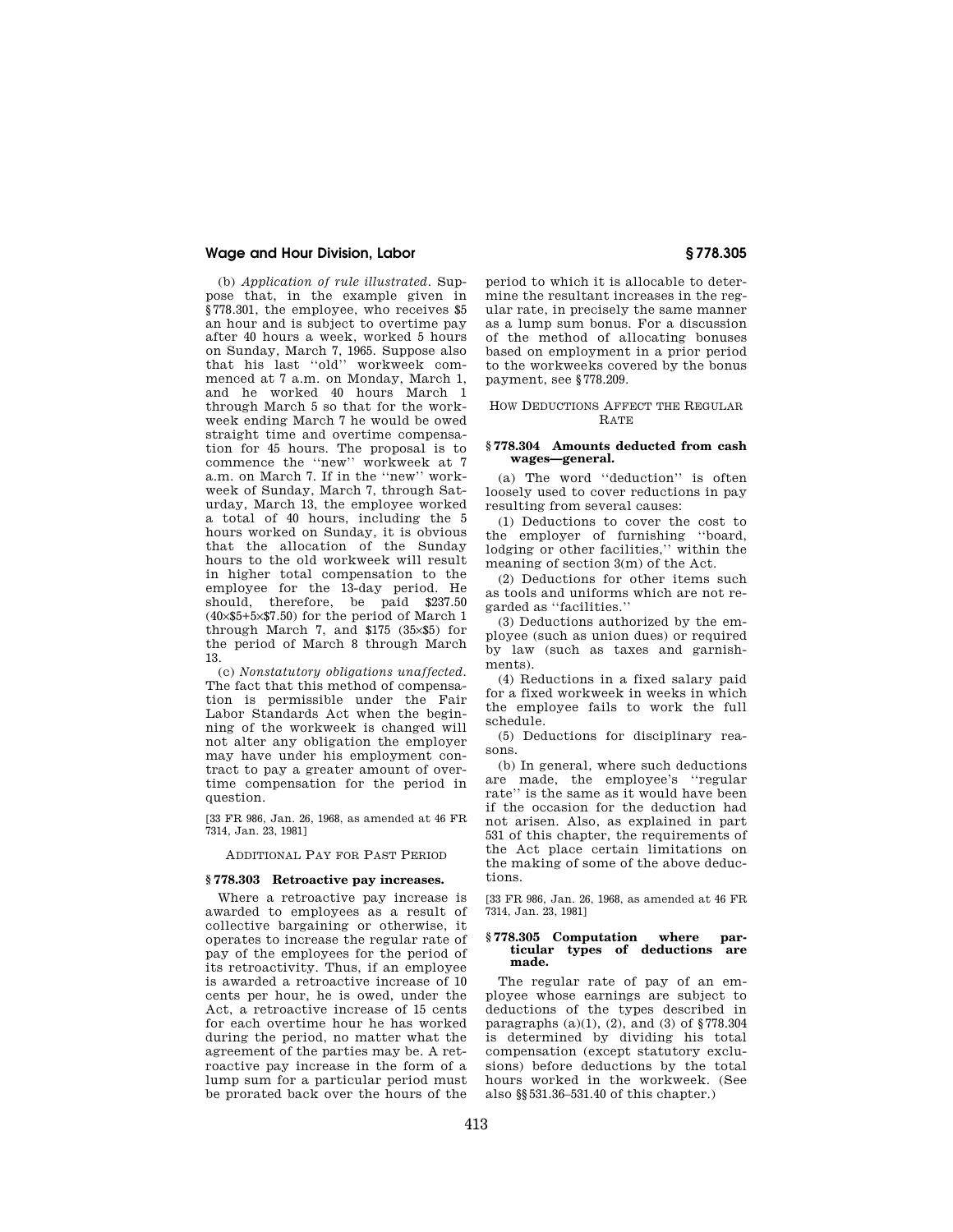(b) *Application of rule illustrated.* Suppose that, in the example given in §778.301, the employee, who receives $5 an hour and is subject to overtime pay after 40 hours a week, worked 5 hours on Sunday, March 7, 1965. Suppose also that his last ''old'' workweek commenced at 7 a.m. on Monday, March 1, and he worked 40 hours March 1 through March 5 so that for the workweek ending March 7 he would be owed straight time and overtime compensation for 45 hours. The proposal is to commence the ''new'' workweek at 7 a.m. on March 7. If in the ''new'' workweek of Sunday, March 7, through Saturday, March 13, the employee worked a total of 40 hours, including the 5 hours worked on Sunday, it is obvious that the allocation of the Sunday hours to the old workweek will result in higher total compensation to the employee for the 13-day period. He should, therefore, be paid $237.50 (40×$5+5×$7.50) for the period of March 1 through March 7, and $175 (35×$5) for the period of March 8 through March 13.

(c) *Nonstatutory obligations unaffected.* The fact that this method of compensation is permissible under the Fair Labor Standards Act when the beginning of the workweek is changed will not alter any obligation the employer may have under his employment contract to pay a greater amount of overtime compensation for the period in question.

[33 FR 986, Jan. 26, 1968, as amended at 46 FR 7314, Jan. 23, 1981]

ADDITIONAL PAY FOR PAST PERIOD

### § 778.303 Retroactive pay increases.

Where a retroactive pay increase is awarded to employees as a result of collective bargaining or otherwise, it operates to increase the regular rate of pay of the employees for the period of its retroactivity. Thus, if an employee is awarded a retroactive increase of 10 cents per hour, he is owed, under the Act, a retroactive increase of 15 cents for each overtime hour he has worked during the period, no matter what the agreement of the parties may be. A retroactive pay increase in the form of a lump sum for a particular period must be prorated back over the hours of the period to which it is allocable to determine the resultant increases in the regular rate, in precisely the same manner as a lump sum bonus. For a discussion of the method of allocating bonuses based on employment in a prior period to the workweeks covered by the bonus payment, see §778.209.

HOW DEDUCTIONS AFFECT THE REGULAR RATE

### § 778.304 Amounts deducted from cash wages—general.

(a) The word ''deduction'' is often loosely used to cover reductions in pay resulting from several causes:

(1) Deductions to cover the cost to the employer of furnishing ''board, lodging or other facilities,'' within the meaning of section 3(m) of the Act.

(2) Deductions for other items such as tools and uniforms which are not regarded as ''facilities.''

(3) Deductions authorized by the employee (such as union dues) or required by law (such as taxes and garnishments).

(4) Reductions in a fixed salary paid for a fixed workweek in weeks in which the employee fails to work the full schedule.

(5) Deductions for disciplinary reasons.

(b) In general, where such deductions are made, the employee's ''regular rate'' is the same as it would have been if the occasion for the deduction had not arisen. Also, as explained in part 531 of this chapter, the requirements of the Act place certain limitations on the making of some of the above deductions.

[33 FR 986, Jan. 26, 1968, as amended at 46 FR 7314, Jan. 23, 1981]

### § 778.305 Computation where particular types of deductions are made.

The regular rate of pay of an employee whose earnings are subject to deductions of the types described in paragraphs (a)(1), (2), and (3) of §778.304 is determined by dividing his total compensation (except statutory exclusions) before deductions by the total hours worked in the workweek. (See also §§531.36–531.40 of this chapter.)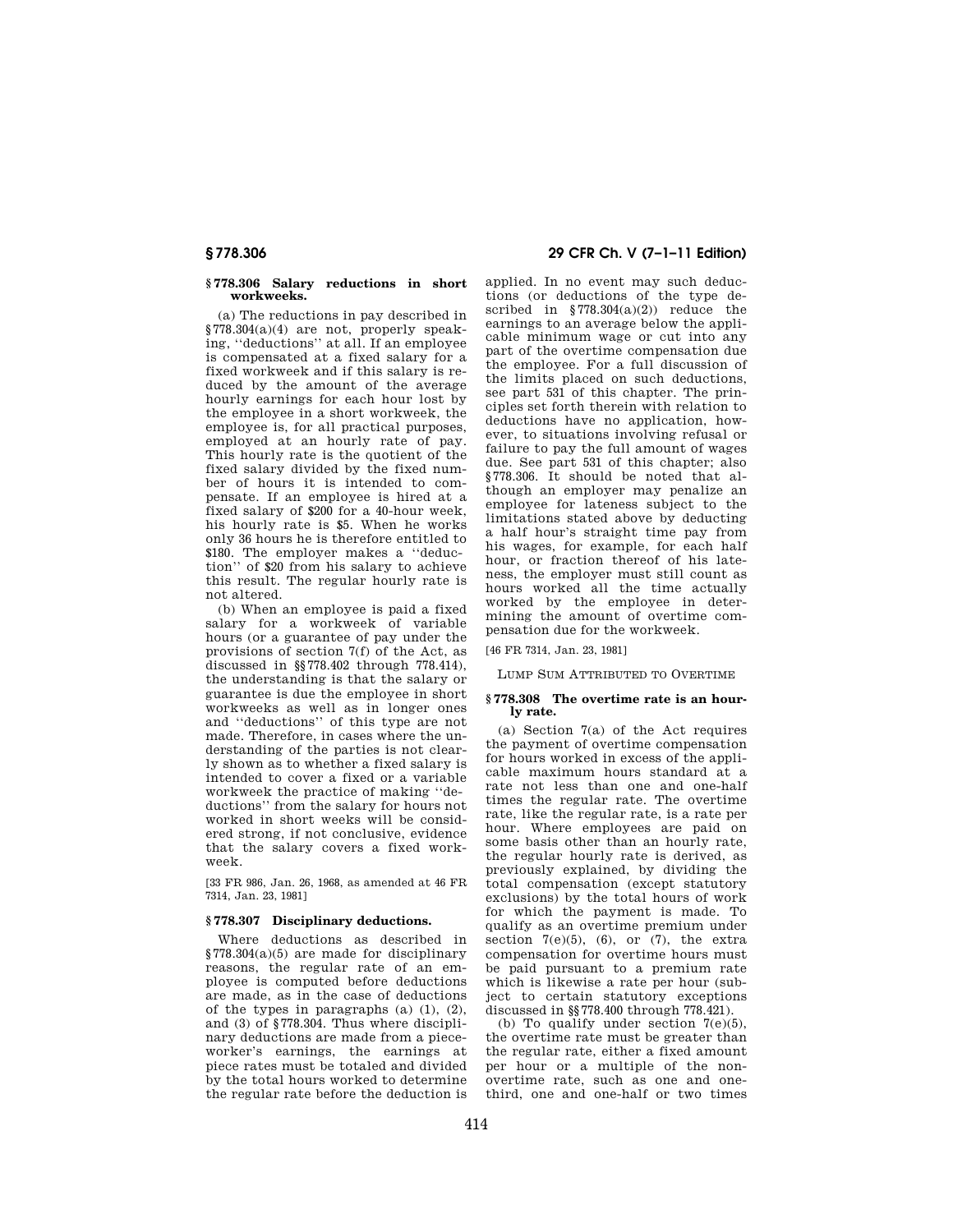### § 778.306 Salary reductions in short workweeks.

(a) The reductions in pay described in §778.304(a)(4) are not, properly speaking, ''deductions'' at all. If an employee is compensated at a fixed salary for a fixed workweek and if this salary is reduced by the amount of the average hourly earnings for each hour lost by the employee in a short workweek, the employee is, for all practical purposes, employed at an hourly rate of pay. This hourly rate is the quotient of the fixed salary divided by the fixed number of hours it is intended to compensate. If an employee is hired at a fixed salary of $200 for a 40-hour week, his hourly rate is $5. When he works only 36 hours he is therefore entitled to $180. The employer makes a ''deduction'' of $20 from his salary to achieve this result. The regular hourly rate is not altered.

(b) When an employee is paid a fixed salary for a workweek of variable hours (or a guarantee of pay under the provisions of section 7(f) of the Act, as discussed in §§778.402 through 778.414), the understanding is that the salary or guarantee is due the employee in short workweeks as well as in longer ones and ''deductions'' of this type are not made. Therefore, in cases where the understanding of the parties is not clearly shown as to whether a fixed salary is intended to cover a fixed or a variable workweek the practice of making ''deductions'' from the salary for hours not worked in short weeks will be considered strong, if not conclusive, evidence that the salary covers a fixed workweek.

[33 FR 986, Jan. 26, 1968, as amended at 46 FR 7314, Jan. 23, 1981]

### § 778.307 Disciplinary deductions.

Where deductions as described in §778.304(a)(5) are made for disciplinary reasons, the regular rate of an employee is computed before deductions are made, as in the case of deductions of the types in paragraphs (a) (1), (2), and (3) of §778.304. Thus where disciplinary deductions are made from a pieceworker's earnings, the earnings at piece rates must be totaled and divided by the total hours worked to determine the regular rate before the deduction is applied. In no event may such deductions (or deductions of the type described in §778.304(a)(2)) reduce the earnings to an average below the applicable minimum wage or cut into any part of the overtime compensation due the employee. For a full discussion of the limits placed on such deductions, see part 531 of this chapter. The principles set forth therein with relation to deductions have no application, however, to situations involving refusal or failure to pay the full amount of wages due. See part 531 of this chapter; also §778.306. It should be noted that although an employer may penalize an employee for lateness subject to the limitations stated above by deducting a half hour's straight time pay from his wages, for example, for each half hour, or fraction thereof of his lateness, the employer must still count as hours worked all the time actually worked by the employee in determining the amount of overtime compensation due for the workweek.

[46 FR 7314, Jan. 23, 1981]

## Lump Sum Attributed to Overtime

### § 778.308 The overtime rate is an hourly rate.

(a) Section 7(a) of the Act requires the payment of overtime compensation for hours worked in excess of the applicable maximum hours standard at a rate not less than one and one-half times the regular rate. The overtime rate, like the regular rate, is a rate per hour. Where employees are paid on some basis other than an hourly rate, the regular hourly rate is derived, as previously explained, by dividing the total compensation (except statutory exclusions) by the total hours of work for which the payment is made. To qualify as an overtime premium under section 7(e)(5), (6), or (7), the extra compensation for overtime hours must be paid pursuant to a premium rate which is likewise a rate per hour (subject to certain statutory exceptions discussed in §§778.400 through 778.421).

(b) To qualify under section 7(e)(5), the overtime rate must be greater than the regular rate, either a fixed amount per hour or a multiple of the non-overtime rate, such as one and one-third, one and one-half or two times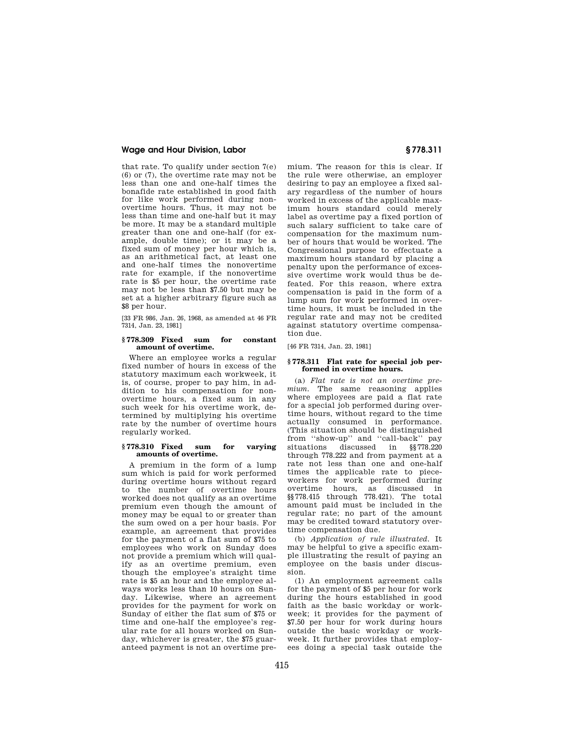that rate. To qualify under section 7(e) (6) or (7), the overtime rate may not be less than one and one-half times the bonafide rate established in good faith for like work performed during nonovertime hours. Thus, it may not be less than time and one-half but it may be more. It may be a standard multiple greater than one and one-half (for example, double time); or it may be a fixed sum of money per hour which is, as an arithmetical fact, at least one and one-half times the nonovertime rate for example, if the nonovertime rate is $5 per hour, the overtime rate may not be less than $7.50 but may be set at a higher arbitrary figure such as $8 per hour.

[33 FR 986, Jan. 26, 1968, as amended at 46 FR 7314, Jan. 23, 1981]

### § 778.309 Fixed sum for constant amount of overtime.

Where an employee works a regular fixed number of hours in excess of the statutory maximum each workweek, it is, of course, proper to pay him, in addition to his compensation for nonovertime hours, a fixed sum in any such week for his overtime work, determined by multiplying his overtime rate by the number of overtime hours regularly worked.

### § 778.310 Fixed sum for varying amounts of overtime.

A premium in the form of a lump sum which is paid for work performed during overtime hours without regard to the number of overtime hours worked does not qualify as an overtime premium even though the amount of money may be equal to or greater than the sum owed on a per hour basis. For example, an agreement that provides for the payment of a flat sum of $75 to employees who work on Sunday does not provide a premium which will qualify as an overtime premium, even though the employee's straight time rate is $5 an hour and the employee always works less than 10 hours on Sunday. Likewise, where an agreement provides for the payment for work on Sunday of either the flat sum of $75 or time and one-half the employee's regular rate for all hours worked on Sunday, whichever is greater, the $75 guaranteed payment is not an overtime premium. The reason for this is clear. If the rule were otherwise, an employer desiring to pay an employee a fixed salary regardless of the number of hours worked in excess of the applicable maximum hours standard could merely label as overtime pay a fixed portion of such salary sufficient to take care of compensation for the maximum number of hours that would be worked. The Congressional purpose to effectuate a maximum hours standard by placing a penalty upon the performance of excessive overtime work would thus be defeated. For this reason, where extra compensation is paid in the form of a lump sum for work performed in overtime hours, it must be included in the regular rate and may not be credited against statutory overtime compensation due.

[46 FR 7314, Jan. 23, 1981]

### § 778.311 Flat rate for special job performed in overtime hours.

(a) *Flat rate is not an overtime premium.* The same reasoning applies where employees are paid a flat rate for a special job performed during overtime hours, without regard to the time actually consumed in performance. (This situation should be distinguished from ''show-up'' and ''call-back'' pay situations discussed in §§ 778.220 through 778.222 and from payment at a rate not less than one and one-half times the applicable rate to pieceworkers for work performed during overtime hours, as discussed in §§ 778.415 through 778.421). The total amount paid must be included in the regular rate; no part of the amount may be credited toward statutory overtime compensation due.

(b) *Application of rule illustrated.* It may be helpful to give a specific example illustrating the result of paying an employee on the basis under discussion.

(1) An employment agreement calls for the payment of $5 per hour for work during the hours established in good faith as the basic workday or workweek; it provides for the payment of $7.50 per hour for work during hours outside the basic workday or workweek. It further provides that employees doing a special task outside the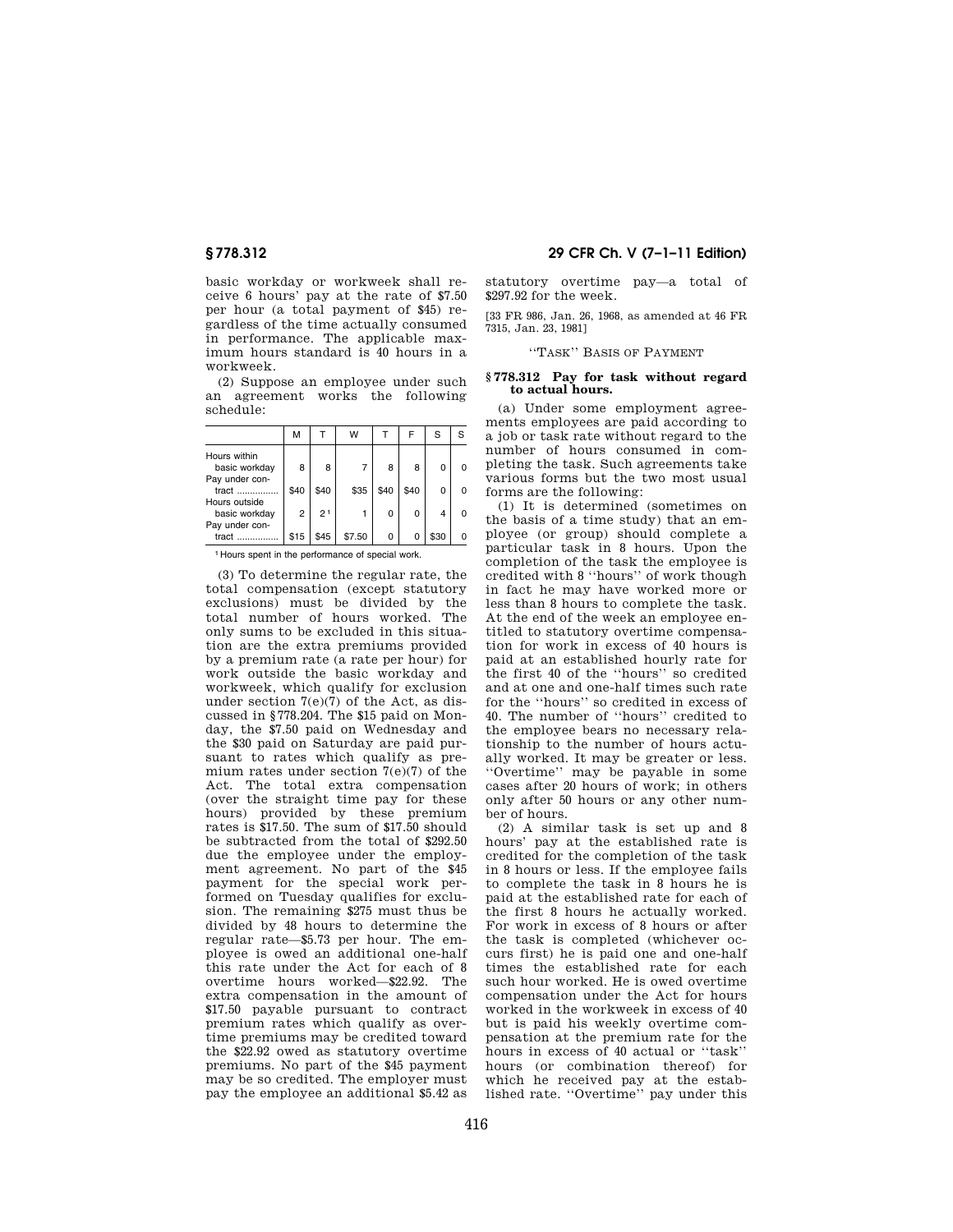basic workday or workweek shall receive 6 hours' pay at the rate of $7.50 per hour (a total payment of $45) regardless of the time actually consumed in performance. The applicable maximum hours standard is 40 hours in a workweek.

(2) Suppose an employee under such an agreement works the following schedule:

| | M | T | W | T | F | S | S |
|---|---|---|---|---|---|---|---|
| Hours within basic workday | 8 | 8 | 7 | 8 | 8 | 0 | 0 |
| Pay under contract | $40 | $40 | $35 | $40 | $40 | 0 | 0 |
| Hours outside basic workday | 2 | 2 [1] | 1 | 0 | 0 | 4 | 0 |
| Pay under contract | $15 | $45 | $7.50 | 0 | 0 | $30 | 0 |

[1] Hours spent in the performance of special work.

(3) To determine the regular rate, the total compensation (except statutory exclusions) must be divided by the total number of hours worked. The only sums to be excluded in this situation are the extra premiums provided by a premium rate (a rate per hour) for work outside the basic workday and workweek, which qualify for exclusion under section 7(e)(7) of the Act, as discussed in §778.204. The $15 paid on Monday, the $7.50 paid on Wednesday and the $30 paid on Saturday are paid pursuant to rates which qualify as premium rates under section 7(e)(7) of the Act. The total extra compensation (over the straight time pay for these hours) provided by these premium rates is $17.50. The sum of $17.50 should be subtracted from the total of $292.50 due the employee under the employment agreement. No part of the $45 payment for the special work performed on Tuesday qualifies for exclusion. The remaining $275 must thus be divided by 48 hours to determine the regular rate—$5.73 per hour. The employee is owed an additional one-half this rate under the Act for each of 8 overtime hours worked—$22.92. The extra compensation in the amount of $17.50 payable pursuant to contract premium rates which qualify as overtime premiums may be credited toward the $22.92 owed as statutory overtime premiums. No part of the $45 payment may be so credited. The employer must pay the employee an additional $5.42 as statutory overtime pay—a total of $297.92 for the week.

[33 FR 986, Jan. 26, 1968, as amended at 46 FR 7315, Jan. 23, 1981]

### "TASK" BASIS OF PAYMENT

#### §778.312 Pay for task without regard to actual hours.

(a) Under some employment agreements employees are paid according to a job or task rate without regard to the number of hours consumed in completing the task. Such agreements take various forms but the two most usual forms are the following:

(1) It is determined (sometimes on the basis of a time study) that an employee (or group) should complete a particular task in 8 hours. Upon the completion of the task the employee is credited with 8 "hours" of work though in fact he may have worked more or less than 8 hours to complete the task. At the end of the week an employee entitled to statutory overtime compensation for work in excess of 40 hours is paid at an established hourly rate for the first 40 of the "hours" so credited and at one and one-half times such rate for the "hours" so credited in excess of 40. The number of "hours" credited to the employee bears no necessary relationship to the number of hours actually worked. It may be greater or less. "Overtime" may be payable in some cases after 20 hours of work; in others only after 50 hours or any other number of hours.

(2) A similar task is set up and 8 hours' pay at the established rate is credited for the completion of the task in 8 hours or less. If the employee fails to complete the task in 8 hours he is paid at the established rate for each of the first 8 hours he actually worked. For work in excess of 8 hours or after the task is completed (whichever occurs first) he is paid one and one-half times the established rate for each such hour worked. He is owed overtime compensation under the Act for hours worked in the workweek in excess of 40 but is paid his weekly overtime compensation at the premium rate for the hours in excess of 40 actual or "task" hours (or combination thereof) for which he received pay at the established rate. "Overtime" pay under this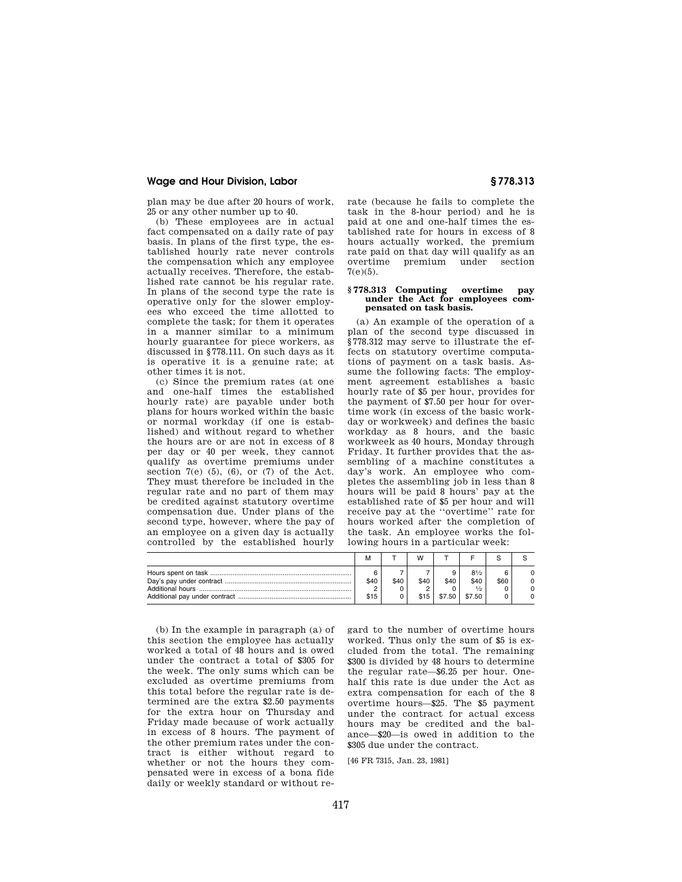plan may be due after 20 hours of work, 25 or any other number up to 40.

(b) These employees are in actual fact compensated on a daily rate of pay basis. In plans of the first type, the established hourly rate never controls the compensation which any employee actually receives. Therefore, the established rate cannot be his regular rate. In plans of the second type the rate is operative only for the slower employees who exceed the time allotted to complete the task; for them it operates in a manner similar to a minimum hourly guarantee for piece workers, as discussed in §778.111. On such days as it is operative it is a genuine rate; at other times it is not.

(c) Since the premium rates (at one and one-half times the established hourly rate) are payable under both plans for hours worked within the basic or normal workday (if one is established) and without regard to whether the hours are or are not in excess of 8 per day or 40 per week, they cannot qualify as overtime premiums under section 7(e) (5), (6), or (7) of the Act. They must therefore be included in the regular rate and no part of them may be credited against statutory overtime compensation due. Under plans of the second type, however, where the pay of an employee on a given day is actually controlled by the established hourly rate (because he fails to complete the task in the 8-hour period) and he is paid at one and one-half times the established rate for hours in excess of 8 hours actually worked, the premium rate paid on that day will qualify as an overtime premium under section 7(e)(5).

### § 778.313 Computing overtime pay under the Act for employees compensated on task basis.

(a) An example of the operation of a plan of the second type discussed in §778.312 may serve to illustrate the effects on statutory overtime computations of payment on a task basis. Assume the following facts: The employment agreement establishes a basic hourly rate of $5 per hour, provides for the payment of $7.50 per hour for overtime work (in excess of the basic workday or workweek) and defines the basic workweek as 40 hours, Monday through Friday. It further provides that the assembling of a machine constitutes a day's work. An employee who completes the assembling job in less than 8 hours will be paid 8 hours' pay at the established rate of $5 per hour and will receive pay at the ''overtime'' rate for hours worked after the completion of the task. An employee works the following hours in a particular week:

| | M | T | W | T | F | S | S |
|---|---|---|---|---|---|---|---|
| Hours spent on task | 6 | 7 | 7 | 9 | 8½ | 6 | 0 |
| Day's pay under contract | $40 | $40 | $40 | $40 | $40 | $60 | 0 |
| Additional hours | 2 | 0 | 2 | 0 | ½ | 0 | 0 |
| Additional pay under contract | $15 | 0 | $15 | $7.50 | $7.50 | 0 | 0 |

(b) In the example in paragraph (a) of this section the employee has actually worked a total of 48 hours and is owed under the contract a total of $305 for the week. The only sums which can be excluded as overtime premiums from this total before the regular rate is determined are the extra $2.50 payments for the extra hour on Thursday and Friday made because of work actually in excess of 8 hours. The payment of the other premium rates under the contract is either without regard to whether or not the hours they compensated were in excess of a bona fide daily or weekly standard or without regard to the number of overtime hours worked. Thus only the sum of $5 is excluded from the total. The remaining $300 is divided by 48 hours to determine the regular rate—$6.25 per hour. One-half this rate is due under the Act as extra compensation for each of the 8 overtime hours—$25. The $5 payment under the contract for actual excess hours may be credited and the balance—$20—is owed in addition to the $305 due under the contract.

[46 FR 7315, Jan. 23, 1981]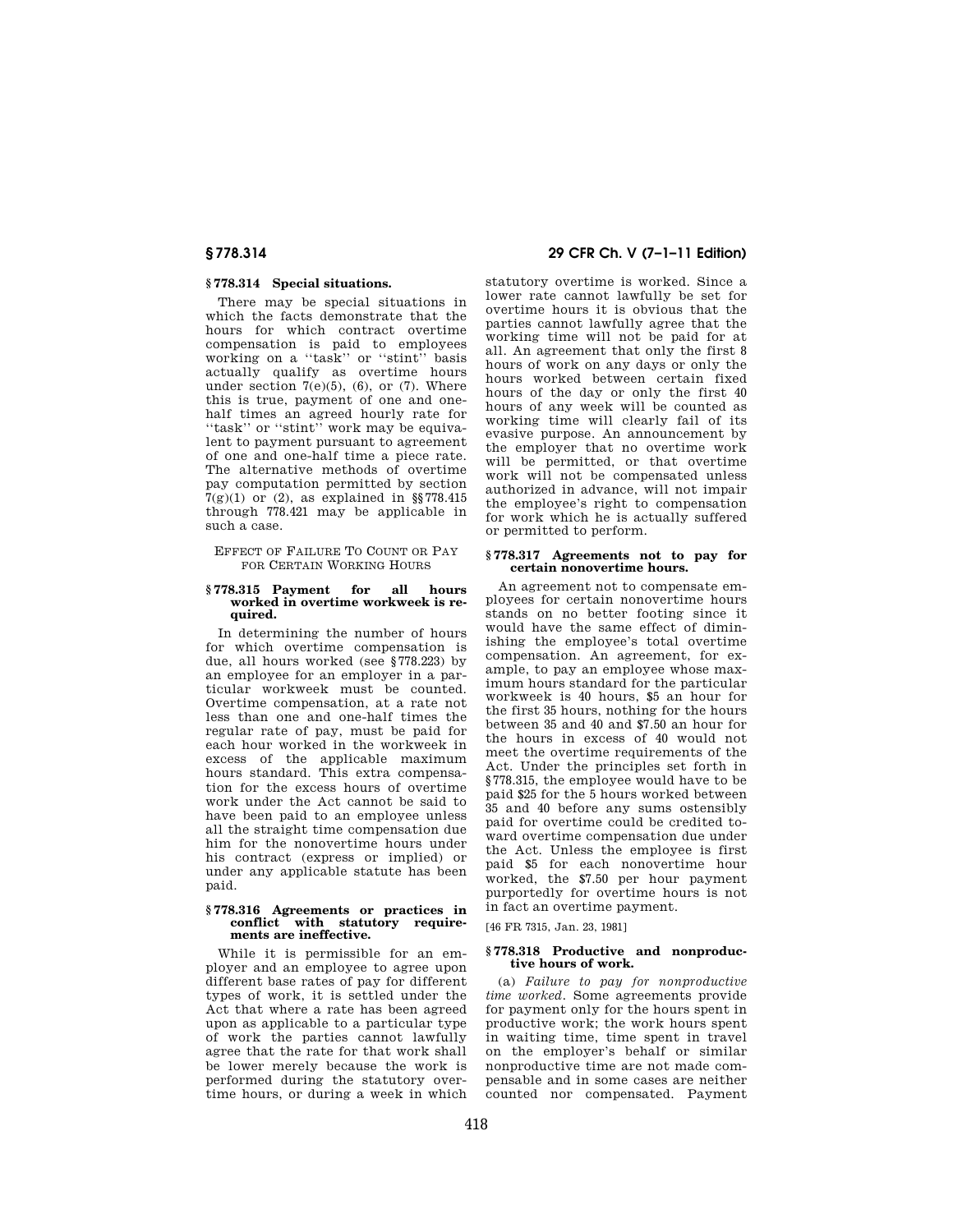### § 778.314 Special situations.

There may be special situations in which the facts demonstrate that the hours for which contract overtime compensation is paid to employees working on a "task" or "stint" basis actually qualify as overtime hours under section 7(e)(5), (6), or (7). Where this is true, payment of one and one-half times an agreed hourly rate for "task" or "stint" work may be equivalent to payment pursuant to agreement of one and one-half time a piece rate. The alternative methods of overtime pay computation permitted by section 7(g)(1) or (2), as explained in §§ 778.415 through 778.421 may be applicable in such a case.

## EFFECT OF FAILURE TO COUNT OR PAY FOR CERTAIN WORKING HOURS

### § 778.315 Payment for all hours worked in overtime workweek is required.

In determining the number of hours for which overtime compensation is due, all hours worked (see § 778.223) by an employee for an employer in a particular workweek must be counted. Overtime compensation, at a rate not less than one and one-half times the regular rate of pay, must be paid for each hour worked in the workweek in excess of the applicable maximum hours standard. This extra compensation for the excess hours of overtime work under the Act cannot be said to have been paid to an employee unless all the straight time compensation due him for the nonovertime hours under his contract (express or implied) or under any applicable statute has been paid.

### § 778.316 Agreements or practices in conflict with statutory requirements are ineffective.

While it is permissible for an employer and an employee to agree upon different base rates of pay for different types of work, it is settled under the Act that where a rate has been agreed upon as applicable to a particular type of work the parties cannot lawfully agree that the rate for that work shall be lower merely because the work is performed during the statutory overtime hours, or during a week in which statutory overtime is worked. Since a lower rate cannot lawfully be set for overtime hours it is obvious that the parties cannot lawfully agree that the working time will not be paid for at all. An agreement that only the first 8 hours of work on any days or only the hours worked between certain fixed hours of the day or only the first 40 hours of any week will be counted as working time will clearly fail of its evasive purpose. An announcement by the employer that no overtime work will be permitted, or that overtime work will not be compensated unless authorized in advance, will not impair the employee's right to compensation for work which he is actually suffered or permitted to perform.

### § 778.317 Agreements not to pay for certain nonovertime hours.

An agreement not to compensate employees for certain nonovertime hours stands on no better footing since it would have the same effect of diminishing the employee's total overtime compensation. An agreement, for example, to pay an employee whose maximum hours standard for the particular workweek is 40 hours, $5 an hour for the first 35 hours, nothing for the hours between 35 and 40 and $7.50 an hour for the hours in excess of 40 would not meet the overtime requirements of the Act. Under the principles set forth in § 778.315, the employee would have to be paid $25 for the 5 hours worked between 35 and 40 before any sums ostensibly paid for overtime could be credited toward overtime compensation due under the Act. Unless the employee is first paid $5 for each nonovertime hour worked, the $7.50 per hour payment purportedly for overtime hours is not in fact an overtime payment.

[46 FR 7315, Jan. 23, 1981]

### § 778.318 Productive and nonproductive hours of work.

(a) *Failure to pay for nonproductive time worked.* Some agreements provide for payment only for the hours spent in productive work; the work hours spent in waiting time, time spent in travel on the employer's behalf or similar nonproductive time are not made compensable and in some cases are neither counted nor compensated. Payment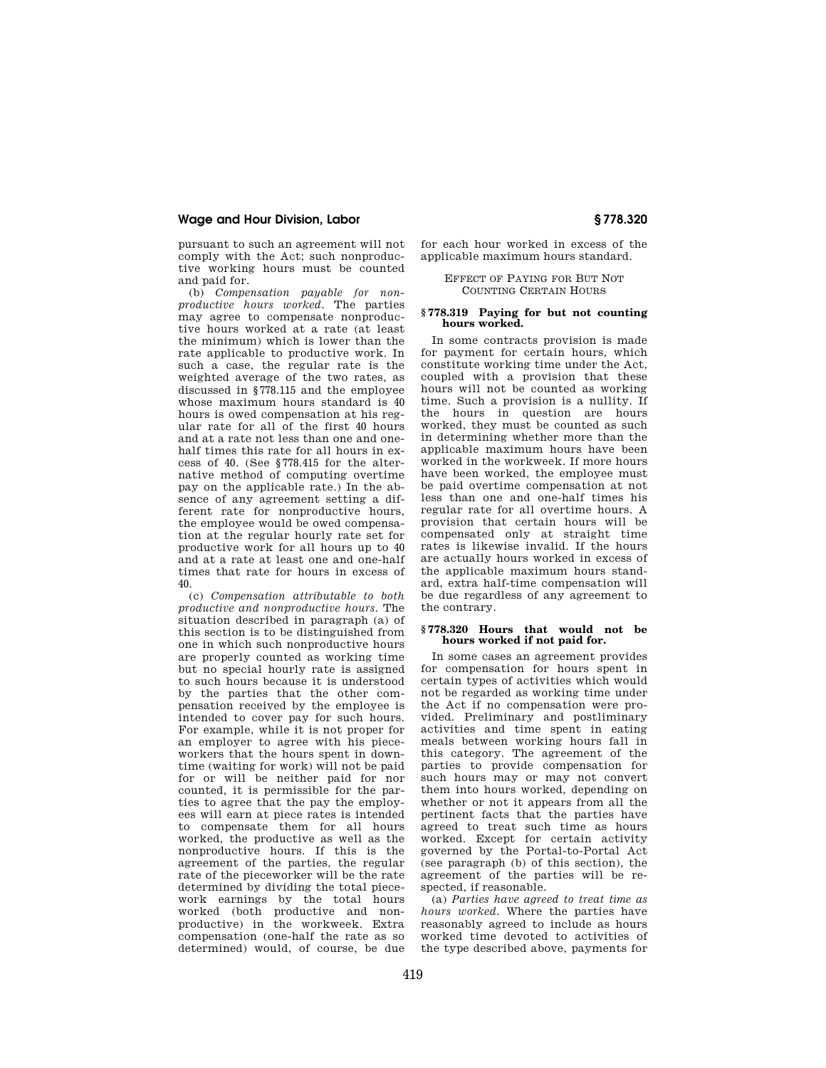pursuant to such an agreement will not comply with the Act; such nonproductive working hours must be counted and paid for.

(b) *Compensation payable for nonproductive hours worked.* The parties may agree to compensate nonproductive hours worked at a rate (at least the minimum) which is lower than the rate applicable to productive work. In such a case, the regular rate is the weighted average of the two rates, as discussed in §778.115 and the employee whose maximum hours standard is 40 hours is owed compensation at his regular rate for all of the first 40 hours and at a rate not less than one and one-half times this rate for all hours in excess of 40. (See §778.415 for the alternative method of computing overtime pay on the applicable rate.) In the absence of any agreement setting a different rate for nonproductive hours, the employee would be owed compensation at the regular hourly rate set for productive work for all hours up to 40 and at a rate at least one and one-half times that rate for hours in excess of 40.

(c) *Compensation attributable to both productive and nonproductive hours.* The situation described in paragraph (a) of this section is to be distinguished from one in which such nonproductive hours are properly counted as working time but no special hourly rate is assigned to such hours because it is understood by the parties that the other compensation received by the employee is intended to cover pay for such hours. For example, while it is not proper for an employer to agree with his pieceworkers that the hours spent in downtime (waiting for work) will not be paid for or will be neither paid for nor counted, it is permissible for the parties to agree that the pay the employees will earn at piece rates is intended to compensate them for all hours worked, the productive as well as the nonproductive hours. If this is the agreement of the parties, the regular rate of the pieceworker will be the rate determined by dividing the total piecework earnings by the total hours worked (both productive and nonproductive) in the workweek. Extra compensation (one-half the rate as so determined) would, of course, be due for each hour worked in excess of the applicable maximum hours standard.

EFFECT OF PAYING FOR BUT NOT COUNTING CERTAIN HOURS

### §778.319 Paying for but not counting hours worked.

In some contracts provision is made for payment for certain hours, which constitute working time under the Act, coupled with a provision that these hours will not be counted as working time. Such a provision is a nullity. If the hours in question are hours worked, they must be counted as such in determining whether more than the applicable maximum hours have been worked in the workweek. If more hours have been worked, the employee must be paid overtime compensation at not less than one and one-half times his regular rate for all overtime hours. A provision that certain hours will be compensated only at straight time rates is likewise invalid. If the hours are actually hours worked in excess of the applicable maximum hours standard, extra half-time compensation will be due regardless of any agreement to the contrary.

### §778.320 Hours that would not be hours worked if not paid for.

In some cases an agreement provides for compensation for hours spent in certain types of activities which would not be regarded as working time under the Act if no compensation were provided. Preliminary and postliminary activities and time spent in eating meals between working hours fall in this category. The agreement of the parties to provide compensation for such hours may or may not convert them into hours worked, depending on whether or not it appears from all the pertinent facts that the parties have agreed to treat such time as hours worked. Except for certain activity governed by the Portal-to-Portal Act (see paragraph (b) of this section), the agreement of the parties will be respected, if reasonable.

(a) *Parties have agreed to treat time as hours worked.* Where the parties have reasonably agreed to include as hours worked time devoted to activities of the type described above, payments for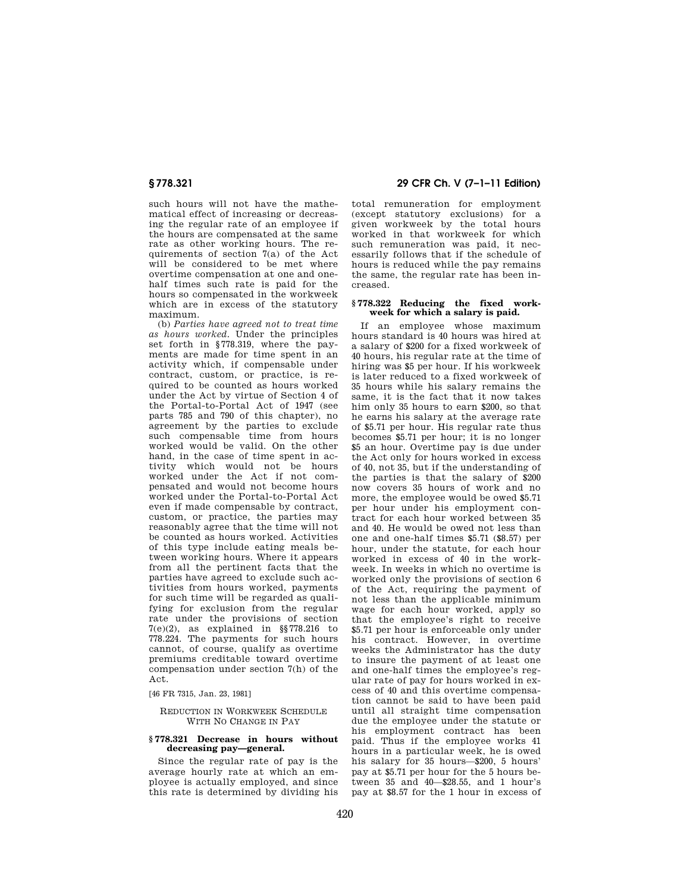such hours will not have the mathematical effect of increasing or decreasing the regular rate of an employee if the hours are compensated at the same rate as other working hours. The requirements of section 7(a) of the Act will be considered to be met where overtime compensation at one and one-half times such rate is paid for the hours so compensated in the workweek which are in excess of the statutory maximum.

(b) *Parties have agreed not to treat time as hours worked.* Under the principles set forth in §778.319, where the payments are made for time spent in an activity which, if compensable under contract, custom, or practice, is required to be counted as hours worked under the Act by virtue of Section 4 of the Portal-to-Portal Act of 1947 (see parts 785 and 790 of this chapter), no agreement by the parties to exclude such compensable time from hours worked would be valid. On the other hand, in the case of time spent in activity which would not be hours worked under the Act if not compensated and would not become hours worked under the Portal-to-Portal Act even if made compensable by contract, custom, or practice, the parties may reasonably agree that the time will not be counted as hours worked. Activities of this type include eating meals between working hours. Where it appears from all the pertinent facts that the parties have agreed to exclude such activities from hours worked, payments for such time will be regarded as qualifying for exclusion from the regular rate under the provisions of section 7(e)(2), as explained in §§778.216 to 778.224. The payments for such hours cannot, of course, qualify as overtime premiums creditable toward overtime compensation under section 7(h) of the Act.

[46 FR 7315, Jan. 23, 1981]

REDUCTION IN WORKWEEK SCHEDULE WITH NO CHANGE IN PAY

### § 778.321 Decrease in hours without decreasing pay—general.

Since the regular rate of pay is the average hourly rate at which an employee is actually employed, and since this rate is determined by dividing his total remuneration for employment (except statutory exclusions) for a given workweek by the total hours worked in that workweek for which such remuneration was paid, it necessarily follows that if the schedule of hours is reduced while the pay remains the same, the regular rate has been increased.

### § 778.322 Reducing the fixed workweek for which a salary is paid.

If an employee whose maximum hours standard is 40 hours was hired at a salary of $200 for a fixed workweek of 40 hours, his regular rate at the time of hiring was $5 per hour. If his workweek is later reduced to a fixed workweek of 35 hours while his salary remains the same, it is the fact that it now takes him only 35 hours to earn $200, so that he earns his salary at the average rate of $5.71 per hour. His regular rate thus becomes $5.71 per hour; it is no longer $5 an hour. Overtime pay is due under the Act only for hours worked in excess of 40, not 35, but if the understanding of the parties is that the salary of $200 now covers 35 hours of work and no more, the employee would be owed $5.71 per hour under his employment contract for each hour worked between 35 and 40. He would be owed not less than one and one-half times $5.71 ($8.57) per hour, under the statute, for each hour worked in excess of 40 in the workweek. In weeks in which no overtime is worked only the provisions of section 6 of the Act, requiring the payment of not less than the applicable minimum wage for each hour worked, apply so that the employee's right to receive $5.71 per hour is enforceable only under his contract. However, in overtime weeks the Administrator has the duty to insure the payment of at least one and one-half times the employee's regular rate of pay for hours worked in excess of 40 and this overtime compensation cannot be said to have been paid until all straight time compensation due the employee under the statute or his employment contract has been paid. Thus if the employee works 41 hours in a particular week, he is owed his salary for 35 hours—$200, 5 hours' pay at $5.71 per hour for the 5 hours between 35 and 40—$28.55, and 1 hour's pay at $8.57 for the 1 hour in excess of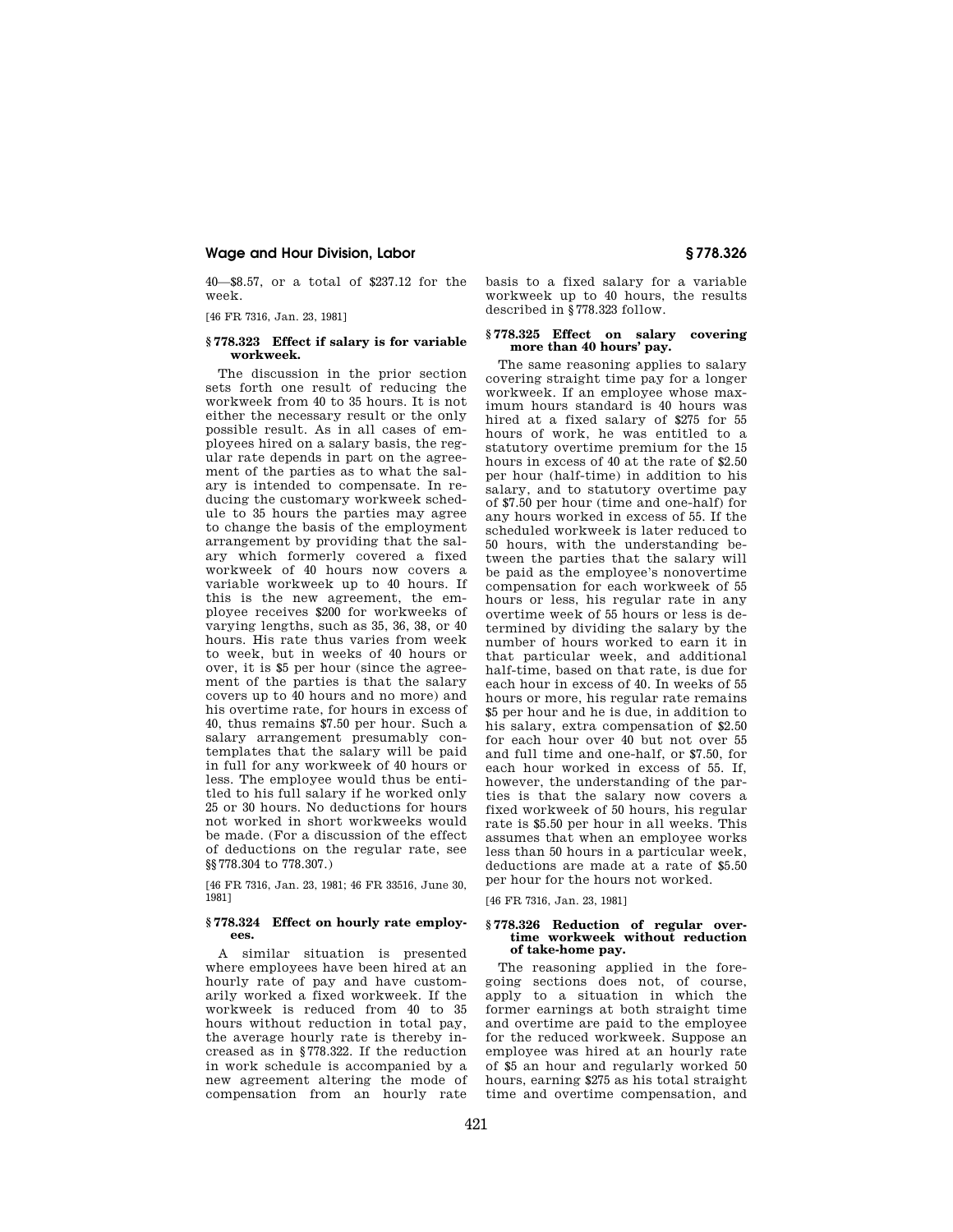40—$8.57, or a total of $237.12 for the week.

[46 FR 7316, Jan. 23, 1981]

### § 778.323 Effect if salary is for variable workweek.

The discussion in the prior section sets forth one result of reducing the workweek from 40 to 35 hours. It is not either the necessary result or the only possible result. As in all cases of employees hired on a salary basis, the regular rate depends in part on the agreement of the parties as to what the salary is intended to compensate. In reducing the customary workweek schedule to 35 hours the parties may agree to change the basis of the employment arrangement by providing that the salary which formerly covered a fixed workweek of 40 hours now covers a variable workweek up to 40 hours. If this is the new agreement, the employee receives $200 for workweeks of varying lengths, such as 35, 36, 38, or 40 hours. His rate thus varies from week to week, but in weeks of 40 hours or over, it is $5 per hour (since the agreement of the parties is that the salary covers up to 40 hours and no more) and his overtime rate, for hours in excess of 40, thus remains $7.50 per hour. Such a salary arrangement presumably contemplates that the salary will be paid in full for any workweek of 40 hours or less. The employee would thus be entitled to his full salary if he worked only 25 or 30 hours. No deductions for hours not worked in short workweeks would be made. (For a discussion of the effect of deductions on the regular rate, see §§ 778.304 to 778.307.)

[46 FR 7316, Jan. 23, 1981; 46 FR 33516, June 30, 1981]

### § 778.324 Effect on hourly rate employees.

A similar situation is presented where employees have been hired at an hourly rate of pay and have customarily worked a fixed workweek. If the workweek is reduced from 40 to 35 hours without reduction in total pay, the average hourly rate is thereby increased as in § 778.322. If the reduction in work schedule is accompanied by a new agreement altering the mode of compensation from an hourly rate basis to a fixed salary for a variable workweek up to 40 hours, the results described in § 778.323 follow.

### § 778.325 Effect on salary covering more than 40 hours' pay.

The same reasoning applies to salary covering straight time pay for a longer workweek. If an employee whose maximum hours standard is 40 hours was hired at a fixed salary of $275 for 55 hours of work, he was entitled to a statutory overtime premium for the 15 hours in excess of 40 at the rate of $2.50 per hour (half-time) in addition to his salary, and to statutory overtime pay of $7.50 per hour (time and one-half) for any hours worked in excess of 55. If the scheduled workweek is later reduced to 50 hours, with the understanding between the parties that the salary will be paid as the employee's nonovertime compensation for each workweek of 55 hours or less, his regular rate in any overtime week of 55 hours or less is determined by dividing the salary by the number of hours worked to earn it in that particular week, and additional half-time, based on that rate, is due for each hour in excess of 40. In weeks of 55 hours or more, his regular rate remains $5 per hour and he is due, in addition to his salary, extra compensation of $2.50 for each hour over 40 but not over 55 and full time and one-half, or $7.50, for each hour worked in excess of 55. If, however, the understanding of the parties is that the salary now covers a fixed workweek of 50 hours, his regular rate is $5.50 per hour in all weeks. This assumes that when an employee works less than 50 hours in a particular week, deductions are made at a rate of $5.50 per hour for the hours not worked.

[46 FR 7316, Jan. 23, 1981]

### § 778.326 Reduction of regular overtime workweek without reduction of take-home pay.

The reasoning applied in the foregoing sections does not, of course, apply to a situation in which the former earnings at both straight time and overtime are paid to the employee for the reduced workweek. Suppose an employee was hired at an hourly rate of $5 an hour and regularly worked 50 hours, earning $275 as his total straight time and overtime compensation, and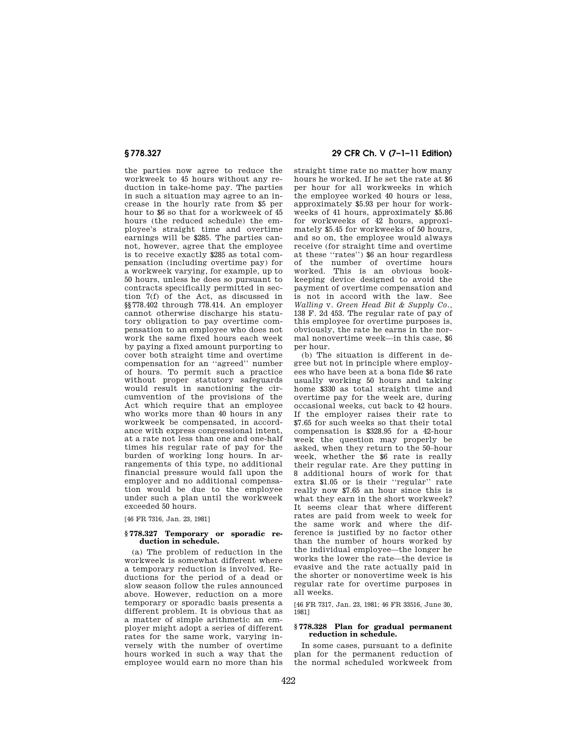the parties now agree to reduce the workweek to 45 hours without any reduction in take-home pay. The parties in such a situation may agree to an increase in the hourly rate from $5 per hour to $6 so that for a workweek of 45 hours (the reduced schedule) the employee's straight time and overtime earnings will be $285. The parties cannot, however, agree that the employee is to receive exactly $285 as total compensation (including overtime pay) for a workweek varying, for example, up to 50 hours, unless he does so pursuant to contracts specifically permitted in section 7(f) of the Act, as discussed in §§778.402 through 778.414. An employer cannot otherwise discharge his statutory obligation to pay overtime compensation to an employee who does not work the same fixed hours each week by paying a fixed amount purporting to cover both straight time and overtime compensation for an ''agreed'' number of hours. To permit such a practice without proper statutory safeguards would result in sanctioning the circumvention of the provisions of the Act which require that an employee who works more than 40 hours in any workweek be compensated, in accordance with express congressional intent, at a rate not less than one and one-half times his regular rate of pay for the burden of working long hours. In arrangements of this type, no additional financial pressure would fall upon the employer and no additional compensation would be due to the employee under such a plan until the workweek exceeded 50 hours.

[46 FR 7316, Jan. 23, 1981]

### § 778.327 Temporary or sporadic reduction in schedule.

(a) The problem of reduction in the workweek is somewhat different where a temporary reduction is involved. Reductions for the period of a dead or slow season follow the rules announced above. However, reduction on a more temporary or sporadic basis presents a different problem. It is obvious that as a matter of simple arithmetic an employer might adopt a series of different rates for the same work, varying inversely with the number of overtime hours worked in such a way that the employee would earn no more than his straight time rate no matter how many hours he worked. If he set the rate at $6 per hour for all workweeks in which the employee worked 40 hours or less, approximately $5.93 per hour for workweeks of 41 hours, approximately $5.86 for workweeks of 42 hours, approximately $5.45 for workweeks of 50 hours, and so on, the employee would always receive (for straight time and overtime at these ''rates'') $6 an hour regardless of the number of overtime hours worked. This is an obvious bookkeeping device designed to avoid the payment of overtime compensation and is not in accord with the law. See *Walling* v. *Green Head Bit & Supply Co.*, 138 F. 2d 453. The regular rate of pay of this employee for overtime purposes is, obviously, the rate he earns in the normal nonovertime week—in this case, $6 per hour.

(b) The situation is different in degree but not in principle where employees who have been at a bona fide $6 rate usually working 50 hours and taking home $330 as total straight time and overtime pay for the week are, during occasional weeks, cut back to 42 hours. If the employer raises their rate to $7.65 for such weeks so that their total compensation is $328.95 for a 42-hour week the question may properly be asked, when they return to the 50–hour week, whether the $6 rate is really their regular rate. Are they putting in 8 additional hours of work for that extra $1.05 or is their ''regular'' rate really now $7.65 an hour since this is what they earn in the short workweek? It seems clear that where different rates are paid from week to week for the same work and where the difference is justified by no factor other than the number of hours worked by the individual employee—the longer he works the lower the rate—the device is evasive and the rate actually paid in the shorter or nonovertime week is his regular rate for overtime purposes in all weeks.

[46 FR 7317, Jan. 23, 1981; 46 FR 33516, June 30, 1981]

### § 778.328 Plan for gradual permanent reduction in schedule.

In some cases, pursuant to a definite plan for the permanent reduction of the normal scheduled workweek from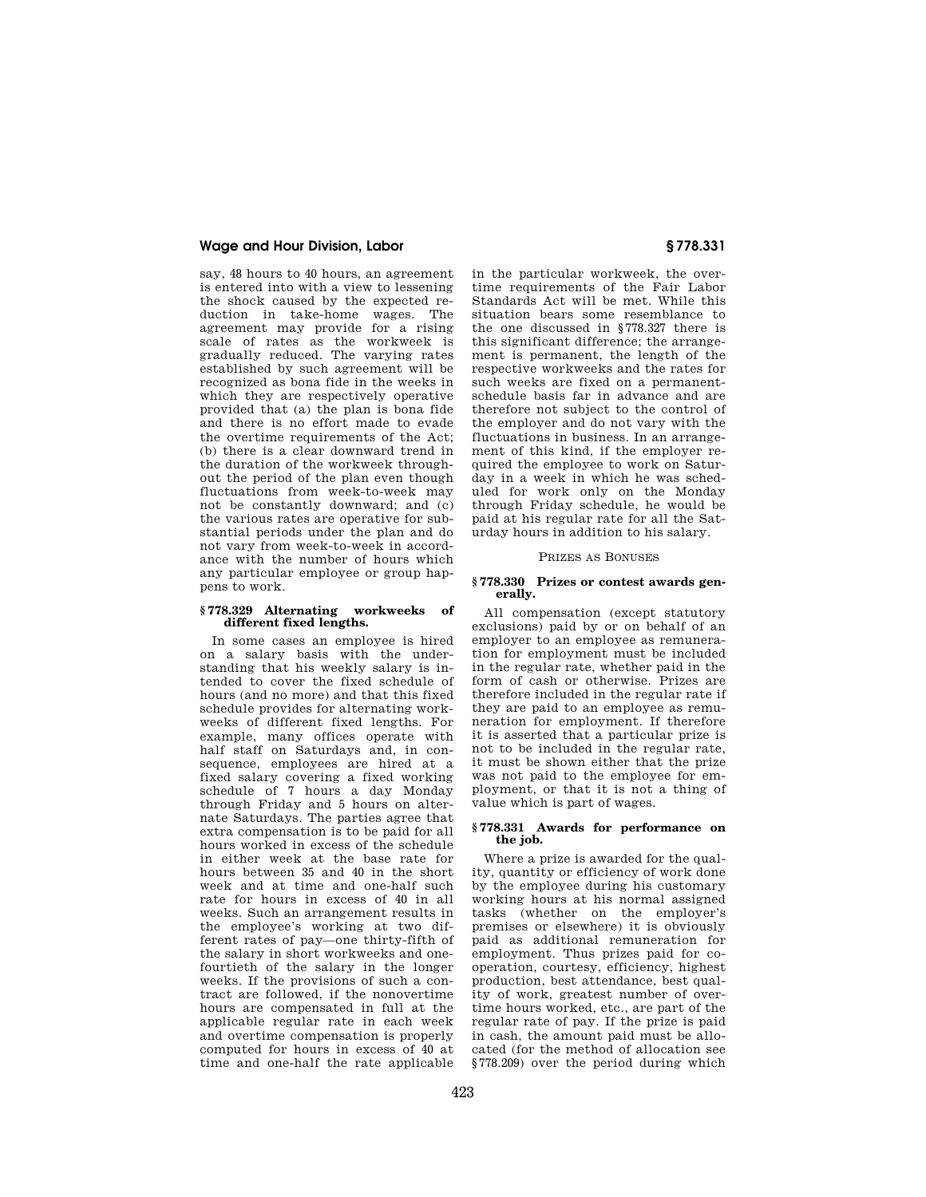say, 48 hours to 40 hours, an agreement is entered into with a view to lessening the shock caused by the expected reduction in take-home wages. The agreement may provide for a rising scale of rates as the workweek is gradually reduced. The varying rates established by such agreement will be recognized as bona fide in the weeks in which they are respectively operative provided that (a) the plan is bona fide and there is no effort made to evade the overtime requirements of the Act; (b) there is a clear downward trend in the duration of the workweek throughout the period of the plan even though fluctuations from week-to-week may not be constantly downward; and (c) the various rates are operative for substantial periods under the plan and do not vary from week-to-week in accordance with the number of hours which any particular employee or group happens to work.

### § 778.329 Alternating workweeks of different fixed lengths.

In some cases an employee is hired on a salary basis with the understanding that his weekly salary is intended to cover the fixed schedule of hours (and no more) and that this fixed schedule provides for alternating workweeks of different fixed lengths. For example, many offices operate with half staff on Saturdays and, in consequence, employees are hired at a fixed salary covering a fixed working schedule of 7 hours a day Monday through Friday and 5 hours on alternate Saturdays. The parties agree that extra compensation is to be paid for all hours worked in excess of the schedule in either week at the base rate for hours between 35 and 40 in the short week and at time and one-half such rate for hours in excess of 40 in all weeks. Such an arrangement results in the employee's working at two different rates of pay—one thirty-fifth of the salary in short workweeks and one-fourtieth of the salary in the longer weeks. If the provisions of such a contract are followed, if the nonovertime hours are compensated in full at the applicable regular rate in each week and overtime compensation is properly computed for hours in excess of 40 at time and one-half the rate applicable in the particular workweek, the overtime requirements of the Fair Labor Standards Act will be met. While this situation bears some resemblance to the one discussed in § 778.327 there is this significant difference; the arrangement is permanent, the length of the respective workweeks and the rates for such weeks are fixed on a permanent-schedule basis far in advance and are therefore not subject to the control of the employer and do not vary with the fluctuations in business. In an arrangement of this kind, if the employer required the employee to work on Saturday in a week in which he was scheduled for work only on the Monday through Friday schedule, he would be paid at his regular rate for all the Saturday hours in addition to his salary.

## PRIZES AS BONUSES

### § 778.330 Prizes or contest awards generally.

All compensation (except statutory exclusions) paid by or on behalf of an employer to an employee as remuneration for employment must be included in the regular rate, whether paid in the form of cash or otherwise. Prizes are therefore included in the regular rate if they are paid to an employee as remuneration for employment. If therefore it is asserted that a particular prize is not to be included in the regular rate, it must be shown either that the prize was not paid to the employee for employment, or that it is not a thing of value which is part of wages.

### § 778.331 Awards for performance on the job.

Where a prize is awarded for the quality, quantity or efficiency of work done by the employee during his customary working hours at his normal assigned tasks (whether on the employer's premises or elsewhere) it is obviously paid as additional remuneration for employment. Thus prizes paid for cooperation, courtesy, efficiency, highest production, best attendance, best quality of work, greatest number of overtime hours worked, etc., are part of the regular rate of pay. If the prize is paid in cash, the amount paid must be allocated (for the method of allocation see § 778.209) over the period during which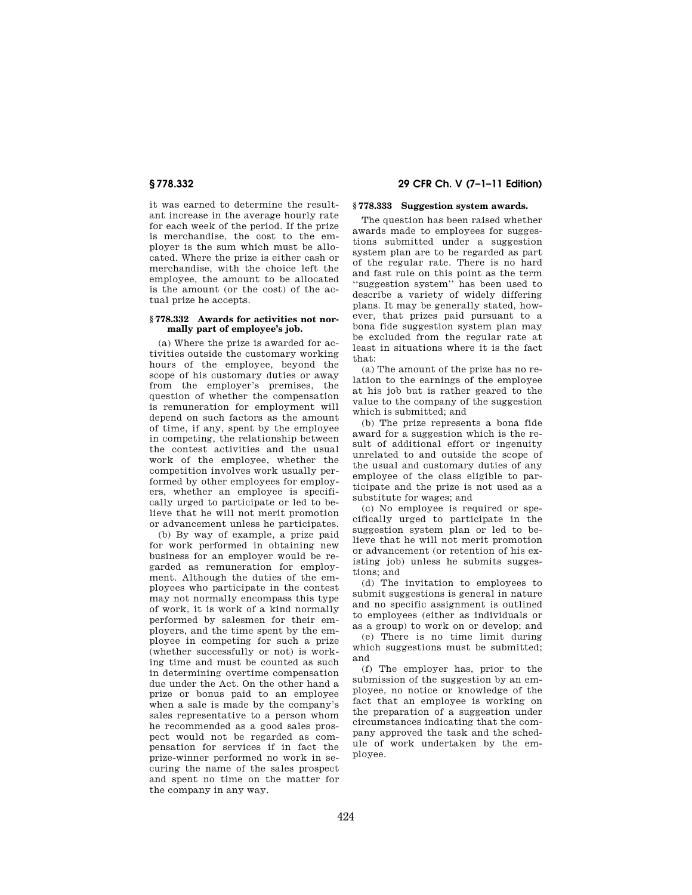it was earned to determine the resultant increase in the average hourly rate for each week of the period. If the prize is merchandise, the cost to the employer is the sum which must be allocated. Where the prize is either cash or merchandise, with the choice left the employee, the amount to be allocated is the amount (or the cost) of the actual prize he accepts.

### § 778.332 Awards for activities not normally part of employee's job.

(a) Where the prize is awarded for activities outside the customary working hours of the employee, beyond the scope of his customary duties or away from the employer's premises, the question of whether the compensation is remuneration for employment will depend on such factors as the amount of time, if any, spent by the employee in competing, the relationship between the contest activities and the usual work of the employee, whether the competition involves work usually performed by other employees for employers, whether an employee is specifically urged to participate or led to believe that he will not merit promotion or advancement unless he participates.

(b) By way of example, a prize paid for work performed in obtaining new business for an employer would be regarded as remuneration for employment. Although the duties of the employees who participate in the contest may not normally encompass this type of work, it is work of a kind normally performed by salesmen for their employers, and the time spent by the employee in competing for such a prize (whether successfully or not) is working time and must be counted as such in determining overtime compensation due under the Act. On the other hand a prize or bonus paid to an employee when a sale is made by the company's sales representative to a person whom he recommended as a good sales prospect would not be regarded as compensation for services if in fact the prize-winner performed no work in securing the name of the sales prospect and spent no time on the matter for the company in any way.

### § 778.333 Suggestion system awards.

The question has been raised whether awards made to employees for suggestions submitted under a suggestion system plan are to be regarded as part of the regular rate. There is no hard and fast rule on this point as the term "suggestion system" has been used to describe a variety of widely differing plans. It may be generally stated, however, that prizes paid pursuant to a bona fide suggestion system plan may be excluded from the regular rate at least in situations where it is the fact that:

(a) The amount of the prize has no relation to the earnings of the employee at his job but is rather geared to the value to the company of the suggestion which is submitted; and

(b) The prize represents a bona fide award for a suggestion which is the result of additional effort or ingenuity unrelated to and outside the scope of the usual and customary duties of any employee of the class eligible to participate and the prize is not used as a substitute for wages; and

(c) No employee is required or specifically urged to participate in the suggestion system plan or led to believe that he will not merit promotion or advancement (or retention of his existing job) unless he submits suggestions; and

(d) The invitation to employees to submit suggestions is general in nature and no specific assignment is outlined to employees (either as individuals or as a group) to work on or develop; and

(e) There is no time limit during which suggestions must be submitted; and

(f) The employer has, prior to the submission of the suggestion by an employee, no notice or knowledge of the fact that an employee is working on the preparation of a suggestion under circumstances indicating that the company approved the task and the schedule of work undertaken by the employee.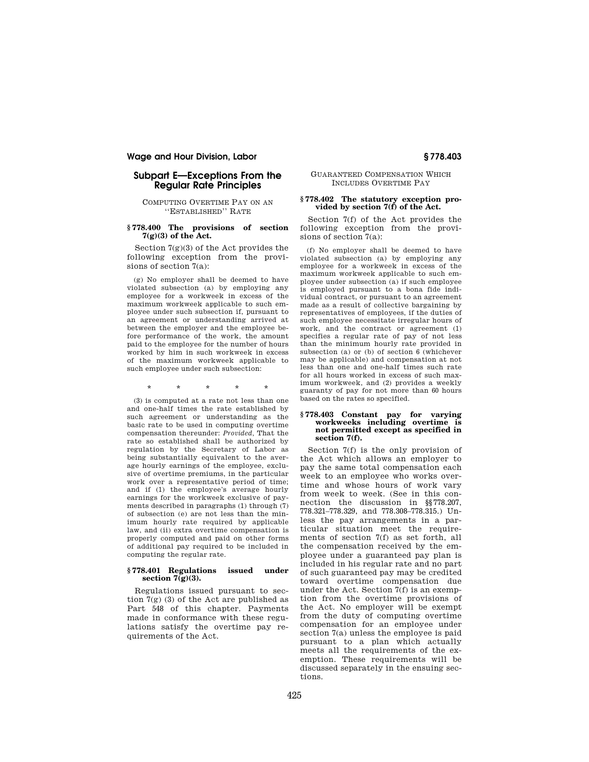## Subpart E—Exceptions From the Regular Rate Principles

COMPUTING OVERTIME PAY ON AN "ESTABLISHED" RATE

### § 778.400 The provisions of section 7(g)(3) of the Act.

Section 7(g)(3) of the Act provides the following exception from the provisions of section 7(a):

(g) No employer shall be deemed to have violated subsection (a) by employing any employee for a workweek in excess of the maximum workweek applicable to such employee under such subsection if, pursuant to an agreement or understanding arrived at between the employer and the employee before performance of the work, the amount paid to the employee for the number of hours worked by him in such workweek in excess of the maximum workweek applicable to such employee under such subsection:

\* \* \* \* \*

(3) is computed at a rate not less than one and one-half times the rate established by such agreement or understanding as the basic rate to be used in computing overtime compensation thereunder: *Provided*, That the rate so established shall be authorized by regulation by the Secretary of Labor as being substantially equivalent to the average hourly earnings of the employee, exclusive of overtime premiums, in the particular work over a representative period of time; and if (1) the employee's average hourly earnings for the workweek exclusive of payments described in paragraphs (1) through (7) of subsection (e) are not less than the minimum hourly rate required by applicable law, and (ii) extra overtime compensation is properly computed and paid on other forms of additional pay required to be included in computing the regular rate.

### § 778.401 Regulations issued under section 7(g)(3).

Regulations issued pursuant to section 7(g) (3) of the Act are published as Part 548 of this chapter. Payments made in conformance with these regulations satisfy the overtime pay requirements of the Act.

GUARANTEED COMPENSATION WHICH INCLUDES OVERTIME PAY

### § 778.402 The statutory exception provided by section 7(f) of the Act.

Section 7(f) of the Act provides the following exception from the provisions of section 7(a):

(f) No employer shall be deemed to have violated subsection (a) by employing any employee for a workweek in excess of the maximum workweek applicable to such employee under subsection (a) if such employee is employed pursuant to a bona fide individual contract, or pursuant to an agreement made as a result of collective bargaining by representatives of employees, if the duties of such employee necessitate irregular hours of work, and the contract or agreement (1) specifies a regular rate of pay of not less than the minimum hourly rate provided in subsection (a) or (b) of section 6 (whichever may be applicable) and compensation at not less than one and one-half times such rate for all hours worked in excess of such maximum workweek, and (2) provides a weekly guaranty of pay for not more than 60 hours based on the rates so specified.

### § 778.403 Constant pay for varying workweeks including overtime is not permitted except as specified in section 7(f).

Section 7(f) is the only provision of the Act which allows an employer to pay the same total compensation each week to an employee who works overtime and whose hours of work vary from week to week. (See in this connection the discussion in §§ 778.207, 778.321–778.329, and 778.308–778.315.) Unless the pay arrangements in a particular situation meet the requirements of section 7(f) as set forth, all the compensation received by the employee under a guaranteed pay plan is included in his regular rate and no part of such guaranteed pay may be credited toward overtime compensation due under the Act. Section 7(f) is an exemption from the overtime provisions of the Act. No employer will be exempt from the duty of computing overtime compensation for an employee under section 7(a) unless the employee is paid pursuant to a plan which actually meets all the requirements of the exemption. These requirements will be discussed separately in the ensuing sections.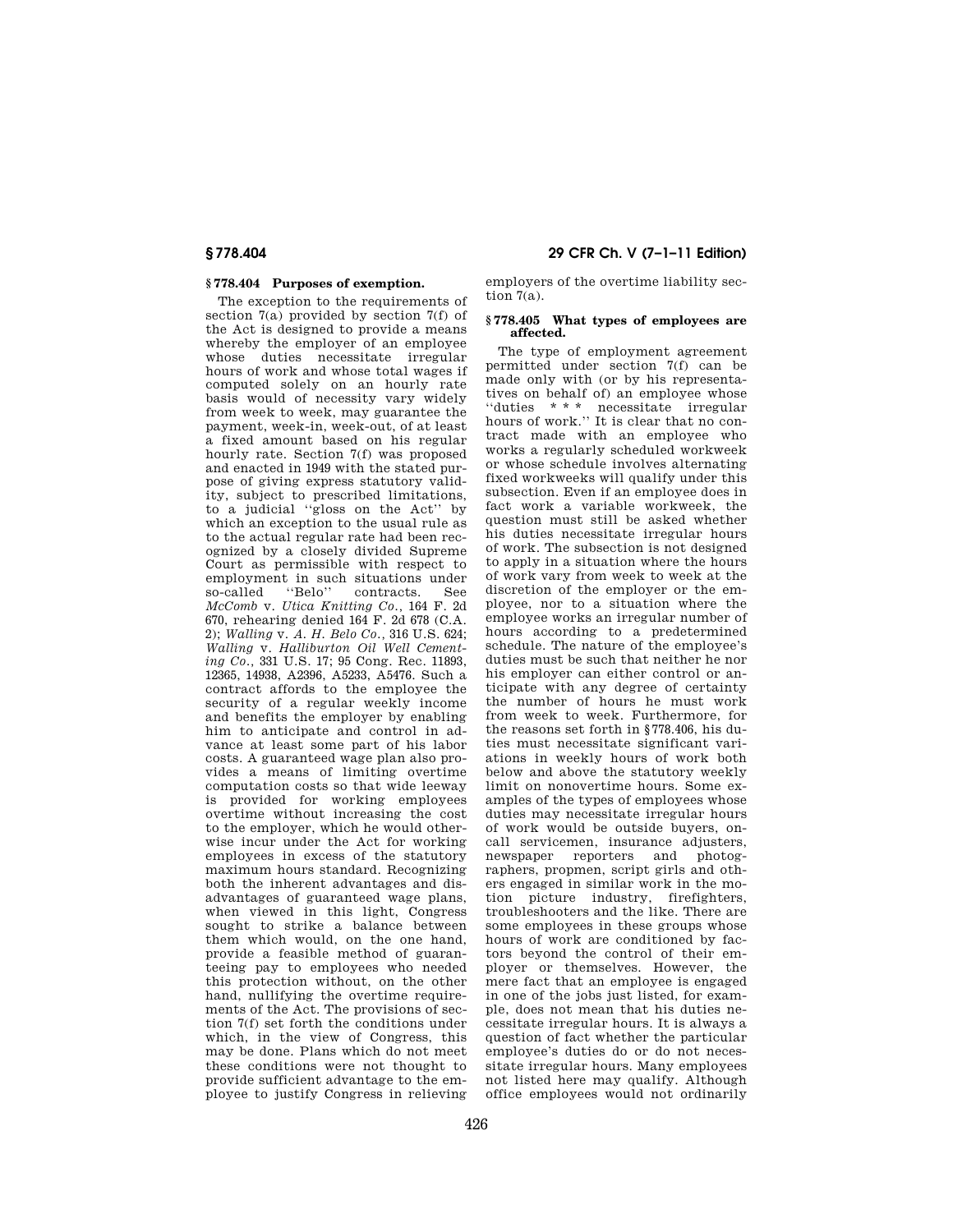## § 778.404 Purposes of exemption.

The exception to the requirements of section 7(a) provided by section 7(f) of the Act is designed to provide a means whereby the employer of an employee whose duties necessitate irregular hours of work and whose total wages if computed solely on an hourly rate basis would of necessity vary widely from week to week, may guarantee the payment, week-in, week-out, of at least a fixed amount based on his regular hourly rate. Section 7(f) was proposed and enacted in 1949 with the stated purpose of giving express statutory validity, subject to prescribed limitations, to a judicial ''gloss on the Act'' by which an exception to the usual rule as to the actual regular rate had been recognized by a closely divided Supreme Court as permissible with respect to employment in such situations under so-called ''Belo'' contracts. See *McComb* v. *Utica Knitting Co.*, 164 F. 2d 670, rehearing denied 164 F. 2d 678 (C.A. 2); *Walling* v. *A. H. Belo Co.*, 316 U.S. 624; *Walling* v. *Halliburton Oil Well Cementing Co.*, 331 U.S. 17; 95 Cong. Rec. 11893, 12365, 14938, A2396, A5233, A5476. Such a contract affords to the employee the security of a regular weekly income and benefits the employer by enabling him to anticipate and control in advance at least some part of his labor costs. A guaranteed wage plan also provides a means of limiting overtime computation costs so that wide leeway is provided for working employees overtime without increasing the cost to the employer, which he would otherwise incur under the Act for working employees in excess of the statutory maximum hours standard. Recognizing both the inherent advantages and disadvantages of guaranteed wage plans, when viewed in this light, Congress sought to strike a balance between them which would, on the one hand, provide a feasible method of guaranteeing pay to employees who needed this protection without, on the other hand, nullifying the overtime requirements of the Act. The provisions of section 7(f) set forth the conditions under which, in the view of Congress, this may be done. Plans which do not meet these conditions were not thought to provide sufficient advantage to the employee to justify Congress in relieving employers of the overtime liability section 7(a).

## § 778.405 What types of employees are affected.

The type of employment agreement permitted under section 7(f) can be made only with (or by his representatives on behalf of) an employee whose ''duties * * * necessitate irregular hours of work.'' It is clear that no contract made with an employee who works a regularly scheduled workweek or whose schedule involves alternating fixed workweeks will qualify under this subsection. Even if an employee does in fact work a variable workweek, the question must still be asked whether his duties necessitate irregular hours of work. The subsection is not designed to apply in a situation where the hours of work vary from week to week at the discretion of the employer or the employee, nor to a situation where the employee works an irregular number of hours according to a predetermined schedule. The nature of the employee's duties must be such that neither he nor his employer can either control or anticipate with any degree of certainty the number of hours he must work from week to week. Furthermore, for the reasons set forth in § 778.406, his duties must necessitate significant variations in weekly hours of work both below and above the statutory weekly limit on nonovertime hours. Some examples of the types of employees whose duties may necessitate irregular hours of work would be outside buyers, on-call servicemen, insurance adjusters, newspaper reporters and photographers, propmen, script girls and others engaged in similar work in the motion picture industry, firefighters, troubleshooters and the like. There are some employees in these groups whose hours of work are conditioned by factors beyond the control of their employer or themselves. However, the mere fact that an employee is engaged in one of the jobs just listed, for example, does not mean that his duties necessitate irregular hours. It is always a question of fact whether the particular employee's duties do or do not necessitate irregular hours. Many employees not listed here may qualify. Although office employees would not ordinarily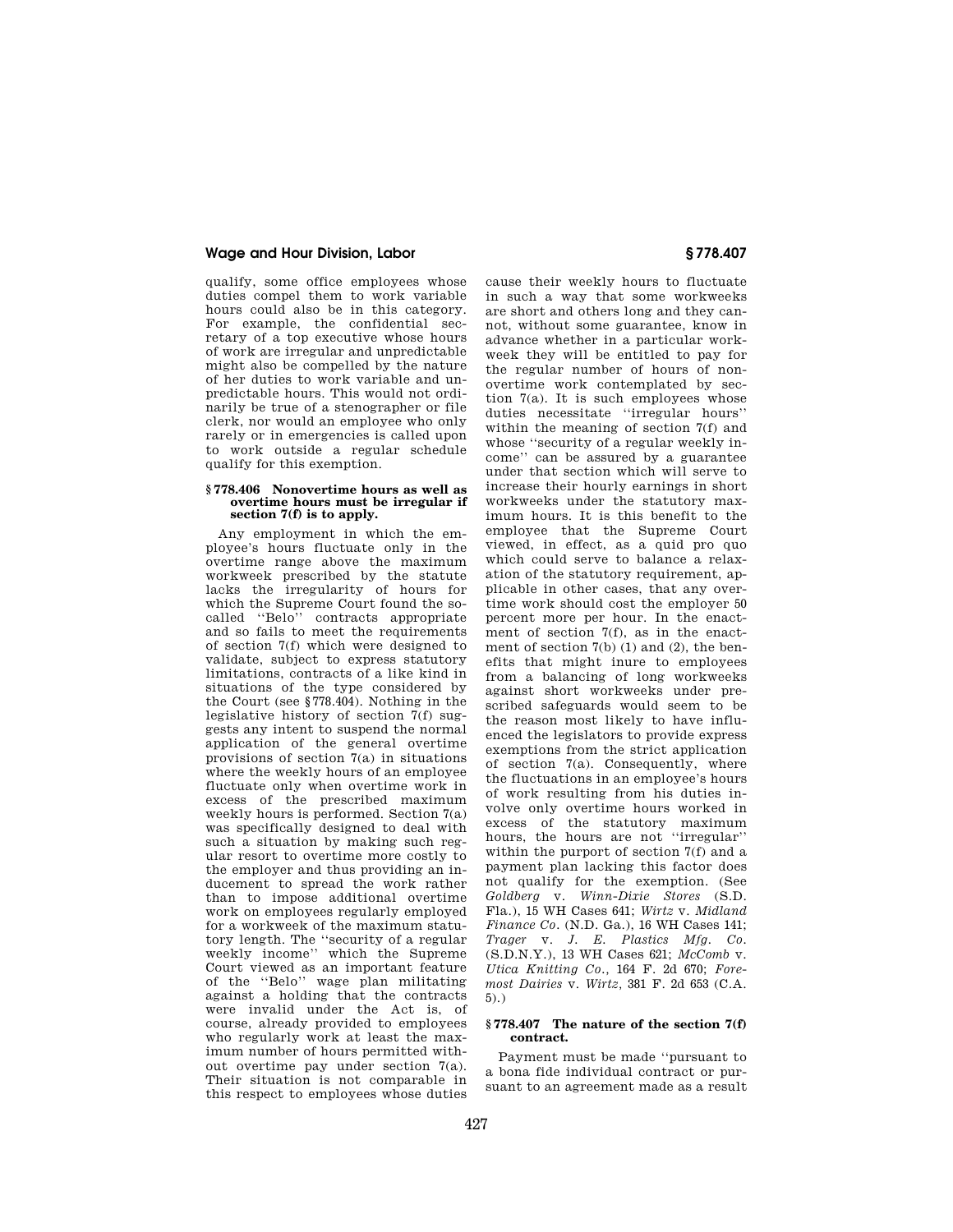qualify, some office employees whose duties compel them to work variable hours could also be in this category. For example, the confidential secretary of a top executive whose hours of work are irregular and unpredictable might also be compelled by the nature of her duties to work variable and unpredictable hours. This would not ordinarily be true of a stenographer or file clerk, nor would an employee who only rarely or in emergencies is called upon to work outside a regular schedule qualify for this exemption.

### § 778.406 Nonovertime hours as well as overtime hours must be irregular if section 7(f) is to apply.

Any employment in which the employee's hours fluctuate only in the overtime range above the maximum workweek prescribed by the statute lacks the irregularity of hours for which the Supreme Court found the so-called ''Belo'' contracts appropriate and so fails to meet the requirements of section 7(f) which were designed to validate, subject to express statutory limitations, contracts of a like kind in situations of the type considered by the Court (see § 778.404). Nothing in the legislative history of section 7(f) suggests any intent to suspend the normal application of the general overtime provisions of section 7(a) in situations where the weekly hours of an employee fluctuate only when overtime work in excess of the prescribed maximum weekly hours is performed. Section 7(a) was specifically designed to deal with such a situation by making such regular resort to overtime more costly to the employer and thus providing an inducement to spread the work rather than to impose additional overtime work on employees regularly employed for a workweek of the maximum statutory length. The ''security of a regular weekly income'' which the Supreme Court viewed as an important feature of the ''Belo'' wage plan militating against a holding that the contracts were invalid under the Act is, of course, already provided to employees who regularly work at least the maximum number of hours permitted without overtime pay under section 7(a). Their situation is not comparable in this respect to employees whose duties cause their weekly hours to fluctuate in such a way that some workweeks are short and others long and they cannot, without some guarantee, know in advance whether in a particular workweek they will be entitled to pay for the regular number of hours of nonovertime work contemplated by section 7(a). It is such employees whose duties necessitate ''irregular hours'' within the meaning of section 7(f) and whose ''security of a regular weekly income'' can be assured by a guarantee under that section which will serve to increase their hourly earnings in short workweeks under the statutory maximum hours. It is this benefit to the employee that the Supreme Court viewed, in effect, as a quid pro quo which could serve to balance a relaxation of the statutory requirement, applicable in other cases, that any overtime work should cost the employer 50 percent more per hour. In the enactment of section 7(f), as in the enactment of section 7(b) (1) and (2), the benefits that might inure to employees from a balancing of long workweeks against short workweeks under prescribed safeguards would seem to be the reason most likely to have influenced the legislators to provide express exemptions from the strict application of section 7(a). Consequently, where the fluctuations in an employee's hours of work resulting from his duties involve only overtime hours worked in excess of the statutory maximum hours, the hours are not ''irregular'' within the purport of section 7(f) and a payment plan lacking this factor does not qualify for the exemption. (See *Goldberg* v. *Winn-Dixie Stores* (S.D. Fla.), 15 WH Cases 641; *Wirtz* v. *Midland Finance Co.* (N.D. Ga.), 16 WH Cases 141; *Trager* v. *J. E. Plastics Mfg. Co.* (S.D.N.Y.), 13 WH Cases 621; *McComb* v. *Utica Knitting Co.*, 164 F. 2d 670; *Foremost Dairies* v. *Wirtz*, 381 F. 2d 653 (C.A. 5).)

### § 778.407 The nature of the section 7(f) contract.

Payment must be made ''pursuant to a bona fide individual contract or pursuant to an agreement made as a result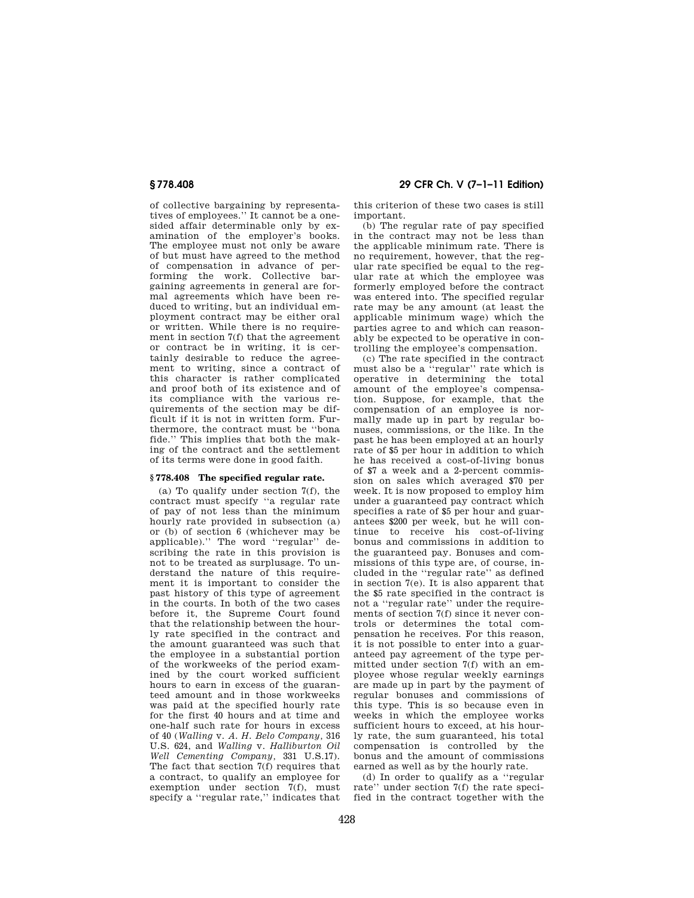of collective bargaining by representatives of employees.'' It cannot be a one-sided affair determinable only by examination of the employer's books. The employee must not only be aware of but must have agreed to the method of compensation in advance of performing the work. Collective bargaining agreements in general are formal agreements which have been reduced to writing, but an individual employment contract may be either oral or written. While there is no requirement in section 7(f) that the agreement or contract be in writing, it is certainly desirable to reduce the agreement to writing, since a contract of this character is rather complicated and proof both of its existence and of its compliance with the various requirements of the section may be difficult if it is not in written form. Furthermore, the contract must be ''bona fide.'' This implies that both the making of the contract and the settlement of its terms were done in good faith.

### § 778.408 The specified regular rate.

(a) To qualify under section 7(f), the contract must specify ''a regular rate of pay of not less than the minimum hourly rate provided in subsection (a) or (b) of section 6 (whichever may be applicable).'' The word ''regular'' describing the rate in this provision is not to be treated as surplusage. To understand the nature of this requirement it is important to consider the past history of this type of agreement in the courts. In both of the two cases before it, the Supreme Court found that the relationship between the hourly rate specified in the contract and the amount guaranteed was such that the employee in a substantial portion of the workweeks of the period examined by the court worked sufficient hours to earn in excess of the guaranteed amount and in those workweeks was paid at the specified hourly rate for the first 40 hours and at time and one-half such rate for hours in excess of 40 (*Walling* v. *A. H. Belo Company,* 316 U.S. 624, and *Walling* v. *Halliburton Oil Well Cementing Company,* 331 U.S.17). The fact that section 7(f) requires that a contract, to qualify an employee for exemption under section 7(f), must specify a ''regular rate,'' indicates that this criterion of these two cases is still important.

(b) The regular rate of pay specified in the contract may not be less than the applicable minimum rate. There is no requirement, however, that the regular rate specified be equal to the regular rate at which the employee was formerly employed before the contract was entered into. The specified regular rate may be any amount (at least the applicable minimum wage) which the parties agree to and which can reasonably be expected to be operative in controlling the employee's compensation.

(c) The rate specified in the contract must also be a ''regular'' rate which is operative in determining the total amount of the employee's compensation. Suppose, for example, that the compensation of an employee is normally made up in part by regular bonuses, commissions, or the like. In the past he has been employed at an hourly rate of $5 per hour in addition to which he has received a cost-of-living bonus of $7 a week and a 2-percent commission on sales which averaged $70 per week. It is now proposed to employ him under a guaranteed pay contract which specifies a rate of $5 per hour and guarantees $200 per week, but he will continue to receive his cost-of-living bonus and commissions in addition to the guaranteed pay. Bonuses and commissions of this type are, of course, included in the ''regular rate'' as defined in section 7(e). It is also apparent that the $5 rate specified in the contract is not a ''regular rate'' under the requirements of section 7(f) since it never controls or determines the total compensation he receives. For this reason, it is not possible to enter into a guaranteed pay agreement of the type permitted under section 7(f) with an employee whose regular weekly earnings are made up in part by the payment of regular bonuses and commissions of this type. This is so because even in weeks in which the employee works sufficient hours to exceed, at his hourly rate, the sum guaranteed, his total compensation is controlled by the bonus and the amount of commissions earned as well as by the hourly rate.

(d) In order to qualify as a ''regular rate'' under section 7(f) the rate specified in the contract together with the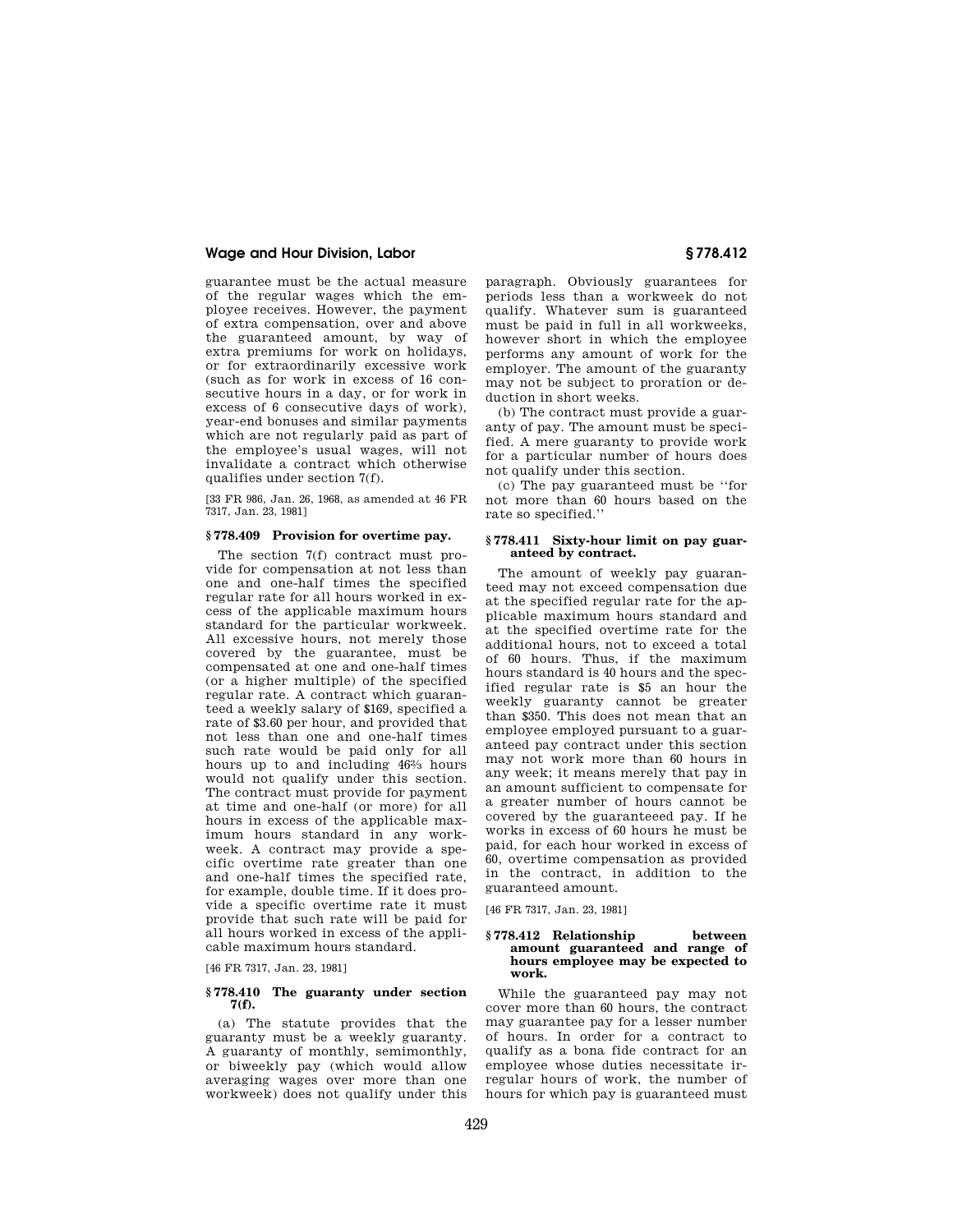guarantee must be the actual measure of the regular wages which the employee receives. However, the payment of extra compensation, over and above the guaranteed amount, by way of extra premiums for work on holidays, or for extraordinarily excessive work (such as for work in excess of 16 consecutive hours in a day, or for work in excess of 6 consecutive days of work), year-end bonuses and similar payments which are not regularly paid as part of the employee's usual wages, will not invalidate a contract which otherwise qualifies under section 7(f).

[33 FR 986, Jan. 26, 1968, as amended at 46 FR 7317, Jan. 23, 1981]

### § 778.409 Provision for overtime pay.

The section 7(f) contract must provide for compensation at not less than one and one-half times the specified regular rate for all hours worked in excess of the applicable maximum hours standard for the particular workweek. All excessive hours, not merely those covered by the guarantee, must be compensated at one and one-half times (or a higher multiple) of the specified regular rate. A contract which guaranteed a weekly salary of $169, specified a rate of $3.60 per hour, and provided that not less than one and one-half times such rate would be paid only for all hours up to and including 46⅔ hours would not qualify under this section. The contract must provide for payment at time and one-half (or more) for all hours in excess of the applicable maximum hours standard in any workweek. A contract may provide a specific overtime rate greater than one and one-half times the specified rate, for example, double time. If it does provide a specific overtime rate it must provide that such rate will be paid for all hours worked in excess of the applicable maximum hours standard.

[46 FR 7317, Jan. 23, 1981]

### § 778.410 The guaranty under section 7(f).

(a) The statute provides that the guaranty must be a weekly guaranty. A guaranty of monthly, semimonthly, or biweekly pay (which would allow averaging wages over more than one workweek) does not qualify under this paragraph. Obviously guarantees for periods less than a workweek do not qualify. Whatever sum is guaranteed must be paid in full in all workweeks, however short in which the employee performs any amount of work for the employer. The amount of the guaranty may not be subject to proration or deduction in short weeks.

(b) The contract must provide a guaranty of pay. The amount must be specified. A mere guaranty to provide work for a particular number of hours does not qualify under this section.

(c) The pay guaranteed must be ''for not more than 60 hours based on the rate so specified.''

### § 778.411 Sixty-hour limit on pay guaranteed by contract.

The amount of weekly pay guaranteed may not exceed compensation due at the specified regular rate for the applicable maximum hours standard and at the specified overtime rate for the additional hours, not to exceed a total of 60 hours. Thus, if the maximum hours standard is 40 hours and the specified regular rate is $5 an hour the weekly guaranty cannot be greater than $350. This does not mean that an employee employed pursuant to a guaranteed pay contract under this section may not work more than 60 hours in any week; it means merely that pay in an amount sufficient to compensate for a greater number of hours cannot be covered by the guaranteeed pay. If he works in excess of 60 hours he must be paid, for each hour worked in excess of 60, overtime compensation as provided in the contract, in addition to the guaranteed amount.

[46 FR 7317, Jan. 23, 1981]

### § 778.412 Relationship between amount guaranteed and range of hours employee may be expected to work.

While the guaranteed pay may not cover more than 60 hours, the contract may guarantee pay for a lesser number of hours. In order for a contract to qualify as a bona fide contract for an employee whose duties necessitate irregular hours of work, the number of hours for which pay is guaranteed must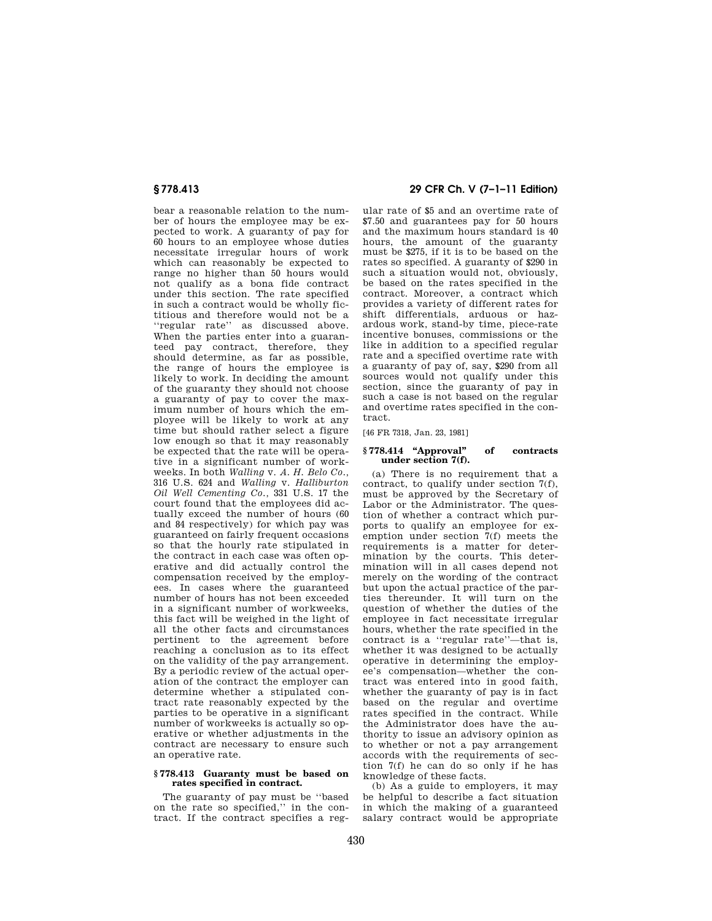bear a reasonable relation to the number of hours the employee may be expected to work. A guaranty of pay for 60 hours to an employee whose duties necessitate irregular hours of work which can reasonably be expected to range no higher than 50 hours would not qualify as a bona fide contract under this section. The rate specified in such a contract would be wholly fictitious and therefore would not be a ''regular rate'' as discussed above. When the parties enter into a guaranteed pay contract, therefore, they should determine, as far as possible, the range of hours the employee is likely to work. In deciding the amount of the guaranty they should not choose a guaranty of pay to cover the maximum number of hours which the employee will be likely to work at any time but should rather select a figure low enough so that it may reasonably be expected that the rate will be operative in a significant number of workweeks. In both *Walling* v. *A. H. Belo Co.*, 316 U.S. 624 and *Walling* v. *Halliburton Oil Well Cementing Co.*, 331 U.S. 17 the court found that the employees did actually exceed the number of hours (60 and 84 respectively) for which pay was guaranteed on fairly frequent occasions so that the hourly rate stipulated in the contract in each case was often operative and did actually control the compensation received by the employees. In cases where the guaranteed number of hours has not been exceeded in a significant number of workweeks, this fact will be weighed in the light of all the other facts and circumstances pertinent to the agreement before reaching a conclusion as to its effect on the validity of the pay arrangement. By a periodic review of the actual operation of the contract the employer can determine whether a stipulated contract rate reasonably expected by the parties to be operative in a significant number of workweeks is actually so operative or whether adjustments in the contract are necessary to ensure such an operative rate.

### § 778.413 Guaranty must be based on rates specified in contract.

The guaranty of pay must be ''based on the rate so specified,'' in the contract. If the contract specifies a regular rate of $5 and an overtime rate of $7.50 and guarantees pay for 50 hours and the maximum hours standard is 40 hours, the amount of the guaranty must be $275, if it is to be based on the rates so specified. A guaranty of $290 in such a situation would not, obviously, be based on the rates specified in the contract. Moreover, a contract which provides a variety of different rates for shift differentials, arduous or hazardous work, stand-by time, piece-rate incentive bonuses, commissions or the like in addition to a specified regular rate and a specified overtime rate with a guaranty of pay of, say, $290 from all sources would not qualify under this section, since the guaranty of pay in such a case is not based on the regular and overtime rates specified in the contract.

[46 FR 7318, Jan. 23, 1981]

### § 778.414 "Approval" of contracts under section 7(f).

(a) There is no requirement that a contract, to qualify under section 7(f), must be approved by the Secretary of Labor or the Administrator. The question of whether a contract which purports to qualify an employee for exemption under section 7(f) meets the requirements is a matter for determination by the courts. This determination will in all cases depend not merely on the wording of the contract but upon the actual practice of the parties thereunder. It will turn on the question of whether the duties of the employee in fact necessitate irregular hours, whether the rate specified in the contract is a ''regular rate''—that is, whether it was designed to be actually operative in determining the employee's compensation—whether the contract was entered into in good faith, whether the guaranty of pay is in fact based on the regular and overtime rates specified in the contract. While the Administrator does have the authority to issue an advisory opinion as to whether or not a pay arrangement accords with the requirements of section 7(f) he can do so only if he has knowledge of these facts.

(b) As a guide to employers, it may be helpful to describe a fact situation in which the making of a guaranteed salary contract would be appropriate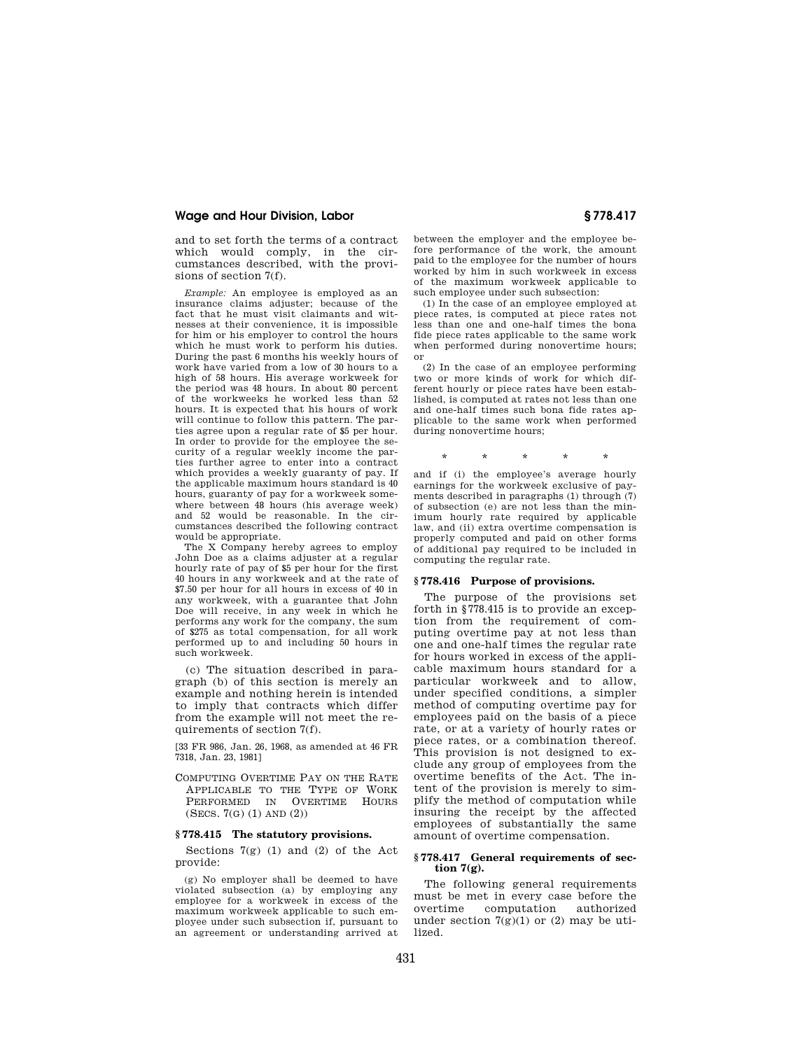and to set forth the terms of a contract which would comply, in the circumstances described, with the provisions of section 7(f).

*Example:* An employee is employed as an insurance claims adjuster; because of the fact that he must visit claimants and witnesses at their convenience, it is impossible for him or his employer to control the hours which he must work to perform his duties. During the past 6 months his weekly hours of work have varied from a low of 30 hours to a high of 58 hours. His average workweek for the period was 48 hours. In about 80 percent of the workweeks he worked less than 52 hours. It is expected that his hours of work will continue to follow this pattern. The parties agree upon a regular rate of $5 per hour. In order to provide for the employee the security of a regular weekly income the parties further agree to enter into a contract which provides a weekly guaranty of pay. If the applicable maximum hours standard is 40 hours, guaranty of pay for a workweek somewhere between 48 hours (his average week) and 52 would be reasonable. In the circumstances described the following contract would be appropriate.

The X Company hereby agrees to employ John Doe as a claims adjuster at a regular hourly rate of pay of $5 per hour for the first 40 hours in any workweek and at the rate of $7.50 per hour for all hours in excess of 40 in any workweek, with a guarantee that John Doe will receive, in any week in which he performs any work for the company, the sum of $275 as total compensation, for all work performed up to and including 50 hours in such workweek.

(c) The situation described in paragraph (b) of this section is merely an example and nothing herein is intended to imply that contracts which differ from the example will not meet the requirements of section 7(f).

[33 FR 986, Jan. 26, 1968, as amended at 46 FR 7318, Jan. 23, 1981]

COMPUTING OVERTIME PAY ON THE RATE APPLICABLE TO THE TYPE OF WORK PERFORMED IN OVERTIME HOURS (SECS. 7(G) (1) AND (2))

### § 778.415 The statutory provisions.

Sections 7(g) (1) and (2) of the Act provide:

(g) No employer shall be deemed to have violated subsection (a) by employing any employee for a workweek in excess of the maximum workweek applicable to such employee under such subsection if, pursuant to an agreement or understanding arrived at between the employer and the employee before performance of the work, the amount paid to the employee for the number of hours worked by him in such workweek in excess of the maximum workweek applicable to such employee under such subsection:

(1) In the case of an employee employed at piece rates, is computed at piece rates not less than one and one-half times the bona fide piece rates applicable to the same work when performed during nonovertime hours; or

(2) In the case of an employee performing two or more kinds of work for which different hourly or piece rates have been established, is computed at rates not less than one and one-half times such bona fide rates applicable to the same work when performed during nonovertime hours;

\* \* \* \* \*

and if (i) the employee's average hourly earnings for the workweek exclusive of payments described in paragraphs (1) through (7) of subsection (e) are not less than the minimum hourly rate required by applicable law, and (ii) extra overtime compensation is properly computed and paid on other forms of additional pay required to be included in computing the regular rate.

### § 778.416 Purpose of provisions.

The purpose of the provisions set forth in § 778.415 is to provide an exception from the requirement of computing overtime pay at not less than one and one-half times the regular rate for hours worked in excess of the applicable maximum hours standard for a particular workweek and to allow, under specified conditions, a simpler method of computing overtime pay for employees paid on the basis of a piece rate, or at a variety of hourly rates or piece rates, or a combination thereof. This provision is not designed to exclude any group of employees from the overtime benefits of the Act. The intent of the provision is merely to simplify the method of computation while insuring the receipt by the affected employees of substantially the same amount of overtime compensation.

### § 778.417 General requirements of section 7(g).

The following general requirements must be met in every case before the overtime computation authorized under section 7(g)(1) or (2) may be utilized.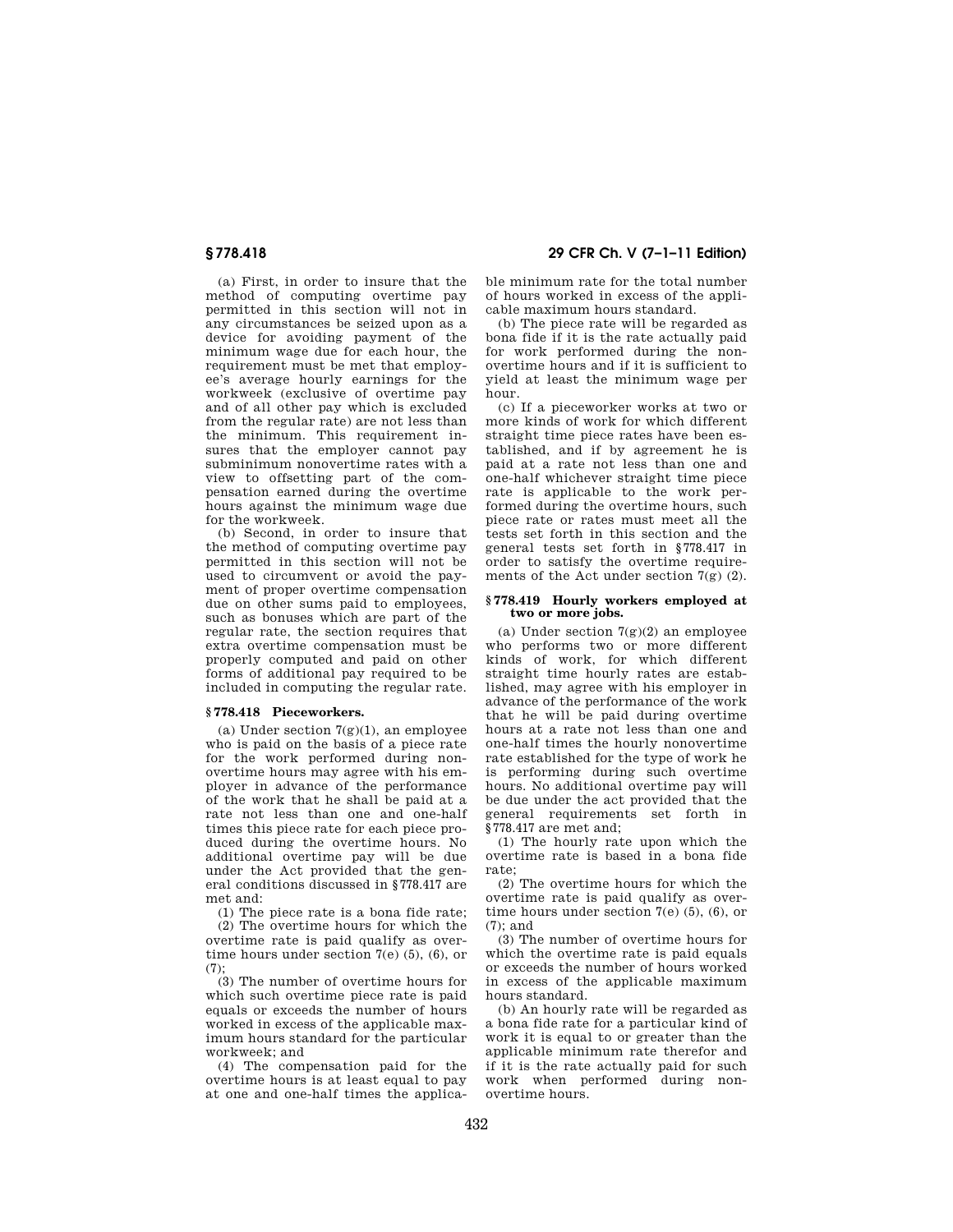(a) First, in order to insure that the method of computing overtime pay permitted in this section will not in any circumstances be seized upon as a device for avoiding payment of the minimum wage due for each hour, the requirement must be met that employee's average hourly earnings for the workweek (exclusive of overtime pay and of all other pay which is excluded from the regular rate) are not less than the minimum. This requirement insures that the employer cannot pay subminimum nonovertime rates with a view to offsetting part of the compensation earned during the overtime hours against the minimum wage due for the workweek.

(b) Second, in order to insure that the method of computing overtime pay permitted in this section will not be used to circumvent or avoid the payment of proper overtime compensation due on other sums paid to employees, such as bonuses which are part of the regular rate, the section requires that extra overtime compensation must be properly computed and paid on other forms of additional pay required to be included in computing the regular rate.

### § 778.418 Pieceworkers.

(a) Under section 7(g)(1), an employee who is paid on the basis of a piece rate for the work performed during nonovertime hours may agree with his employer in advance of the performance of the work that he shall be paid at a rate not less than one and one-half times this piece rate for each piece produced during the overtime hours. No additional overtime pay will be due under the Act provided that the general conditions discussed in §778.417 are met and:

(1) The piece rate is a bona fide rate;

(2) The overtime hours for which the overtime rate is paid qualify as overtime hours under section 7(e) (5), (6), or (7);

(3) The number of overtime hours for which such overtime piece rate is paid equals or exceeds the number of hours worked in excess of the applicable maximum hours standard for the particular workweek; and

(4) The compensation paid for the overtime hours is at least equal to pay at one and one-half times the applicable minimum rate for the total number of hours worked in excess of the applicable maximum hours standard.

(b) The piece rate will be regarded as bona fide if it is the rate actually paid for work performed during the nonovertime hours and if it is sufficient to yield at least the minimum wage per hour.

(c) If a pieceworker works at two or more kinds of work for which different straight time piece rates have been established, and if by agreement he is paid at a rate not less than one and one-half whichever straight time piece rate is applicable to the work performed during the overtime hours, such piece rate or rates must meet all the tests set forth in this section and the general tests set forth in §778.417 in order to satisfy the overtime requirements of the Act under section 7(g) (2).

### § 778.419 Hourly workers employed at two or more jobs.

(a) Under section 7(g)(2) an employee who performs two or more different kinds of work, for which different straight time hourly rates are established, may agree with his employer in advance of the performance of the work that he will be paid during overtime hours at a rate not less than one and one-half times the hourly nonovertime rate established for the type of work he is performing during such overtime hours. No additional overtime pay will be due under the act provided that the general requirements set forth in §778.417 are met and;

(1) The hourly rate upon which the overtime rate is based in a bona fide rate;

(2) The overtime hours for which the overtime rate is paid qualify as overtime hours under section 7(e) (5), (6), or (7); and

(3) The number of overtime hours for which the overtime rate is paid equals or exceeds the number of hours worked in excess of the applicable maximum hours standard.

(b) An hourly rate will be regarded as a bona fide rate for a particular kind of work it is equal to or greater than the applicable minimum rate therefor and if it is the rate actually paid for such work when performed during nonovertime hours.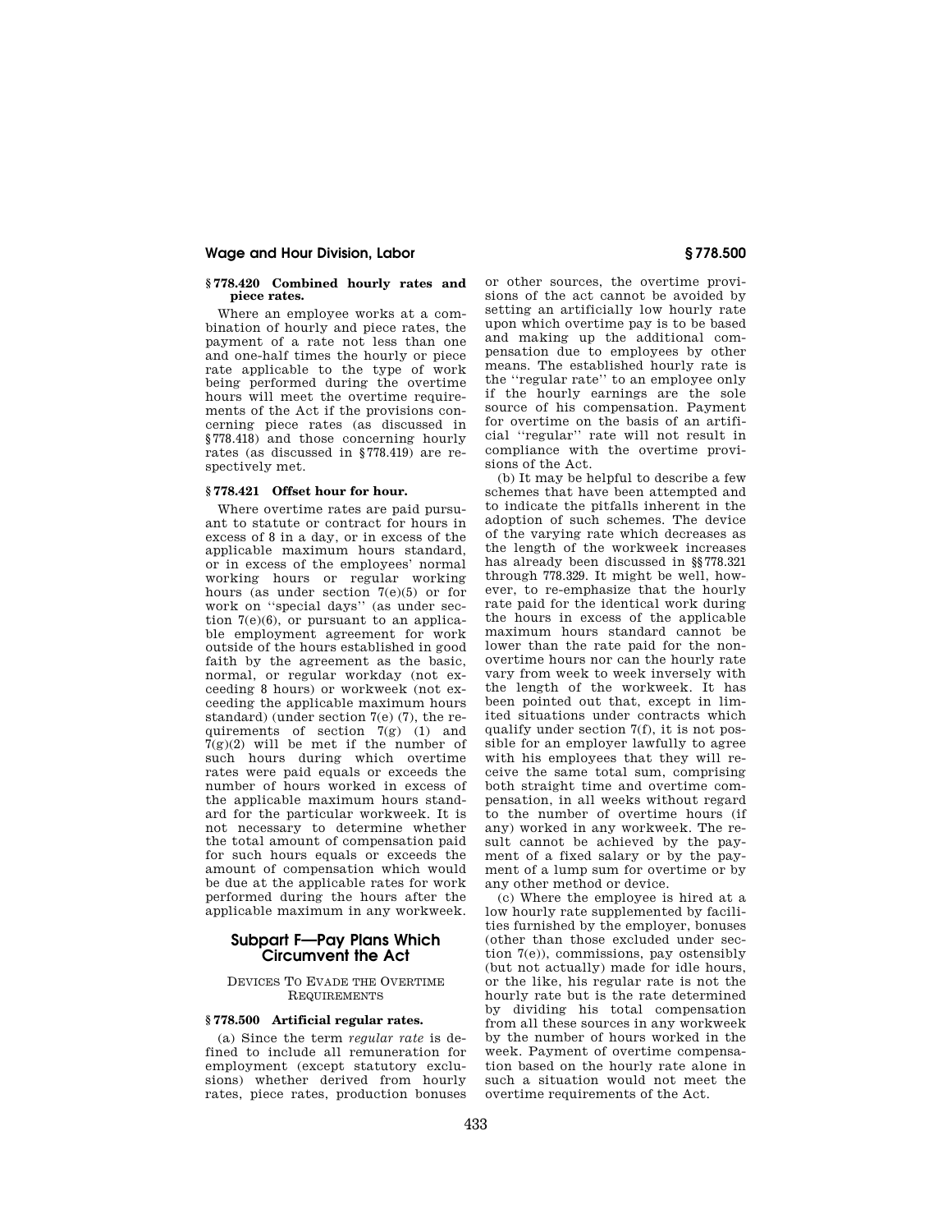### § 778.420 Combined hourly rates and piece rates.

Where an employee works at a combination of hourly and piece rates, the payment of a rate not less than one and one-half times the hourly or piece rate applicable to the type of work being performed during the overtime hours will meet the overtime requirements of the Act if the provisions concerning piece rates (as discussed in § 778.418) and those concerning hourly rates (as discussed in § 778.419) are respectively met.

### § 778.421 Offset hour for hour.

Where overtime rates are paid pursuant to statute or contract for hours in excess of 8 in a day, or in excess of the applicable maximum hours standard, or in excess of the employees' normal working hours or regular working hours (as under section 7(e)(5) or for work on "special days" (as under section 7(e)(6), or pursuant to an applicable employment agreement for work outside of the hours established in good faith by the agreement as the basic, normal, or regular workday (not exceeding 8 hours) or workweek (not exceeding the applicable maximum hours standard) (under section 7(e) (7), the requirements of section 7(g) (1) and 7(g)(2) will be met if the number of such hours during which overtime rates were paid equals or exceeds the number of hours worked in excess of the applicable maximum hours standard for the particular workweek. It is not necessary to determine whether the total amount of compensation paid for such hours equals or exceeds the amount of compensation which would be due at the applicable rates for work performed during the hours after the applicable maximum in any workweek.

## Subpart F—Pay Plans Which Circumvent the Act

DEVICES TO EVADE THE OVERTIME REQUIREMENTS

### § 778.500 Artificial regular rates.

(a) Since the term *regular rate* is defined to include all remuneration for employment (except statutory exclusions) whether derived from hourly rates, piece rates, production bonuses or other sources, the overtime provisions of the act cannot be avoided by setting an artificially low hourly rate upon which overtime pay is to be based and making up the additional compensation due to employees by other means. The established hourly rate is the "regular rate" to an employee only if the hourly earnings are the sole source of his compensation. Payment for overtime on the basis of an artificial "regular" rate will not result in compliance with the overtime provisions of the Act.

(b) It may be helpful to describe a few schemes that have been attempted and to indicate the pitfalls inherent in the adoption of such schemes. The device of the varying rate which decreases as the length of the workweek increases has already been discussed in §§ 778.321 through 778.329. It might be well, however, to re-emphasize that the hourly rate paid for the identical work during the hours in excess of the applicable maximum hours standard cannot be lower than the rate paid for the non-overtime hours nor can the hourly rate vary from week to week inversely with the length of the workweek. It has been pointed out that, except in limited situations under contracts which qualify under section 7(f), it is not possible for an employer lawfully to agree with his employees that they will receive the same total sum, comprising both straight time and overtime compensation, in all weeks without regard to the number of overtime hours (if any) worked in any workweek. The result cannot be achieved by the payment of a fixed salary or by the payment of a lump sum for overtime or by any other method or device.

(c) Where the employee is hired at a low hourly rate supplemented by facilities furnished by the employer, bonuses (other than those excluded under section 7(e)), commissions, pay ostensibly (but not actually) made for idle hours, or the like, his regular rate is not the hourly rate but is the rate determined by dividing his total compensation from all these sources in any workweek by the number of hours worked in the week. Payment of overtime compensation based on the hourly rate alone in such a situation would not meet the overtime requirements of the Act.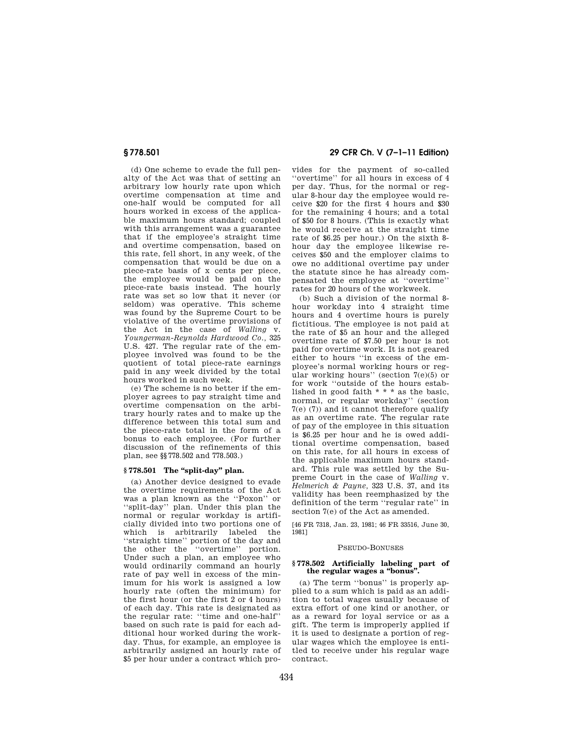(d) One scheme to evade the full penalty of the Act was that of setting an arbitrary low hourly rate upon which overtime compensation at time and one-half would be computed for all hours worked in excess of the applicable maximum hours standard; coupled with this arrangement was a guarantee that if the employee's straight time and overtime compensation, based on this rate, fell short, in any week, of the compensation that would be due on a piece-rate basis of x cents per piece, the employee would be paid on the piece-rate basis instead. The hourly rate was set so low that it never (or seldom) was operative. This scheme was found by the Supreme Court to be violative of the overtime provisions of the Act in the case of *Walling* v. *Youngerman-Reynolds Hardwood Co.*, 325 U.S. 427. The regular rate of the employee involved was found to be the quotient of total piece-rate earnings paid in any week divided by the total hours worked in such week.

(e) The scheme is no better if the employer agrees to pay straight time and overtime compensation on the arbitrary hourly rates and to make up the difference between this total sum and the piece-rate total in the form of a bonus to each employee. (For further discussion of the refinements of this plan, see §§778.502 and 778.503.)

### § 778.501 The "split-day" plan.

(a) Another device designed to evade the overtime requirements of the Act was a plan known as the "Poxon" or "split-day" plan. Under this plan the normal or regular workday is artificially divided into two portions one of which is arbitrarily labeled the "straight time" portion of the day and the other the "overtime" portion. Under such a plan, an employee who would ordinarily command an hourly rate of pay well in excess of the minimum for his work is assigned a low hourly rate (often the minimum) for the first hour (or the first 2 or 4 hours) of each day. This rate is designated as the regular rate: "time and one-half" based on such rate is paid for each additional hour worked during the workday. Thus, for example, an employee is arbitrarily assigned an hourly rate of $5 per hour under a contract which provides for the payment of so-called "overtime" for all hours in excess of 4 per day. Thus, for the normal or regular 8-hour day the employee would receive $20 for the first 4 hours and $30 for the remaining 4 hours; and a total of $50 for 8 hours. (This is exactly what he would receive at the straight time rate of $6.25 per hour.) On the sixth 8-hour day the employee likewise receives $50 and the employer claims to owe no additional overtime pay under the statute since he has already compensated the employee at "overtime" rates for 20 hours of the workweek.

(b) Such a division of the normal 8-hour workday into 4 straight time hours and 4 overtime hours is purely fictitious. The employee is not paid at the rate of $5 an hour and the alleged overtime rate of $7.50 per hour is not paid for overtime work. It is not geared either to hours "in excess of the employee's normal working hours or regular working hours" (section 7(e)(5) or for work "outside of the hours established in good faith * * * as the basic, normal, or regular workday" (section 7(e) (7)) and it cannot therefore qualify as an overtime rate. The regular rate of pay of the employee in this situation is $6.25 per hour and he is owed additional overtime compensation, based on this rate, for all hours in excess of the applicable maximum hours standard. This rule was settled by the Supreme Court in the case of *Walling* v. *Helmerich & Payne*, 323 U.S. 37, and its validity has been reemphasized by the definition of the term "regular rate" in section 7(e) of the Act as amended.

[46 FR 7318, Jan. 23, 1981; 46 FR 33516, June 30, 1981]

## PSEUDO-BONUSES

### § 778.502 Artificially labeling part of the regular wages a "bonus".

(a) The term "bonus" is properly applied to a sum which is paid as an addition to total wages usually because of extra effort of one kind or another, or as a reward for loyal service or as a gift. The term is improperly applied if it is used to designate a portion of regular wages which the employee is entitled to receive under his regular wage contract.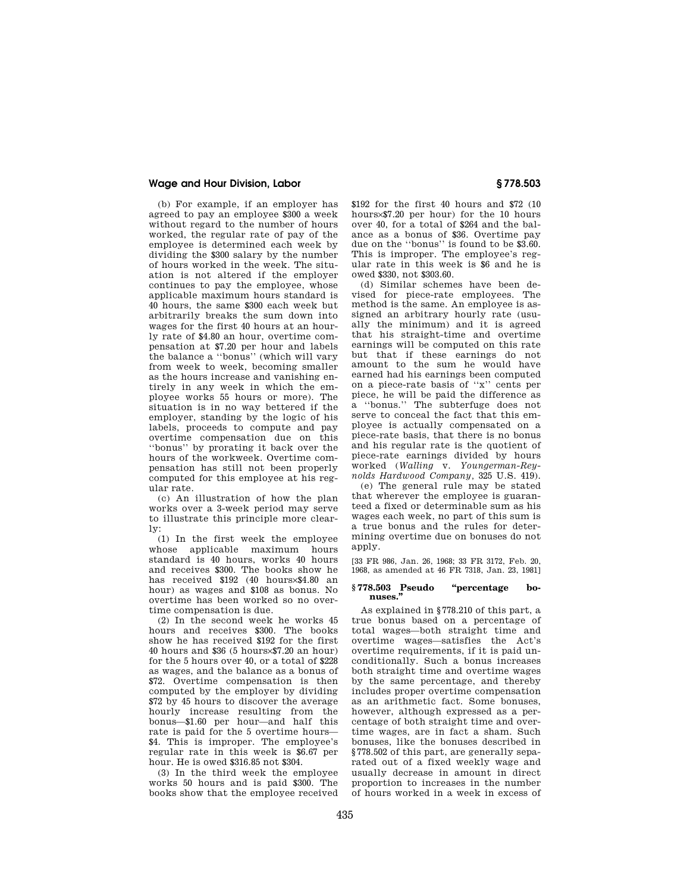(b) For example, if an employer has agreed to pay an employee $300 a week without regard to the number of hours worked, the regular rate of pay of the employee is determined each week by dividing the $300 salary by the number of hours worked in the week. The situation is not altered if the employer continues to pay the employee, whose applicable maximum hours standard is 40 hours, the same $300 each week but arbitrarily breaks the sum down into wages for the first 40 hours at an hourly rate of $4.80 an hour, overtime compensation at $7.20 per hour and labels the balance a ''bonus'' (which will vary from week to week, becoming smaller as the hours increase and vanishing entirely in any week in which the employee works 55 hours or more). The situation is in no way bettered if the employer, standing by the logic of his labels, proceeds to compute and pay overtime compensation due on this ''bonus'' by prorating it back over the hours of the workweek. Overtime compensation has still not been properly computed for this employee at his regular rate.

(c) An illustration of how the plan works over a 3-week period may serve to illustrate this principle more clearly:

(1) In the first week the employee whose applicable maximum hours standard is 40 hours, works 40 hours and receives $300. The books show he has received $192 (40 hours×$4.80 an hour) as wages and $108 as bonus. No overtime has been worked so no overtime compensation is due.

(2) In the second week he works 45 hours and receives $300. The books show he has received $192 for the first 40 hours and $36 (5 hours×$7.20 an hour) for the 5 hours over 40, or a total of $228 as wages, and the balance as a bonus of $72. Overtime compensation is then computed by the employer by dividing $72 by 45 hours to discover the average hourly increase resulting from the bonus—$1.60 per hour—and half this rate is paid for the 5 overtime hours—$4. This is improper. The employee's regular rate in this week is $6.67 per hour. He is owed $316.85 not $304.

(3) In the third week the employee works 50 hours and is paid $300. The books show that the employee received $192 for the first 40 hours and $72 (10 hours×$7.20 per hour) for the 10 hours over 40, for a total of $264 and the balance as a bonus of $36. Overtime pay due on the ''bonus'' is found to be $3.60. This is improper. The employee's regular rate in this week is $6 and he is owed $330, not $303.60.

(d) Similar schemes have been devised for piece-rate employees. The method is the same. An employee is assigned an arbitrary hourly rate (usually the minimum) and it is agreed that his straight-time and overtime earnings will be computed on this rate but that if these earnings do not amount to the sum he would have earned had his earnings been computed on a piece-rate basis of ''x'' cents per piece, he will be paid the difference as a ''bonus.'' The subterfuge does not serve to conceal the fact that this employee is actually compensated on a piece-rate basis, that there is no bonus and his regular rate is the quotient of piece-rate earnings divided by hours worked (*Walling* v. *Youngerman-Reynolds Hardwood Company*, 325 U.S. 419).

(e) The general rule may be stated that wherever the employee is guaranteed a fixed or determinable sum as his wages each week, no part of this sum is a true bonus and the rules for determining overtime due on bonuses do not apply.

[33 FR 986, Jan. 26, 1968; 33 FR 3172, Feb. 20, 1968, as amended at 46 FR 7318, Jan. 23, 1981]

### § 778.503 Pseudo "percentage bonuses."

As explained in § 778.210 of this part, a true bonus based on a percentage of total wages—both straight time and overtime wages—satisfies the Act's overtime requirements, if it is paid unconditionally. Such a bonus increases both straight time and overtime wages by the same percentage, and thereby includes proper overtime compensation as an arithmetic fact. Some bonuses, however, although expressed as a percentage of both straight time and overtime wages, are in fact a sham. Such bonuses, like the bonuses described in § 778.502 of this part, are generally separated out of a fixed weekly wage and usually decrease in amount in direct proportion to increases in the number of hours worked in a week in excess of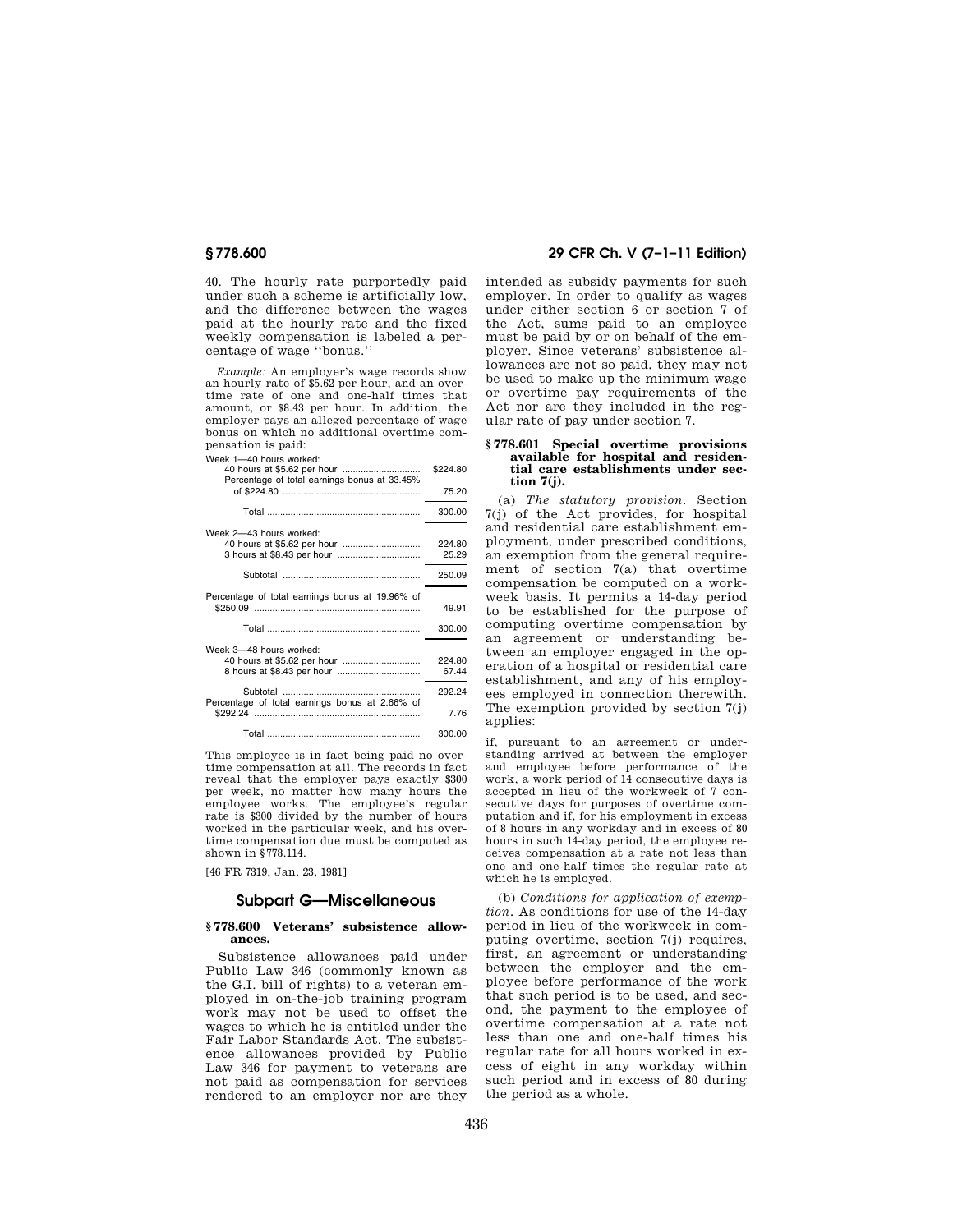40. The hourly rate purportedly paid under such a scheme is artificially low, and the difference between the wages paid at the hourly rate and the fixed weekly compensation is labeled a percentage of wage ''bonus.''

*Example:* An employer's wage records show an hourly rate of $5.62 per hour, and an overtime rate of one and one-half times that amount, or $8.43 per hour. In addition, the employer pays an alleged percentage of wage bonus on which no additional overtime compensation is paid:

| | |
|---|---|
| Week 1—40 hours worked: | |
| 40 hours at $5.62 per hour | $224.80 |
| Percentage of total earnings bonus at 33.45% of $224.80 | 75.20 |
| Total | 300.00 |
| Week 2—43 hours worked: | |
| 40 hours at $5.62 per hour | 224.80 |
| 3 hours at $8.43 per hour | 25.29 |
| Subtotal | 250.09 |
| Percentage of total earnings bonus at 19.96% of $250.09 | 49.91 |
| Total | 300.00 |
| Week 3—48 hours worked: | |
| 40 hours at $5.62 per hour | 224.80 |
| 8 hours at $8.43 per hour | 67.44 |
| Subtotal | 292.24 |
| Percentage of total earnings bonus at 2.66% of $292.24 | 7.76 |
| Total | 300.00 |

This employee is in fact being paid no overtime compensation at all. The records in fact reveal that the employer pays exactly $300 per week, no matter how many hours the employee works. The employee's regular rate is $300 divided by the number of hours worked in the particular week, and his overtime compensation due must be computed as shown in §778.114.

[46 FR 7319, Jan. 23, 1981]

## Subpart G—Miscellaneous

### § 778.600 Veterans' subsistence allowances.

Subsistence allowances paid under Public Law 346 (commonly known as the G.I. bill of rights) to a veteran employed in on-the-job training program work may not be used to offset the wages to which he is entitled under the Fair Labor Standards Act. The subsistence allowances provided by Public Law 346 for payment to veterans are not paid as compensation for services rendered to an employer nor are they intended as subsidy payments for such employer. In order to qualify as wages under either section 6 or section 7 of the Act, sums paid to an employee must be paid by or on behalf of the employer. Since veterans' subsistence allowances are not so paid, they may not be used to make up the minimum wage or overtime pay requirements of the Act nor are they included in the regular rate of pay under section 7.

### § 778.601 Special overtime provisions available for hospital and residential care establishments under section 7(j).

(a) *The statutory provision.* Section 7(j) of the Act provides, for hospital and residential care establishment employment, under prescribed conditions, an exemption from the general requirement of section 7(a) that overtime compensation be computed on a workweek basis. It permits a 14-day period to be established for the purpose of computing overtime compensation by an agreement or understanding between an employer engaged in the operation of a hospital or residential care establishment, and any of his employees employed in connection therewith. The exemption provided by section 7(j) applies:

> if, pursuant to an agreement or understanding arrived at between the employer and the employee before performance of the work, a work period of 14 consecutive days is accepted in lieu of the workweek of 7 consecutive days for purposes of overtime computation and if, for his employment in excess of 8 hours in any workday and in excess of 80 hours in such 14-day period, the employee receives compensation at a rate not less than one and one-half times the regular rate at which he is employed.

(b) *Conditions for application of exemption.* As conditions for use of the 14-day period in lieu of the workweek in computing overtime, section 7(j) requires, first, an agreement or understanding between the employer and the employee before performance of the work that such period is to be used, and second, the payment to the employee of overtime compensation at a rate not less than one and one-half times his regular rate for all hours worked in excess of eight in any workday within such period and in excess of 80 during the period as a whole.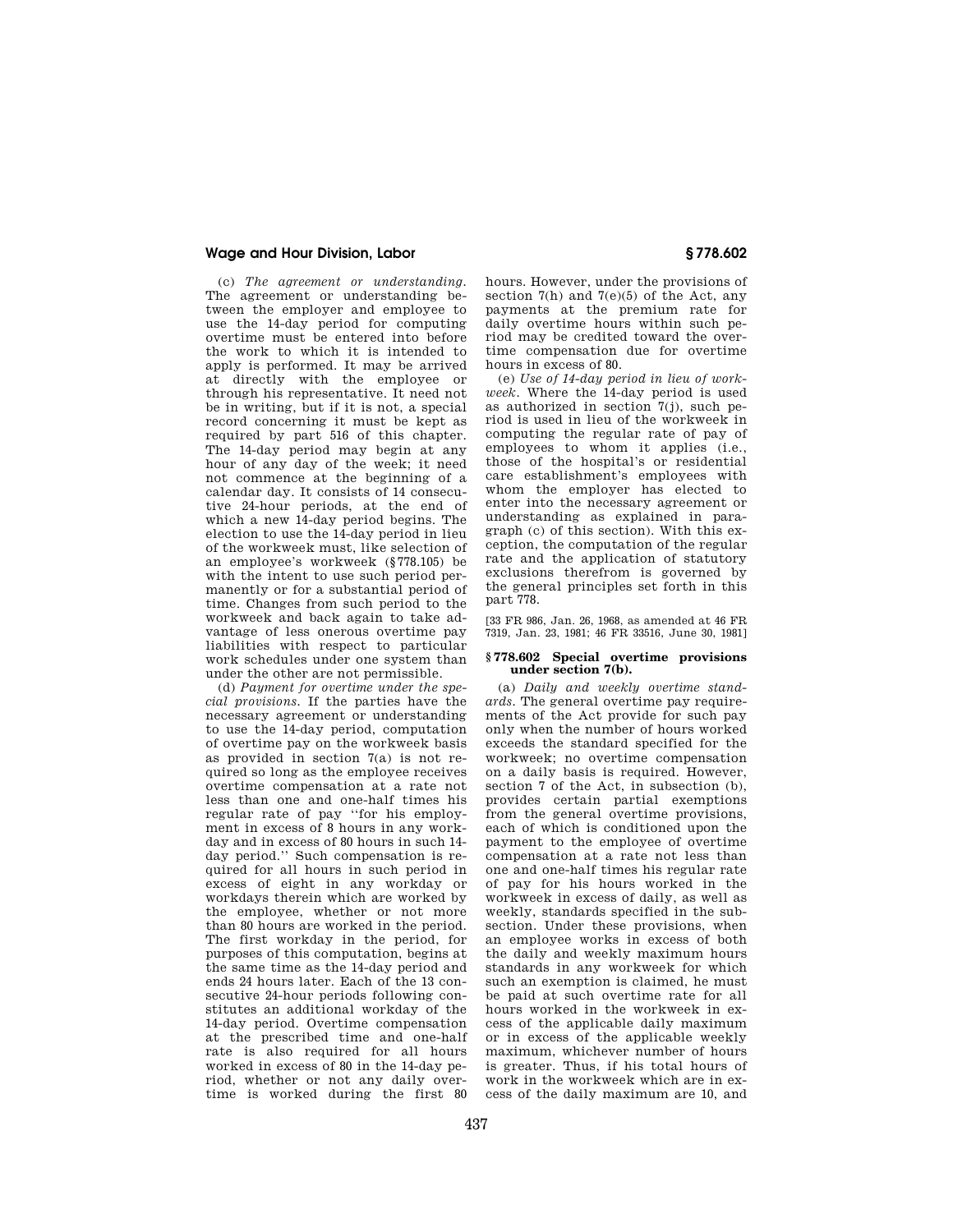(c) *The agreement or understanding.* The agreement or understanding between the employer and employee to use the 14-day period for computing overtime must be entered into before the work to which it is intended to apply is performed. It may be arrived at directly with the employee or through his representative. It need not be in writing, but if it is not, a special record concerning it must be kept as required by part 516 of this chapter. The 14-day period may begin at any hour of any day of the week; it need not commence at the beginning of a calendar day. It consists of 14 consecutive 24-hour periods, at the end of which a new 14-day period begins. The election to use the 14-day period in lieu of the workweek must, like selection of an employee's workweek (§778.105) be with the intent to use such period permanently or for a substantial period of time. Changes from such period to the workweek and back again to take advantage of less onerous overtime pay liabilities with respect to particular work schedules under one system than under the other are not permissible.

(d) *Payment for overtime under the special provisions.* If the parties have the necessary agreement or understanding to use the 14-day period, computation of overtime pay on the workweek basis as provided in section 7(a) is not required so long as the employee receives overtime compensation at a rate not less than one and one-half times his regular rate of pay "for his employment in excess of 8 hours in any workday and in excess of 80 hours in such 14-day period." Such compensation is required for all hours in such period in excess of eight in any workday or workdays therein which are worked by the employee, whether or not more than 80 hours are worked in the period. The first workday in the period, for purposes of this computation, begins at the same time as the 14-day period and ends 24 hours later. Each of the 13 consecutive 24-hour periods following constitutes an additional workday of the 14-day period. Overtime compensation at the prescribed time and one-half rate is also required for all hours worked in excess of 80 in the 14-day period, whether or not any daily overtime is worked during the first 80 hours. However, under the provisions of section 7(h) and 7(e)(5) of the Act, any payments at the premium rate for daily overtime hours within such period may be credited toward the overtime compensation due for overtime hours in excess of 80.

(e) *Use of 14-day period in lieu of workweek.* Where the 14-day period is used as authorized in section 7(j), such period is used in lieu of the workweek in computing the regular rate of pay of employees to whom it applies (i.e., those of the hospital's or residential care establishment's employees with whom the employer has elected to enter into the necessary agreement or understanding as explained in paragraph (c) of this section). With this exception, the computation of the regular rate and the application of statutory exclusions therefrom is governed by the general principles set forth in this part 778.

[33 FR 986, Jan. 26, 1968, as amended at 46 FR 7319, Jan. 23, 1981; 46 FR 33516, June 30, 1981]

### § 778.602 Special overtime provisions under section 7(b).

(a) *Daily and weekly overtime standards.* The general overtime pay requirements of the Act provide for such pay only when the number of hours worked exceeds the standard specified for the workweek; no overtime compensation on a daily basis is required. However, section 7 of the Act, in subsection (b), provides certain partial exemptions from the general overtime provisions, each of which is conditioned upon the payment to the employee of overtime compensation at a rate not less than one and one-half times his regular rate of pay for his hours worked in the workweek in excess of daily, as well as weekly, standards specified in the subsection. Under these provisions, when an employee works in excess of both the daily and weekly maximum hours standards in any workweek for which such an exemption is claimed, he must be paid at such overtime rate for all hours worked in the workweek in excess of the applicable daily maximum or in excess of the applicable weekly maximum, whichever number of hours is greater. Thus, if his total hours of work in the workweek which are in excess of the daily maximum are 10, and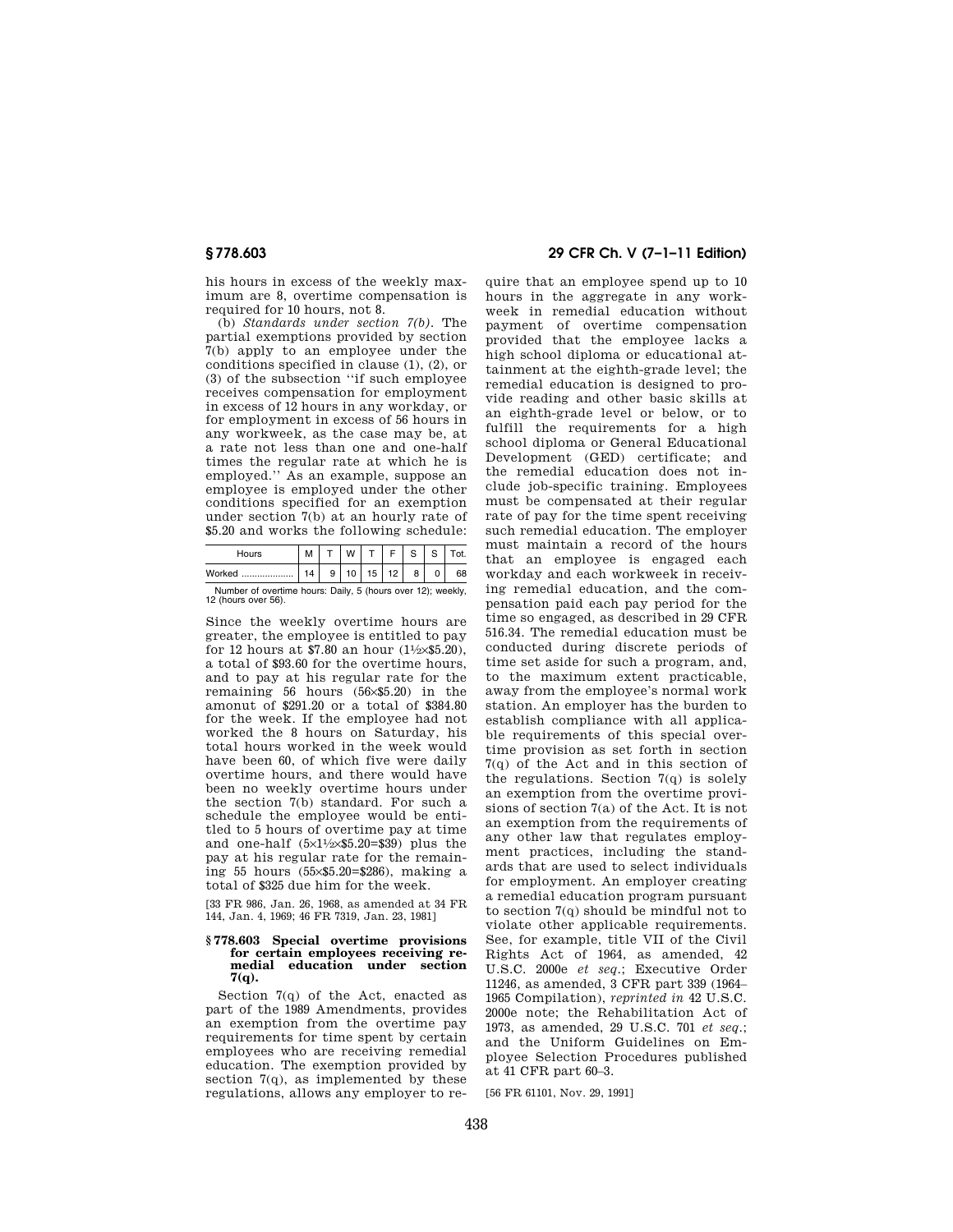his hours in excess of the weekly maximum are 8, overtime compensation is required for 10 hours, not 8.

(b) *Standards under section 7(b).* The partial exemptions provided by section 7(b) apply to an employee under the conditions specified in clause (1), (2), or (3) of the subsection ''if such employee receives compensation for employment in excess of 12 hours in any workday, or for employment in excess of 56 hours in any workweek, as the case may be, at a rate not less than one and one-half times the regular rate at which he is employed.'' As an example, suppose an employee is employed under the other conditions specified for an exemption under section 7(b) at an hourly rate of $5.20 and works the following schedule:

| Hours | M | T | W | T | F | S | S | Tot. |
|---|---|---|---|---|---|---|---|---|
| Worked .................... | 14 | 9 | 10 | 15 | 12 | 8 | 0 | 68 |

Number of overtime hours: Daily, 5 (hours over 12); weekly, 12 (hours over 56).

Since the weekly overtime hours are greater, the employee is entitled to pay for 12 hours at $7.80 an hour (1½×$5.20), a total of $93.60 for the overtime hours, and to pay at his regular rate for the remaining 56 hours (56×$5.20) in the amonut of $291.20 or a total of $384.80 for the week. If the employee had not worked the 8 hours on Saturday, his total hours worked in the week would have been 60, of which five were daily overtime hours, and there would have been no weekly overtime hours under the section 7(b) standard. For such a schedule the employee would be entitled to 5 hours of overtime pay at time and one-half (5×1½×$5.20=$39) plus the pay at his regular rate for the remaining 55 hours (55×$5.20=$286), making a total of $325 due him for the week.

[33 FR 986, Jan. 26, 1968, as amended at 34 FR 144, Jan. 4, 1969; 46 FR 7319, Jan. 23, 1981]

### § 778.603 Special overtime provisions for certain employees receiving remedial education under section 7(q).

Section 7(q) of the Act, enacted as part of the 1989 Amendments, provides an exemption from the overtime pay requirements for time spent by certain employees who are receiving remedial education. The exemption provided by section 7(q), as implemented by these regulations, allows any employer to require that an employee spend up to 10 hours in the aggregate in any workweek in remedial education without payment of overtime compensation provided that the employee lacks a high school diploma or educational attainment at the eighth-grade level; the remedial education is designed to provide reading and other basic skills at an eighth-grade level or below, or to fulfill the requirements for a high school diploma or General Educational Development (GED) certificate; and the remedial education does not include job-specific training. Employees must be compensated at their regular rate of pay for the time spent receiving such remedial education. The employer must maintain a record of the hours that an employee is engaged each workday and each workweek in receiving remedial education, and the compensation paid each pay period for the time so engaged, as described in 29 CFR 516.34. The remedial education must be conducted during discrete periods of time set aside for such a program, and, to the maximum extent practicable, away from the employee's normal work station. An employer has the burden to establish compliance with all applicable requirements of this special overtime provision as set forth in section 7(q) of the Act and in this section of the regulations. Section 7(q) is solely an exemption from the overtime provisions of section 7(a) of the Act. It is not an exemption from the requirements of any other law that regulates employment practices, including the standards that are used to select individuals for employment. An employer creating a remedial education program pursuant to section 7(q) should be mindful not to violate other applicable requirements. See, for example, title VII of the Civil Rights Act of 1964, as amended, 42 U.S.C. 2000e *et seq.*; Executive Order 11246, as amended, 3 CFR part 339 (1964–1965 Compilation), *reprinted in* 42 U.S.C. 2000e note; the Rehabilitation Act of 1973, as amended, 29 U.S.C. 701 *et seq.*; and the Uniform Guidelines on Employee Selection Procedures published at 41 CFR part 60–3.

[56 FR 61101, Nov. 29, 1991]